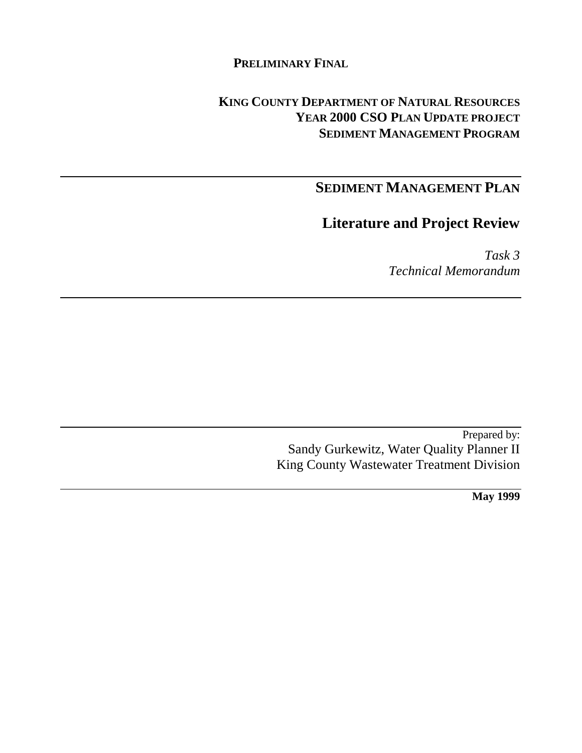**PRELIMINARY FINAL**

**KING COUNTY DEPARTMENT OF NATURAL RESOURCES**
**YEAR 2000 CSO PLAN UPDATE PROJECT**
**SEDIMENT MANAGEMENT PROGRAM**

---

# SEDIMENT MANAGEMENT PLAN

# Literature and Project Review

*Task 3*
*Technical Memorandum*

---

Prepared by:
Sandy Gurkewitz, Water Quality Planner II
King County Wastewater Treatment Division

---

**May 1999**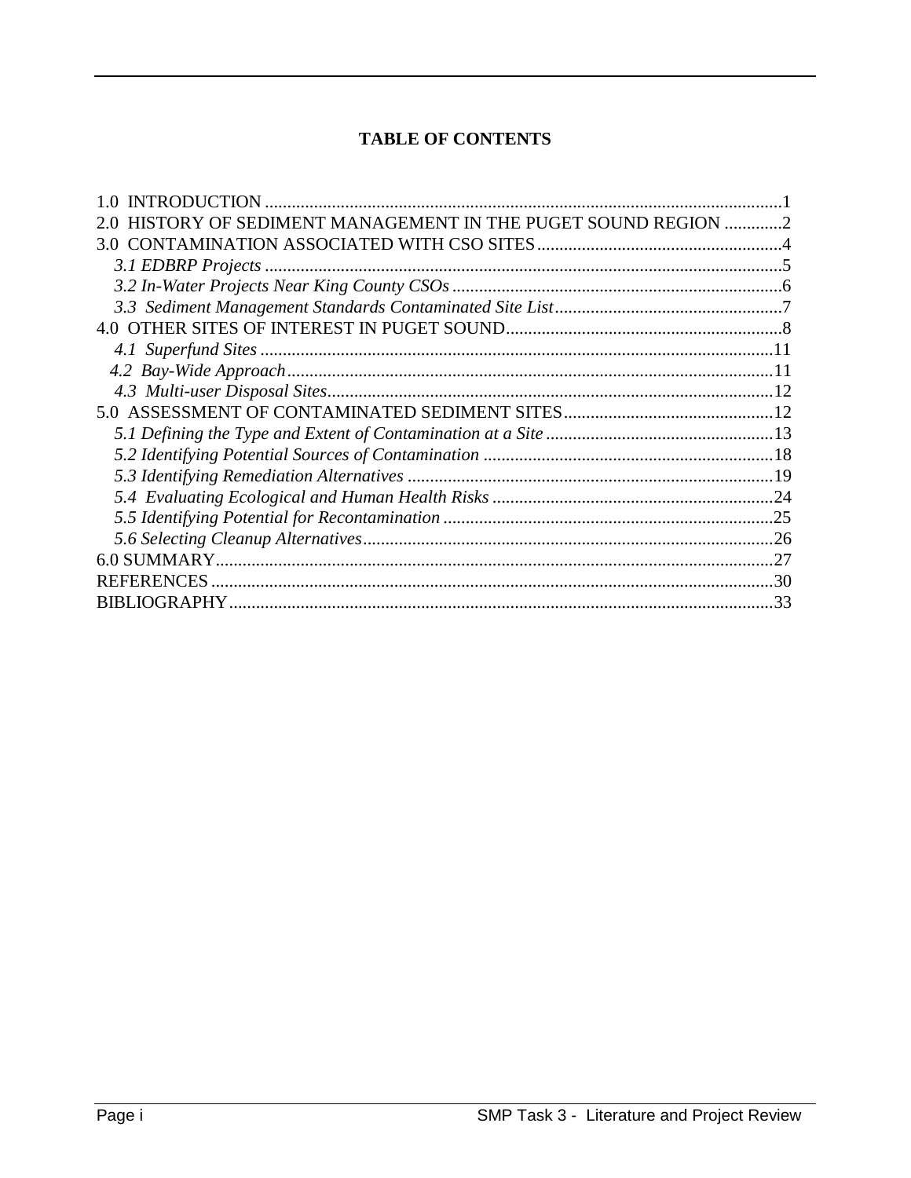# TABLE OF CONTENTS

1.0 INTRODUCTION ....................................................................................................................1
2.0 HISTORY OF SEDIMENT MANAGEMENT IN THE PUGET SOUND REGION .............2
3.0 CONTAMINATION ASSOCIATED WITH CSO SITES.......................................................4
*3.1 EDBRP Projects* ...................................................................................................................5
*3.2 In-Water Projects Near King County CSOs* ...........................................................................6
*3.3 Sediment Management Standards Contaminated Site List*...................................................7
4.0 OTHER SITES OF INTEREST IN PUGET SOUND..............................................................8
*4.1 Superfund Sites* ..................................................................................................................11
*4.2 Bay-Wide Approach*.............................................................................................................11
*4.3 Multi-user Disposal Sites*....................................................................................................12
5.0 ASSESSMENT OF CONTAMINATED SEDIMENT SITES...............................................12
*5.1 Defining the Type and Extent of Contamination at a Site* ...................................................13
*5.2 Identifying Potential Sources of Contamination* .................................................................18
*5.3 Identifying Remediation Alternatives* ..................................................................................19
*5.4 Evaluating Ecological and Human Health Risks* ...............................................................24
*5.5 Identifying Potential for Recontamination* ..........................................................................25
*5.6 Selecting Cleanup Alternatives*............................................................................................26
6.0 SUMMARY.............................................................................................................................27
REFERENCES .............................................................................................................................30
BIBLIOGRAPHY.........................................................................................................................33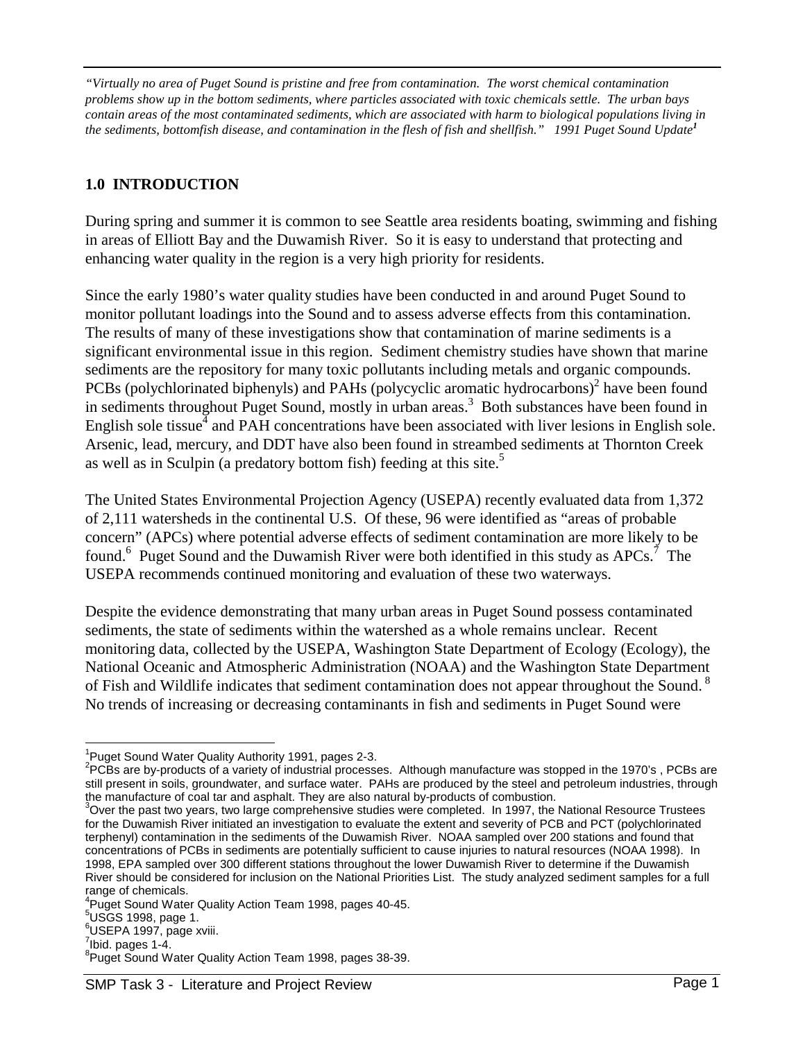*"Virtually no area of Puget Sound is pristine and free from contamination. The worst chemical contamination problems show up in the bottom sediments, where particles associated with toxic chemicals settle. The urban bays contain areas of the most contaminated sediments, which are associated with harm to biological populations living in the sediments, bottomfish disease, and contamination in the flesh of fish and shellfish." 1991 Puget Sound Update*[1]

## 1.0 INTRODUCTION

During spring and summer it is common to see Seattle area residents boating, swimming and fishing in areas of Elliott Bay and the Duwamish River. So it is easy to understand that protecting and enhancing water quality in the region is a very high priority for residents.

Since the early 1980's water quality studies have been conducted in and around Puget Sound to monitor pollutant loadings into the Sound and to assess adverse effects from this contamination. The results of many of these investigations show that contamination of marine sediments is a significant environmental issue in this region. Sediment chemistry studies have shown that marine sediments are the repository for many toxic pollutants including metals and organic compounds. PCBs (polychlorinated biphenyls) and PAHs (polycyclic aromatic hydrocarbons)[2] have been found in sediments throughout Puget Sound, mostly in urban areas.[3] Both substances have been found in English sole tissue[4] and PAH concentrations have been associated with liver lesions in English sole. Arsenic, lead, mercury, and DDT have also been found in streambed sediments at Thornton Creek as well as in Sculpin (a predatory bottom fish) feeding at this site.[5]

The United States Environmental Projection Agency (USEPA) recently evaluated data from 1,372 of 2,111 watersheds in the continental U.S. Of these, 96 were identified as "areas of probable concern" (APCs) where potential adverse effects of sediment contamination are more likely to be found.[6] Puget Sound and the Duwamish River were both identified in this study as APCs.[7] The USEPA recommends continued monitoring and evaluation of these two waterways.

Despite the evidence demonstrating that many urban areas in Puget Sound possess contaminated sediments, the state of sediments within the watershed as a whole remains unclear. Recent monitoring data, collected by the USEPA, Washington State Department of Ecology (Ecology), the National Oceanic and Atmospheric Administration (NOAA) and the Washington State Department of Fish and Wildlife indicates that sediment contamination does not appear throughout the Sound.[8] No trends of increasing or decreasing contaminants in fish and sediments in Puget Sound were

---

[1] Puget Sound Water Quality Authority 1991, pages 2-3.

[2] PCBs are by-products of a variety of industrial processes. Although manufacture was stopped in the 1970's , PCBs are still present in soils, groundwater, and surface water. PAHs are produced by the steel and petroleum industries, through the manufacture of coal tar and asphalt. They are also natural by-products of combustion.

[3] Over the past two years, two large comprehensive studies were completed. In 1997, the National Resource Trustees for the Duwamish River initiated an investigation to evaluate the extent and severity of PCB and PCT (polychlorinated terphenyl) contamination in the sediments of the Duwamish River. NOAA sampled over 200 stations and found that concentrations of PCBs in sediments are potentially sufficient to cause injuries to natural resources (NOAA 1998). In 1998, EPA sampled over 300 different stations throughout the lower Duwamish River to determine if the Duwamish River should be considered for inclusion on the National Priorities List. The study analyzed sediment samples for a full range of chemicals.

[4] Puget Sound Water Quality Action Team 1998, pages 40-45.

[5] USGS 1998, page 1.

[6] USEPA 1997, page xviii.

[7] Ibid. pages 1-4.

[8] Puget Sound Water Quality Action Team 1998, pages 38-39.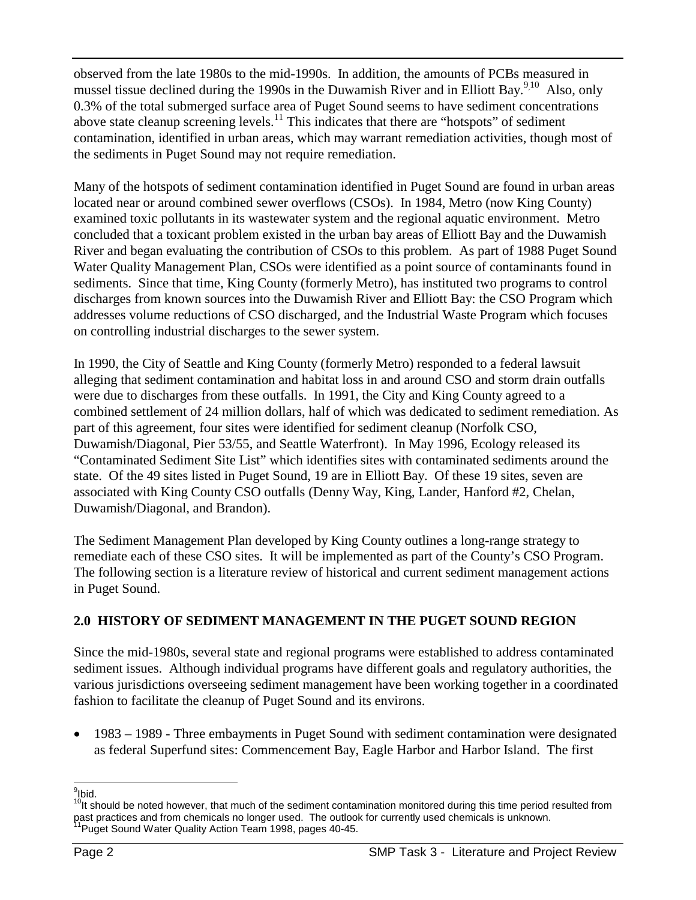observed from the late 1980s to the mid-1990s. In addition, the amounts of PCBs measured in mussel tissue declined during the 1990s in the Duwamish River and in Elliott Bay.[9,10] Also, only 0.3% of the total submerged surface area of Puget Sound seems to have sediment concentrations above state cleanup screening levels.[11] This indicates that there are "hotspots" of sediment contamination, identified in urban areas, which may warrant remediation activities, though most of the sediments in Puget Sound may not require remediation.

Many of the hotspots of sediment contamination identified in Puget Sound are found in urban areas located near or around combined sewer overflows (CSOs). In 1984, Metro (now King County) examined toxic pollutants in its wastewater system and the regional aquatic environment. Metro concluded that a toxicant problem existed in the urban bay areas of Elliott Bay and the Duwamish River and began evaluating the contribution of CSOs to this problem. As part of 1988 Puget Sound Water Quality Management Plan, CSOs were identified as a point source of contaminants found in sediments. Since that time, King County (formerly Metro), has instituted two programs to control discharges from known sources into the Duwamish River and Elliott Bay: the CSO Program which addresses volume reductions of CSO discharged, and the Industrial Waste Program which focuses on controlling industrial discharges to the sewer system.

In 1990, the City of Seattle and King County (formerly Metro) responded to a federal lawsuit alleging that sediment contamination and habitat loss in and around CSO and storm drain outfalls were due to discharges from these outfalls. In 1991, the City and King County agreed to a combined settlement of 24 million dollars, half of which was dedicated to sediment remediation. As part of this agreement, four sites were identified for sediment cleanup (Norfolk CSO, Duwamish/Diagonal, Pier 53/55, and Seattle Waterfront). In May 1996, Ecology released its "Contaminated Sediment Site List" which identifies sites with contaminated sediments around the state. Of the 49 sites listed in Puget Sound, 19 are in Elliott Bay. Of these 19 sites, seven are associated with King County CSO outfalls (Denny Way, King, Lander, Hanford #2, Chelan, Duwamish/Diagonal, and Brandon).

The Sediment Management Plan developed by King County outlines a long-range strategy to remediate each of these CSO sites. It will be implemented as part of the County's CSO Program. The following section is a literature review of historical and current sediment management actions in Puget Sound.

## 2.0 HISTORY OF SEDIMENT MANAGEMENT IN THE PUGET SOUND REGION

Since the mid-1980s, several state and regional programs were established to address contaminated sediment issues. Although individual programs have different goals and regulatory authorities, the various jurisdictions overseeing sediment management have been working together in a coordinated fashion to facilitate the cleanup of Puget Sound and its environs.

- 1983 – 1989 - Three embayments in Puget Sound with sediment contamination were designated as federal Superfund sites: Commencement Bay, Eagle Harbor and Harbor Island. The first

[9] Ibid.
[10] It should be noted however, that much of the sediment contamination monitored during this time period resulted from past practices and from chemicals no longer used. The outlook for currently used chemicals is unknown.
[11] Puget Sound Water Quality Action Team 1998, pages 40-45.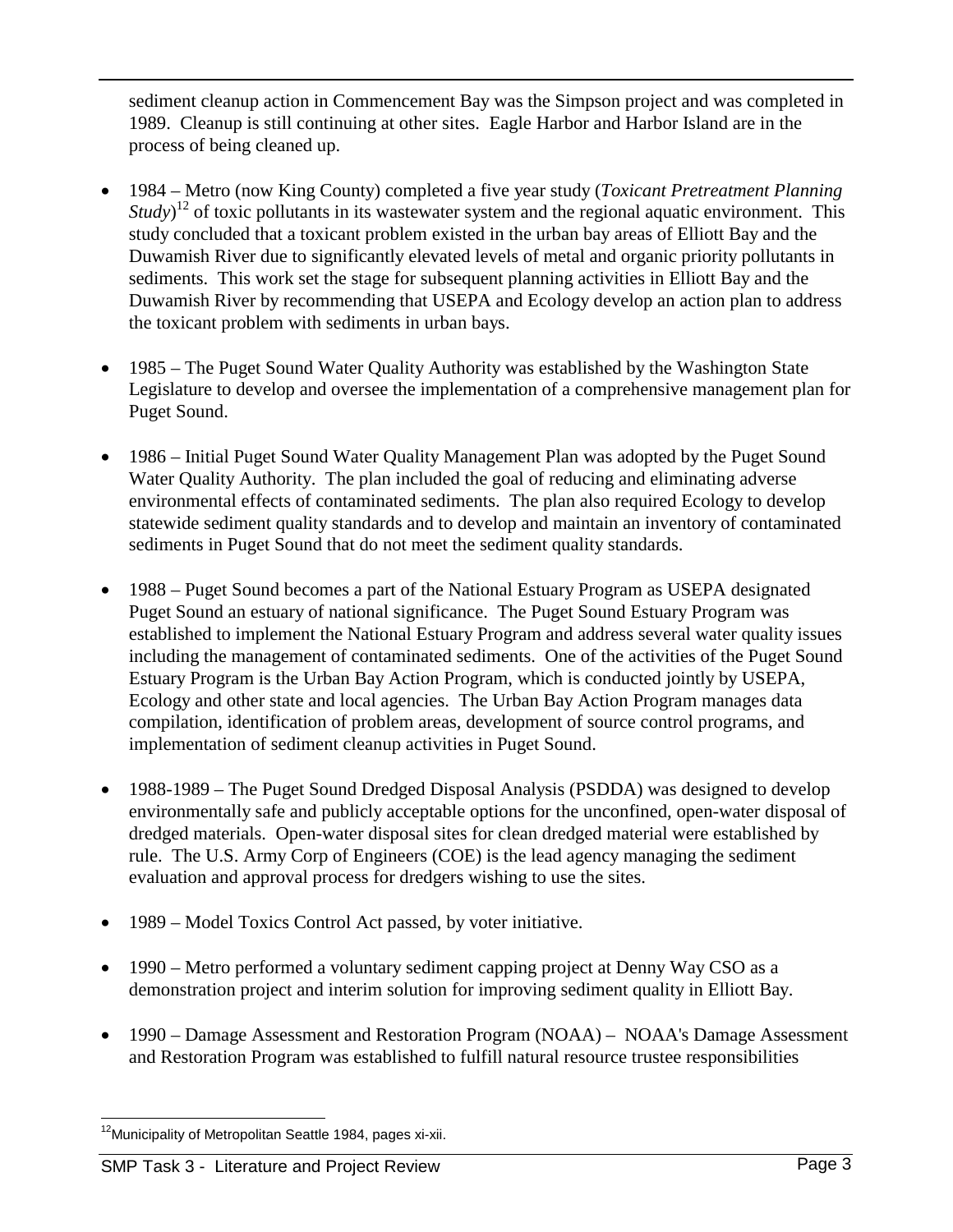sediment cleanup action in Commencement Bay was the Simpson project and was completed in 1989. Cleanup is still continuing at other sites. Eagle Harbor and Harbor Island are in the process of being cleaned up.

- 1984 – Metro (now King County) completed a five year study (*Toxicant Pretreatment Planning Study*)[12] of toxic pollutants in its wastewater system and the regional aquatic environment. This study concluded that a toxicant problem existed in the urban bay areas of Elliott Bay and the Duwamish River due to significantly elevated levels of metal and organic priority pollutants in sediments. This work set the stage for subsequent planning activities in Elliott Bay and the Duwamish River by recommending that USEPA and Ecology develop an action plan to address the toxicant problem with sediments in urban bays.

- 1985 – The Puget Sound Water Quality Authority was established by the Washington State Legislature to develop and oversee the implementation of a comprehensive management plan for Puget Sound.

- 1986 – Initial Puget Sound Water Quality Management Plan was adopted by the Puget Sound Water Quality Authority. The plan included the goal of reducing and eliminating adverse environmental effects of contaminated sediments. The plan also required Ecology to develop statewide sediment quality standards and to develop and maintain an inventory of contaminated sediments in Puget Sound that do not meet the sediment quality standards.

- 1988 – Puget Sound becomes a part of the National Estuary Program as USEPA designated Puget Sound an estuary of national significance. The Puget Sound Estuary Program was established to implement the National Estuary Program and address several water quality issues including the management of contaminated sediments. One of the activities of the Puget Sound Estuary Program is the Urban Bay Action Program, which is conducted jointly by USEPA, Ecology and other state and local agencies. The Urban Bay Action Program manages data compilation, identification of problem areas, development of source control programs, and implementation of sediment cleanup activities in Puget Sound.

- 1988-1989 – The Puget Sound Dredged Disposal Analysis (PSDDA) was designed to develop environmentally safe and publicly acceptable options for the unconfined, open-water disposal of dredged materials. Open-water disposal sites for clean dredged material were established by rule. The U.S. Army Corp of Engineers (COE) is the lead agency managing the sediment evaluation and approval process for dredgers wishing to use the sites.

- 1989 – Model Toxics Control Act passed, by voter initiative.

- 1990 – Metro performed a voluntary sediment capping project at Denny Way CSO as a demonstration project and interim solution for improving sediment quality in Elliott Bay.

- 1990 – Damage Assessment and Restoration Program (NOAA) – NOAA's Damage Assessment and Restoration Program was established to fulfill natural resource trustee responsibilities

[12] Municipality of Metropolitan Seattle 1984, pages xi-xii.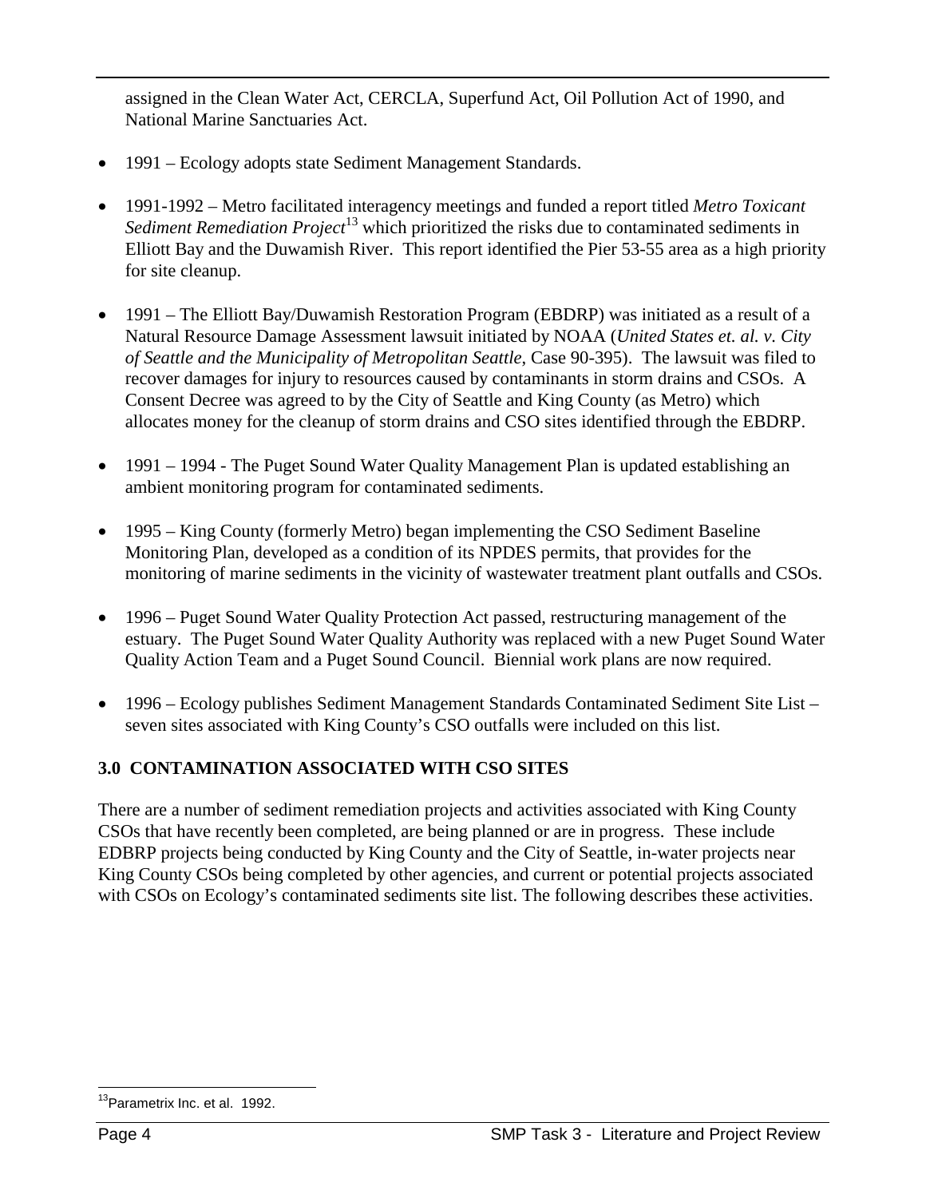assigned in the Clean Water Act, CERCLA, Superfund Act, Oil Pollution Act of 1990, and National Marine Sanctuaries Act.

- 1991 – Ecology adopts state Sediment Management Standards.

- 1991-1992 – Metro facilitated interagency meetings and funded a report titled *Metro Toxicant Sediment Remediation Project*[13] which prioritized the risks due to contaminated sediments in Elliott Bay and the Duwamish River. This report identified the Pier 53-55 area as a high priority for site cleanup.

- 1991 – The Elliott Bay/Duwamish Restoration Program (EBDRP) was initiated as a result of a Natural Resource Damage Assessment lawsuit initiated by NOAA (*United States et. al. v. City of Seattle and the Municipality of Metropolitan Seattle*, Case 90-395). The lawsuit was filed to recover damages for injury to resources caused by contaminants in storm drains and CSOs. A Consent Decree was agreed to by the City of Seattle and King County (as Metro) which allocates money for the cleanup of storm drains and CSO sites identified through the EBDRP.

- 1991 – 1994 - The Puget Sound Water Quality Management Plan is updated establishing an ambient monitoring program for contaminated sediments.

- 1995 – King County (formerly Metro) began implementing the CSO Sediment Baseline Monitoring Plan, developed as a condition of its NPDES permits, that provides for the monitoring of marine sediments in the vicinity of wastewater treatment plant outfalls and CSOs.

- 1996 – Puget Sound Water Quality Protection Act passed, restructuring management of the estuary. The Puget Sound Water Quality Authority was replaced with a new Puget Sound Water Quality Action Team and a Puget Sound Council. Biennial work plans are now required.

- 1996 – Ecology publishes Sediment Management Standards Contaminated Sediment Site List – seven sites associated with King County's CSO outfalls were included on this list.

## 3.0 CONTAMINATION ASSOCIATED WITH CSO SITES

There are a number of sediment remediation projects and activities associated with King County CSOs that have recently been completed, are being planned or are in progress. These include EDBRP projects being conducted by King County and the City of Seattle, in-water projects near King County CSOs being completed by other agencies, and current or potential projects associated with CSOs on Ecology's contaminated sediments site list. The following describes these activities.

[13] Parametrix Inc. et al. 1992.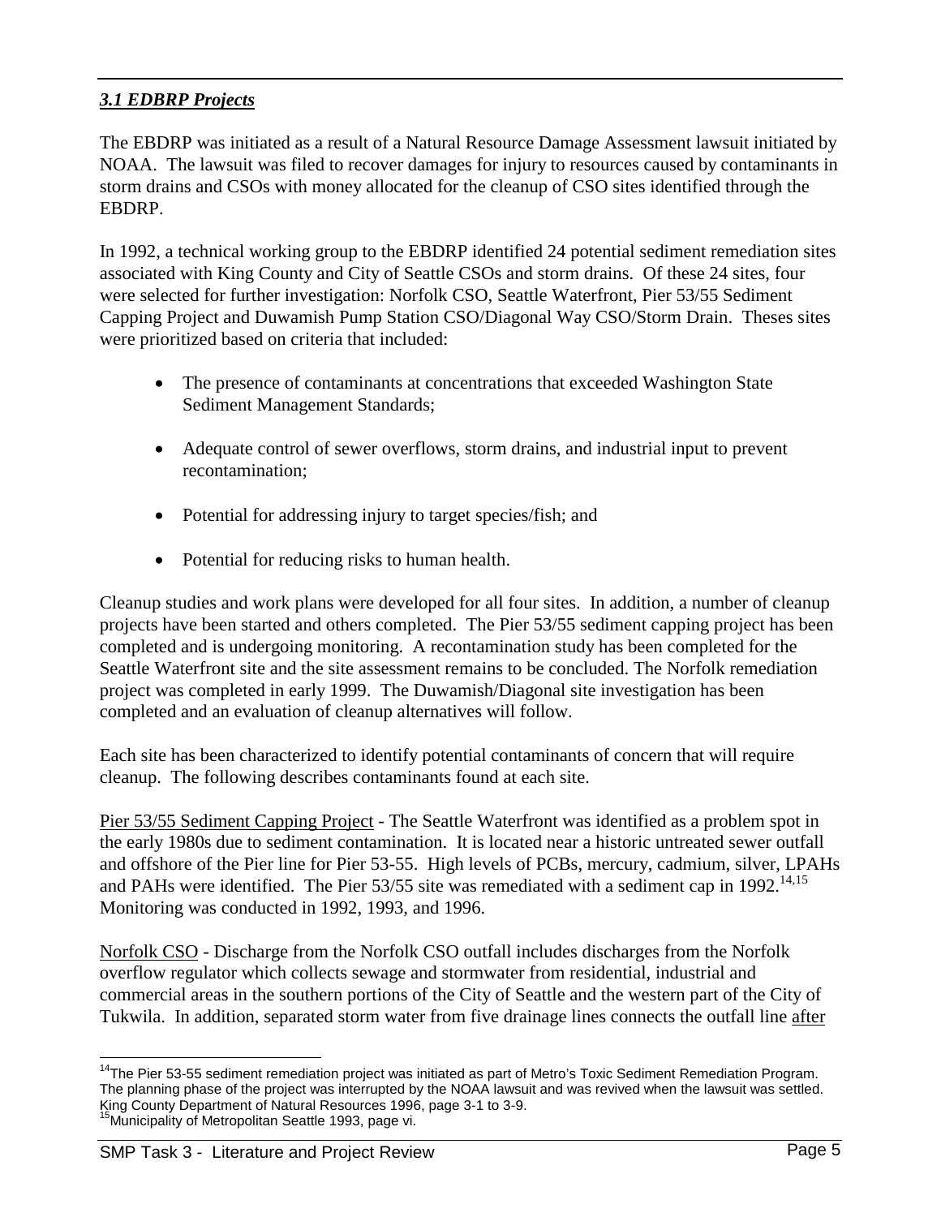### *3.1 EDBRP Projects*

The EBDRP was initiated as a result of a Natural Resource Damage Assessment lawsuit initiated by NOAA. The lawsuit was filed to recover damages for injury to resources caused by contaminants in storm drains and CSOs with money allocated for the cleanup of CSO sites identified through the EBDRP.

In 1992, a technical working group to the EBDRP identified 24 potential sediment remediation sites associated with King County and City of Seattle CSOs and storm drains. Of these 24 sites, four were selected for further investigation: Norfolk CSO, Seattle Waterfront, Pier 53/55 Sediment Capping Project and Duwamish Pump Station CSO/Diagonal Way CSO/Storm Drain. Theses sites were prioritized based on criteria that included:

- The presence of contaminants at concentrations that exceeded Washington State Sediment Management Standards;
- Adequate control of sewer overflows, storm drains, and industrial input to prevent recontamination;
- Potential for addressing injury to target species/fish; and
- Potential for reducing risks to human health.

Cleanup studies and work plans were developed for all four sites. In addition, a number of cleanup projects have been started and others completed. The Pier 53/55 sediment capping project has been completed and is undergoing monitoring. A recontamination study has been completed for the Seattle Waterfront site and the site assessment remains to be concluded. The Norfolk remediation project was completed in early 1999. The Duwamish/Diagonal site investigation has been completed and an evaluation of cleanup alternatives will follow.

Each site has been characterized to identify potential contaminants of concern that will require cleanup. The following describes contaminants found at each site.

<u>Pier 53/55 Sediment Capping Project</u> - The Seattle Waterfront was identified as a problem spot in the early 1980s due to sediment contamination. It is located near a historic untreated sewer outfall and offshore of the Pier line for Pier 53-55. High levels of PCBs, mercury, cadmium, silver, LPAHs and PAHs were identified. The Pier 53/55 site was remediated with a sediment cap in 1992.[14,15] Monitoring was conducted in 1992, 1993, and 1996.

<u>Norfolk CSO</u> - Discharge from the Norfolk CSO outfall includes discharges from the Norfolk overflow regulator which collects sewage and stormwater from residential, industrial and commercial areas in the southern portions of the City of Seattle and the western part of the City of Tukwila. In addition, separated storm water from five drainage lines connects the outfall line <u>after</u>

---

[14] The Pier 53-55 sediment remediation project was initiated as part of Metro's Toxic Sediment Remediation Program. The planning phase of the project was interrupted by the NOAA lawsuit and was revived when the lawsuit was settled. King County Department of Natural Resources 1996, page 3-1 to 3-9.

[15] Municipality of Metropolitan Seattle 1993, page vi.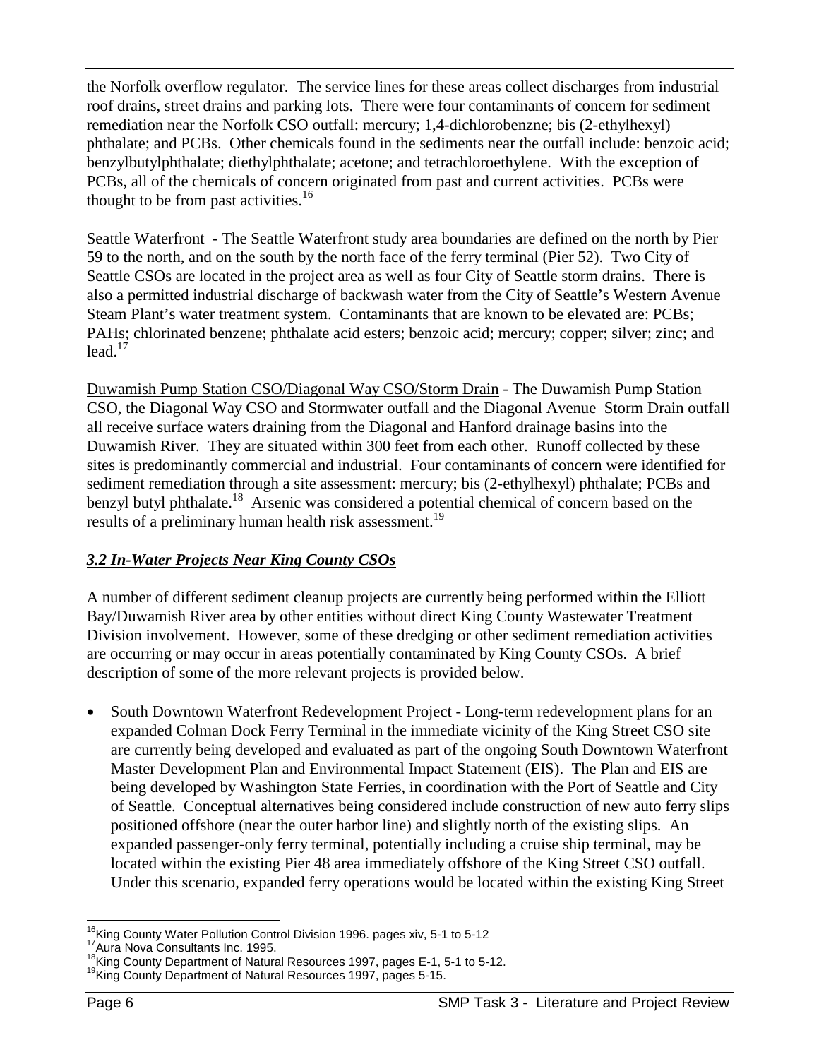the Norfolk overflow regulator. The service lines for these areas collect discharges from industrial roof drains, street drains and parking lots. There were four contaminants of concern for sediment remediation near the Norfolk CSO outfall: mercury; 1,4-dichlorobenzne; bis (2-ethylhexyl) phthalate; and PCBs. Other chemicals found in the sediments near the outfall include: benzoic acid; benzylbutylphthalate; diethylphthalate; acetone; and tetrachloroethylene. With the exception of PCBs, all of the chemicals of concern originated from past and current activities. PCBs were thought to be from past activities.[16]

Seattle Waterfront - The Seattle Waterfront study area boundaries are defined on the north by Pier 59 to the north, and on the south by the north face of the ferry terminal (Pier 52). Two City of Seattle CSOs are located in the project area as well as four City of Seattle storm drains. There is also a permitted industrial discharge of backwash water from the City of Seattle's Western Avenue Steam Plant's water treatment system. Contaminants that are known to be elevated are: PCBs; PAHs; chlorinated benzene; phthalate acid esters; benzoic acid; mercury; copper; silver; zinc; and lead.[17]

Duwamish Pump Station CSO/Diagonal Way CSO/Storm Drain - The Duwamish Pump Station CSO, the Diagonal Way CSO and Stormwater outfall and the Diagonal Avenue Storm Drain outfall all receive surface waters draining from the Diagonal and Hanford drainage basins into the Duwamish River. They are situated within 300 feet from each other. Runoff collected by these sites is predominantly commercial and industrial. Four contaminants of concern were identified for sediment remediation through a site assessment: mercury; bis (2-ethylhexyl) phthalate; PCBs and benzyl butyl phthalate.[18] Arsenic was considered a potential chemical of concern based on the results of a preliminary human health risk assessment.[19]

### *3.2 In-Water Projects Near King County CSOs*

A number of different sediment cleanup projects are currently being performed within the Elliott Bay/Duwamish River area by other entities without direct King County Wastewater Treatment Division involvement. However, some of these dredging or other sediment remediation activities are occurring or may occur in areas potentially contaminated by King County CSOs. A brief description of some of the more relevant projects is provided below.

- South Downtown Waterfront Redevelopment Project - Long-term redevelopment plans for an expanded Colman Dock Ferry Terminal in the immediate vicinity of the King Street CSO site are currently being developed and evaluated as part of the ongoing South Downtown Waterfront Master Development Plan and Environmental Impact Statement (EIS). The Plan and EIS are being developed by Washington State Ferries, in coordination with the Port of Seattle and City of Seattle. Conceptual alternatives being considered include construction of new auto ferry slips positioned offshore (near the outer harbor line) and slightly north of the existing slips. An expanded passenger-only ferry terminal, potentially including a cruise ship terminal, may be located within the existing Pier 48 area immediately offshore of the King Street CSO outfall. Under this scenario, expanded ferry operations would be located within the existing King Street

[16] King County Water Pollution Control Division 1996. pages xiv, 5-1 to 5-12
[17] Aura Nova Consultants Inc. 1995.
[18] King County Department of Natural Resources 1997, pages E-1, 5-1 to 5-12.
[19] King County Department of Natural Resources 1997, pages 5-15.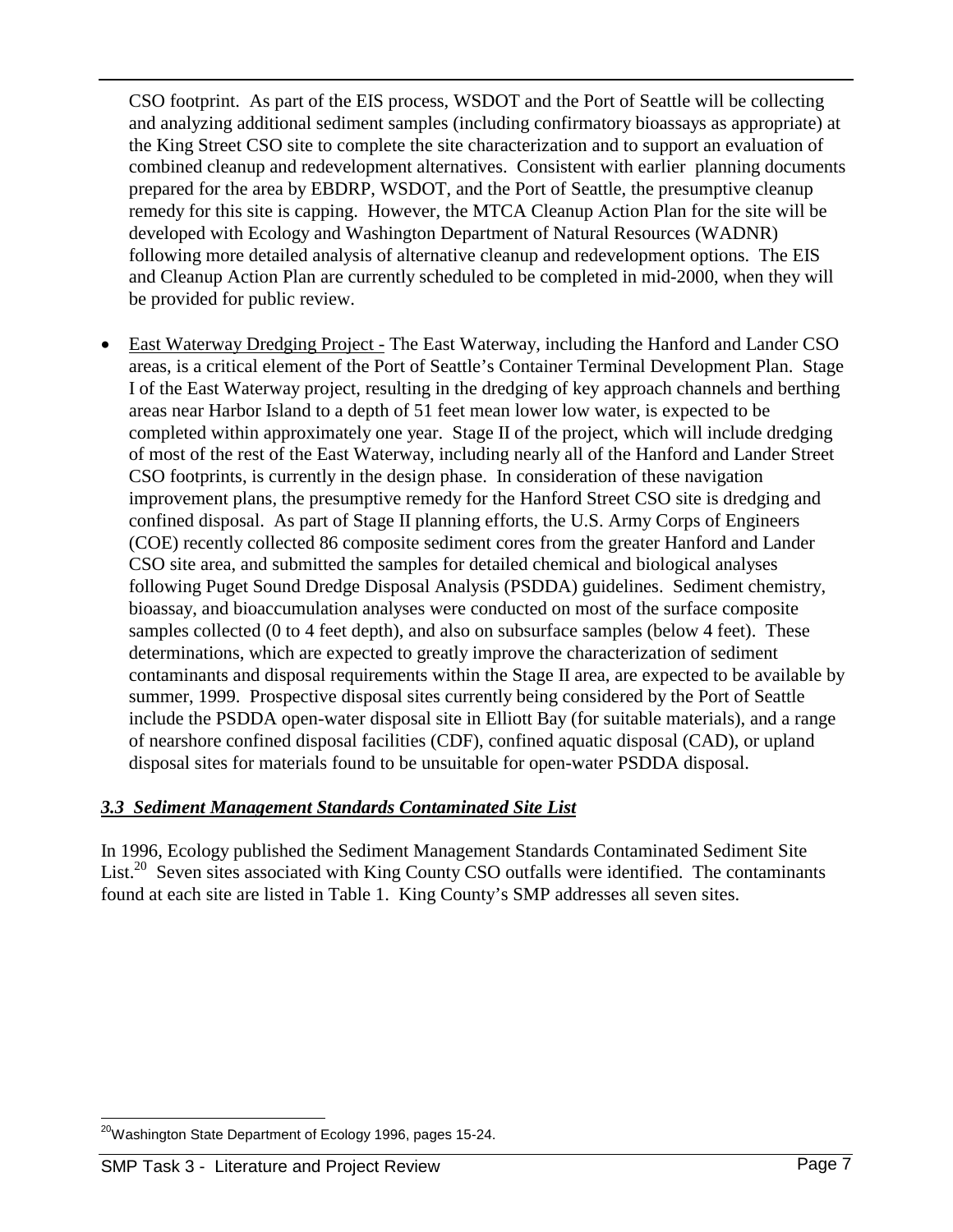CSO footprint. As part of the EIS process, WSDOT and the Port of Seattle will be collecting and analyzing additional sediment samples (including confirmatory bioassays as appropriate) at the King Street CSO site to complete the site characterization and to support an evaluation of combined cleanup and redevelopment alternatives. Consistent with earlier planning documents prepared for the area by EBDRP, WSDOT, and the Port of Seattle, the presumptive cleanup remedy for this site is capping. However, the MTCA Cleanup Action Plan for the site will be developed with Ecology and Washington Department of Natural Resources (WADNR) following more detailed analysis of alternative cleanup and redevelopment options. The EIS and Cleanup Action Plan are currently scheduled to be completed in mid-2000, when they will be provided for public review.

- East Waterway Dredging Project - The East Waterway, including the Hanford and Lander CSO areas, is a critical element of the Port of Seattle's Container Terminal Development Plan. Stage I of the East Waterway project, resulting in the dredging of key approach channels and berthing areas near Harbor Island to a depth of 51 feet mean lower low water, is expected to be completed within approximately one year. Stage II of the project, which will include dredging of most of the rest of the East Waterway, including nearly all of the Hanford and Lander Street CSO footprints, is currently in the design phase. In consideration of these navigation improvement plans, the presumptive remedy for the Hanford Street CSO site is dredging and confined disposal. As part of Stage II planning efforts, the U.S. Army Corps of Engineers (COE) recently collected 86 composite sediment cores from the greater Hanford and Lander CSO site area, and submitted the samples for detailed chemical and biological analyses following Puget Sound Dredge Disposal Analysis (PSDDA) guidelines. Sediment chemistry, bioassay, and bioaccumulation analyses were conducted on most of the surface composite samples collected (0 to 4 feet depth), and also on subsurface samples (below 4 feet). These determinations, which are expected to greatly improve the characterization of sediment contaminants and disposal requirements within the Stage II area, are expected to be available by summer, 1999. Prospective disposal sites currently being considered by the Port of Seattle include the PSDDA open-water disposal site in Elliott Bay (for suitable materials), and a range of nearshore confined disposal facilities (CDF), confined aquatic disposal (CAD), or upland disposal sites for materials found to be unsuitable for open-water PSDDA disposal.

### *3.3 Sediment Management Standards Contaminated Site List*

In 1996, Ecology published the Sediment Management Standards Contaminated Sediment Site List.[20] Seven sites associated with King County CSO outfalls were identified. The contaminants found at each site are listed in Table 1. King County's SMP addresses all seven sites.

[20] Washington State Department of Ecology 1996, pages 15-24.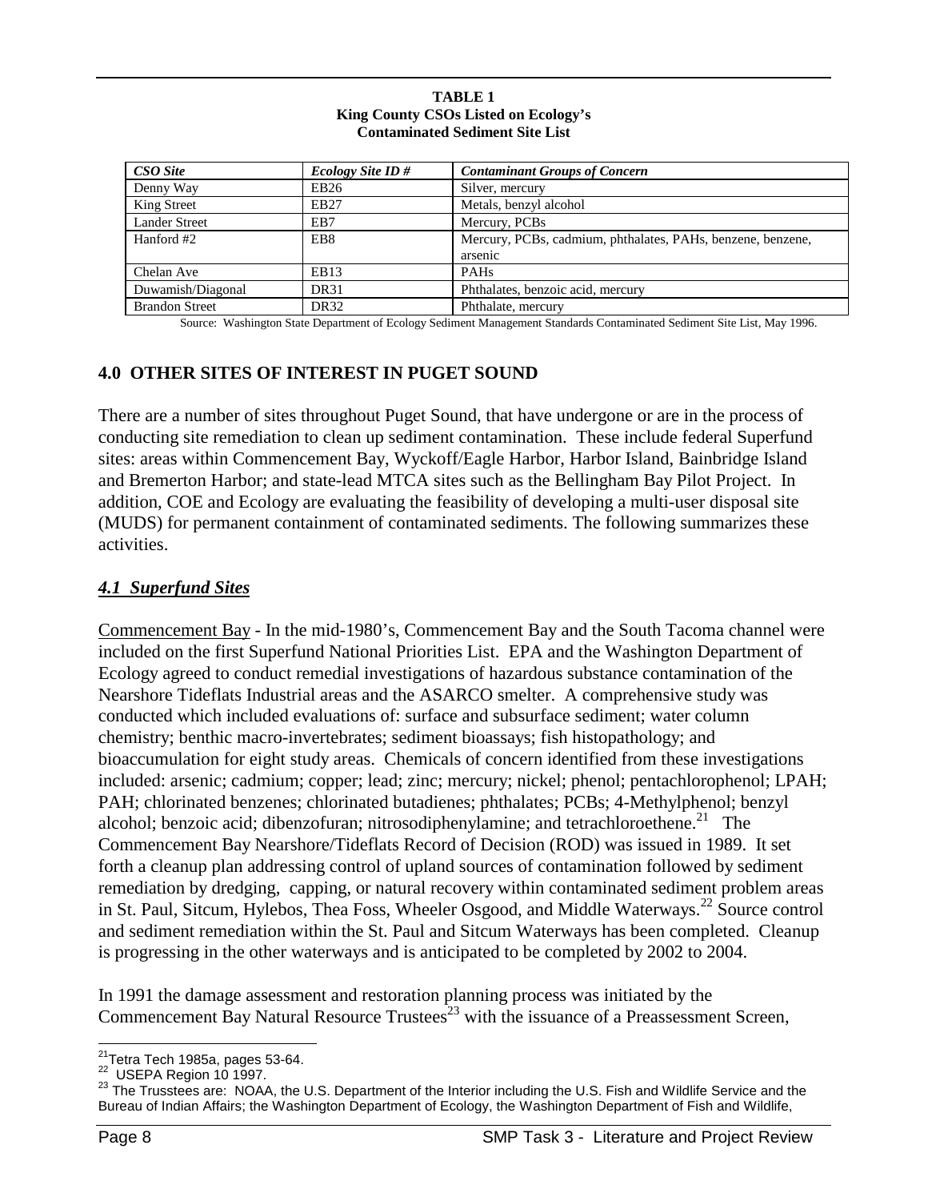**TABLE 1**
**King County CSOs Listed on Ecology's Contaminated Sediment Site List**

| *CSO Site* | *Ecology Site ID #* | *Contaminant Groups of Concern* |
|---|---|---|
| Denny Way | EB26 | Silver, mercury |
| King Street | EB27 | Metals, benzyl alcohol |
| Lander Street | EB7 | Mercury, PCBs |
| Hanford #2 | EB8 | Mercury, PCBs, cadmium, phthalates, PAHs, benzene, benzene, arsenic |
| Chelan Ave | EB13 | PAHs |
| Duwamish/Diagonal | DR31 | Phthalates, benzoic acid, mercury |
| Brandon Street | DR32 | Phthalate, mercury |

Source: Washington State Department of Ecology Sediment Management Standards Contaminated Sediment Site List, May 1996.

## 4.0 OTHER SITES OF INTEREST IN PUGET SOUND

There are a number of sites throughout Puget Sound, that have undergone or are in the process of conducting site remediation to clean up sediment contamination. These include federal Superfund sites: areas within Commencement Bay, Wyckoff/Eagle Harbor, Harbor Island, Bainbridge Island and Bremerton Harbor; and state-lead MTCA sites such as the Bellingham Bay Pilot Project. In addition, COE and Ecology are evaluating the feasibility of developing a multi-user disposal site (MUDS) for permanent containment of contaminated sediments. The following summarizes these activities.

### *4.1 Superfund Sites*

Commencement Bay - In the mid-1980's, Commencement Bay and the South Tacoma channel were included on the first Superfund National Priorities List. EPA and the Washington Department of Ecology agreed to conduct remedial investigations of hazardous substance contamination of the Nearshore Tideflats Industrial areas and the ASARCO smelter. A comprehensive study was conducted which included evaluations of: surface and subsurface sediment; water column chemistry; benthic macro-invertebrates; sediment bioassays; fish histopathology; and bioaccumulation for eight study areas. Chemicals of concern identified from these investigations included: arsenic; cadmium; copper; lead; zinc; mercury; nickel; phenol; pentachlorophenol; LPAH; PAH; chlorinated benzenes; chlorinated butadienes; phthalates; PCBs; 4-Methylphenol; benzyl alcohol; benzoic acid; dibenzofuran; nitrosodiphenylamine; and tetrachloroethene.[21] The Commencement Bay Nearshore/Tideflats Record of Decision (ROD) was issued in 1989. It set forth a cleanup plan addressing control of upland sources of contamination followed by sediment remediation by dredging, capping, or natural recovery within contaminated sediment problem areas in St. Paul, Sitcum, Hylebos, Thea Foss, Wheeler Osgood, and Middle Waterways.[22] Source control and sediment remediation within the St. Paul and Sitcum Waterways has been completed. Cleanup is progressing in the other waterways and is anticipated to be completed by 2002 to 2004.

In 1991 the damage assessment and restoration planning process was initiated by the Commencement Bay Natural Resource Trustees[23] with the issuance of a Preassessment Screen,

[21] Tetra Tech 1985a, pages 53-64.
[22] USEPA Region 10 1997.
[23] The Trusstees are: NOAA, the U.S. Department of the Interior including the U.S. Fish and Wildlife Service and the Bureau of Indian Affairs; the Washington Department of Ecology, the Washington Department of Fish and Wildlife,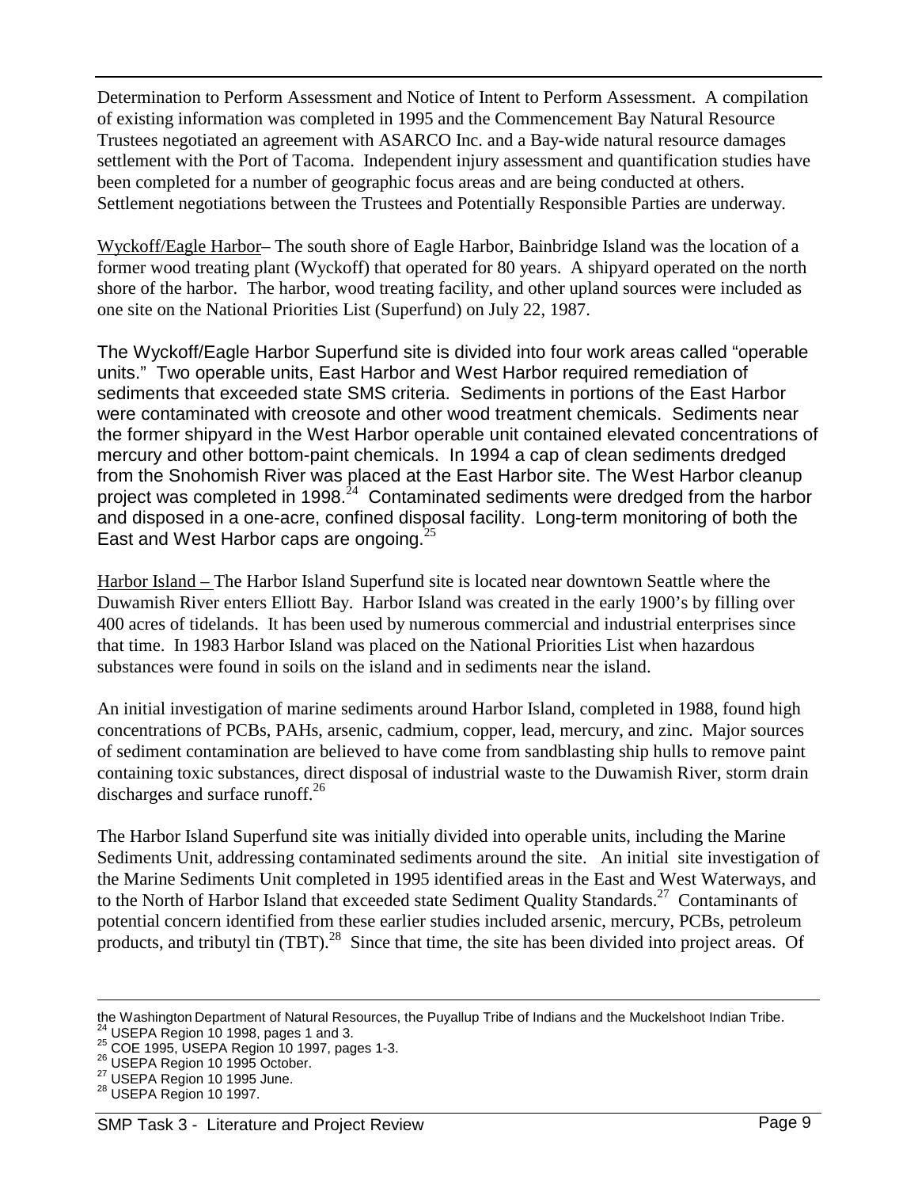Determination to Perform Assessment and Notice of Intent to Perform Assessment. A compilation of existing information was completed in 1995 and the Commencement Bay Natural Resource Trustees negotiated an agreement with ASARCO Inc. and a Bay-wide natural resource damages settlement with the Port of Tacoma. Independent injury assessment and quantification studies have been completed for a number of geographic focus areas and are being conducted at others. Settlement negotiations between the Trustees and Potentially Responsible Parties are underway.

Wyckoff/Eagle Harbor– The south shore of Eagle Harbor, Bainbridge Island was the location of a former wood treating plant (Wyckoff) that operated for 80 years. A shipyard operated on the north shore of the harbor. The harbor, wood treating facility, and other upland sources were included as one site on the National Priorities List (Superfund) on July 22, 1987.

The Wyckoff/Eagle Harbor Superfund site is divided into four work areas called "operable units." Two operable units, East Harbor and West Harbor required remediation of sediments that exceeded state SMS criteria. Sediments in portions of the East Harbor were contaminated with creosote and other wood treatment chemicals. Sediments near the former shipyard in the West Harbor operable unit contained elevated concentrations of mercury and other bottom-paint chemicals. In 1994 a cap of clean sediments dredged from the Snohomish River was placed at the East Harbor site. The West Harbor cleanup project was completed in 1998.[24] Contaminated sediments were dredged from the harbor and disposed in a one-acre, confined disposal facility. Long-term monitoring of both the East and West Harbor caps are ongoing.[25]

Harbor Island – The Harbor Island Superfund site is located near downtown Seattle where the Duwamish River enters Elliott Bay. Harbor Island was created in the early 1900's by filling over 400 acres of tidelands. It has been used by numerous commercial and industrial enterprises since that time. In 1983 Harbor Island was placed on the National Priorities List when hazardous substances were found in soils on the island and in sediments near the island.

An initial investigation of marine sediments around Harbor Island, completed in 1988, found high concentrations of PCBs, PAHs, arsenic, cadmium, copper, lead, mercury, and zinc. Major sources of sediment contamination are believed to have come from sandblasting ship hulls to remove paint containing toxic substances, direct disposal of industrial waste to the Duwamish River, storm drain discharges and surface runoff.[26]

The Harbor Island Superfund site was initially divided into operable units, including the Marine Sediments Unit, addressing contaminated sediments around the site. An initial site investigation of the Marine Sediments Unit completed in 1995 identified areas in the East and West Waterways, and to the North of Harbor Island that exceeded state Sediment Quality Standards.[27] Contaminants of potential concern identified from these earlier studies included arsenic, mercury, PCBs, petroleum products, and tributyl tin (TBT).[28] Since that time, the site has been divided into project areas. Of

---

the Washington Department of Natural Resources, the Puyallup Tribe of Indians and the Muckelshoot Indian Tribe.

[24] USEPA Region 10 1998, pages 1 and 3.

[25] COE 1995, USEPA Region 10 1997, pages 1-3.

[26] USEPA Region 10 1995 October.

[27] USEPA Region 10 1995 June.

[28] USEPA Region 10 1997.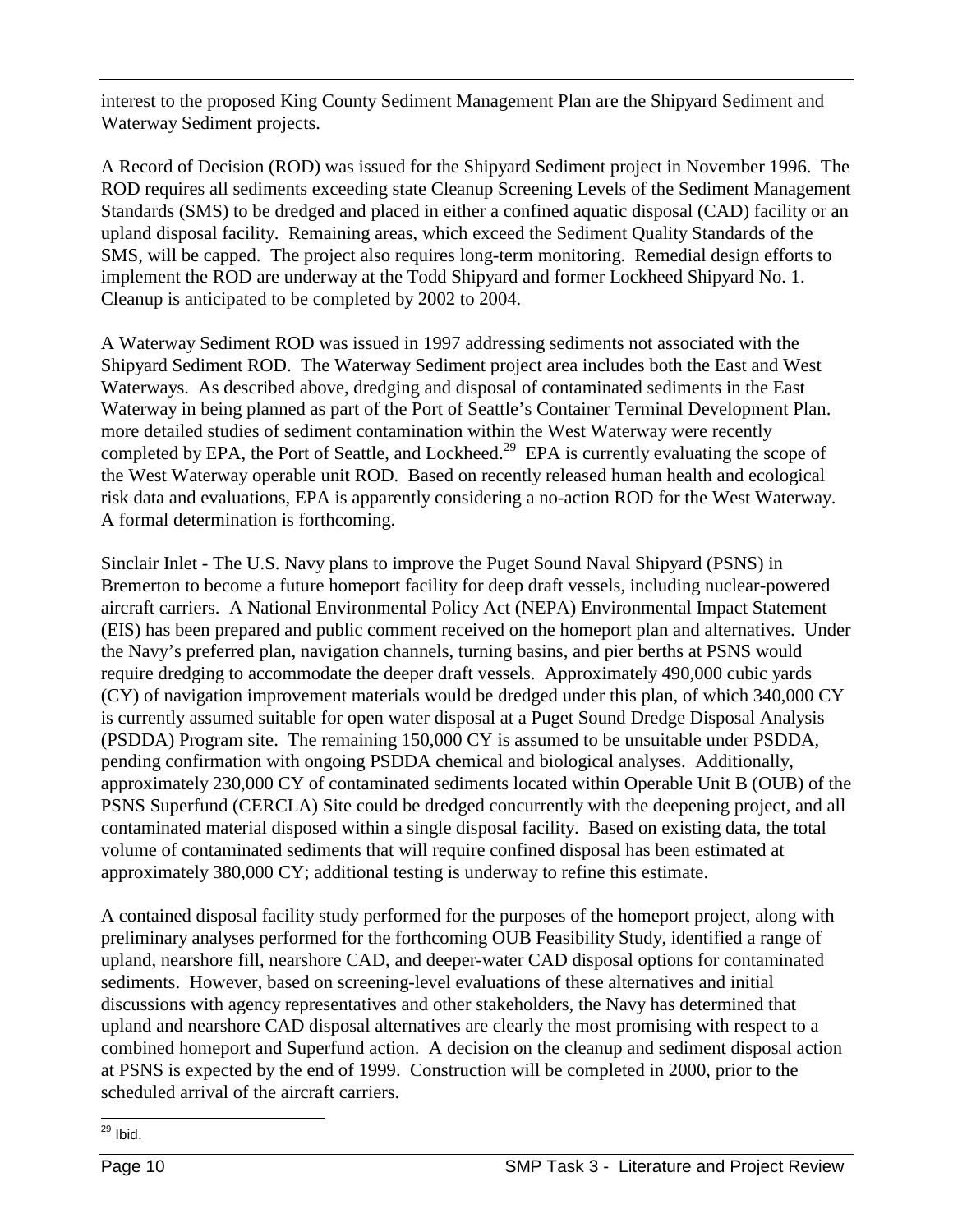interest to the proposed King County Sediment Management Plan are the Shipyard Sediment and Waterway Sediment projects.

A Record of Decision (ROD) was issued for the Shipyard Sediment project in November 1996. The ROD requires all sediments exceeding state Cleanup Screening Levels of the Sediment Management Standards (SMS) to be dredged and placed in either a confined aquatic disposal (CAD) facility or an upland disposal facility. Remaining areas, which exceed the Sediment Quality Standards of the SMS, will be capped. The project also requires long-term monitoring. Remedial design efforts to implement the ROD are underway at the Todd Shipyard and former Lockheed Shipyard No. 1. Cleanup is anticipated to be completed by 2002 to 2004.

A Waterway Sediment ROD was issued in 1997 addressing sediments not associated with the Shipyard Sediment ROD. The Waterway Sediment project area includes both the East and West Waterways. As described above, dredging and disposal of contaminated sediments in the East Waterway in being planned as part of the Port of Seattle's Container Terminal Development Plan. more detailed studies of sediment contamination within the West Waterway were recently completed by EPA, the Port of Seattle, and Lockheed.[29] EPA is currently evaluating the scope of the West Waterway operable unit ROD. Based on recently released human health and ecological risk data and evaluations, EPA is apparently considering a no-action ROD for the West Waterway. A formal determination is forthcoming.

Sinclair Inlet - The U.S. Navy plans to improve the Puget Sound Naval Shipyard (PSNS) in Bremerton to become a future homeport facility for deep draft vessels, including nuclear-powered aircraft carriers. A National Environmental Policy Act (NEPA) Environmental Impact Statement (EIS) has been prepared and public comment received on the homeport plan and alternatives. Under the Navy's preferred plan, navigation channels, turning basins, and pier berths at PSNS would require dredging to accommodate the deeper draft vessels. Approximately 490,000 cubic yards (CY) of navigation improvement materials would be dredged under this plan, of which 340,000 CY is currently assumed suitable for open water disposal at a Puget Sound Dredge Disposal Analysis (PSDDA) Program site. The remaining 150,000 CY is assumed to be unsuitable under PSDDA, pending confirmation with ongoing PSDDA chemical and biological analyses. Additionally, approximately 230,000 CY of contaminated sediments located within Operable Unit B (OUB) of the PSNS Superfund (CERCLA) Site could be dredged concurrently with the deepening project, and all contaminated material disposed within a single disposal facility. Based on existing data, the total volume of contaminated sediments that will require confined disposal has been estimated at approximately 380,000 CY; additional testing is underway to refine this estimate.

A contained disposal facility study performed for the purposes of the homeport project, along with preliminary analyses performed for the forthcoming OUB Feasibility Study, identified a range of upland, nearshore fill, nearshore CAD, and deeper-water CAD disposal options for contaminated sediments. However, based on screening-level evaluations of these alternatives and initial discussions with agency representatives and other stakeholders, the Navy has determined that upland and nearshore CAD disposal alternatives are clearly the most promising with respect to a combined homeport and Superfund action. A decision on the cleanup and sediment disposal action at PSNS is expected by the end of 1999. Construction will be completed in 2000, prior to the scheduled arrival of the aircraft carriers.

[29] Ibid.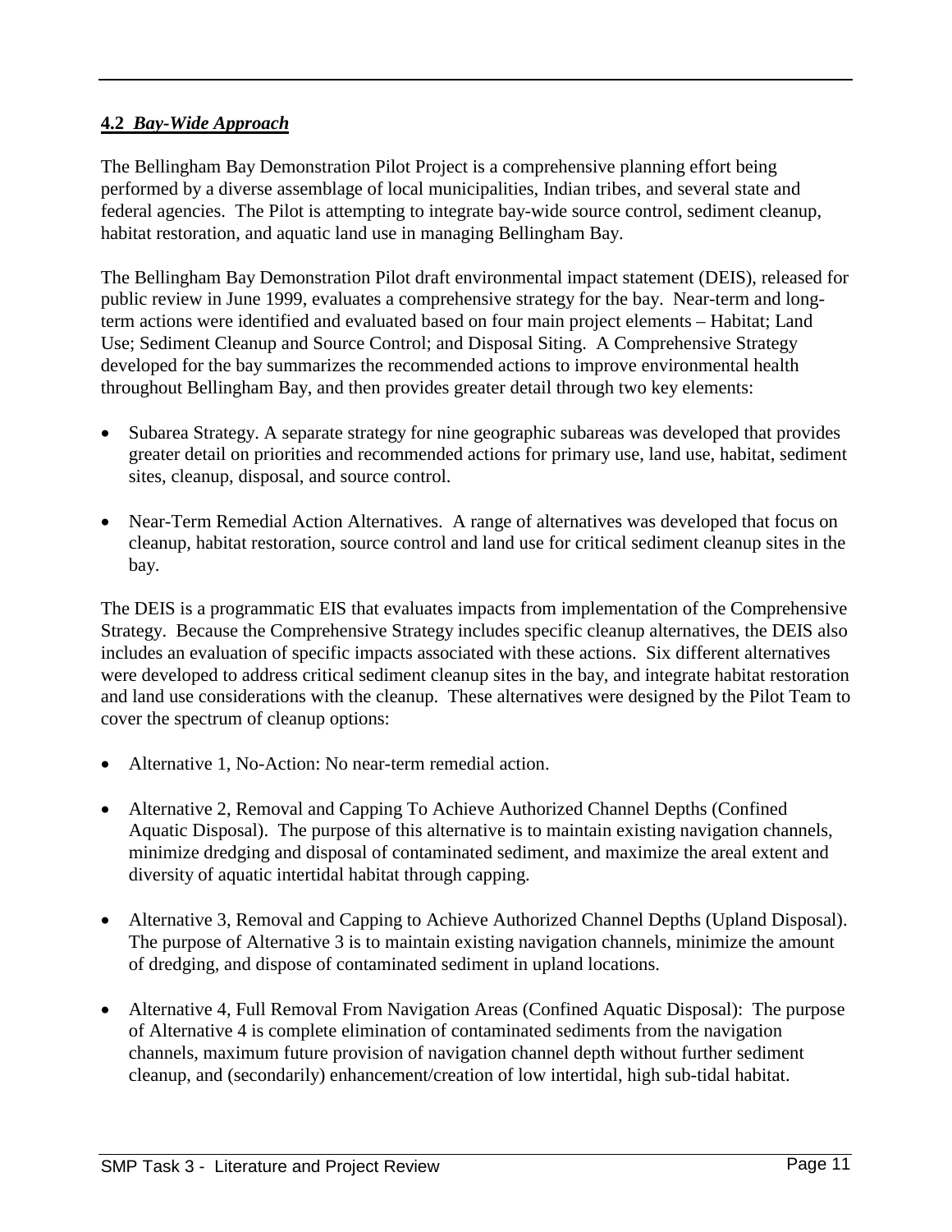### 4.2 *Bay-Wide Approach*

The Bellingham Bay Demonstration Pilot Project is a comprehensive planning effort being performed by a diverse assemblage of local municipalities, Indian tribes, and several state and federal agencies. The Pilot is attempting to integrate bay-wide source control, sediment cleanup, habitat restoration, and aquatic land use in managing Bellingham Bay.

The Bellingham Bay Demonstration Pilot draft environmental impact statement (DEIS), released for public review in June 1999, evaluates a comprehensive strategy for the bay. Near-term and long-term actions were identified and evaluated based on four main project elements – Habitat; Land Use; Sediment Cleanup and Source Control; and Disposal Siting. A Comprehensive Strategy developed for the bay summarizes the recommended actions to improve environmental health throughout Bellingham Bay, and then provides greater detail through two key elements:

- Subarea Strategy. A separate strategy for nine geographic subareas was developed that provides greater detail on priorities and recommended actions for primary use, land use, habitat, sediment sites, cleanup, disposal, and source control.
- Near-Term Remedial Action Alternatives. A range of alternatives was developed that focus on cleanup, habitat restoration, source control and land use for critical sediment cleanup sites in the bay.

The DEIS is a programmatic EIS that evaluates impacts from implementation of the Comprehensive Strategy. Because the Comprehensive Strategy includes specific cleanup alternatives, the DEIS also includes an evaluation of specific impacts associated with these actions. Six different alternatives were developed to address critical sediment cleanup sites in the bay, and integrate habitat restoration and land use considerations with the cleanup. These alternatives were designed by the Pilot Team to cover the spectrum of cleanup options:

- Alternative 1, No-Action: No near-term remedial action.
- Alternative 2, Removal and Capping To Achieve Authorized Channel Depths (Confined Aquatic Disposal). The purpose of this alternative is to maintain existing navigation channels, minimize dredging and disposal of contaminated sediment, and maximize the areal extent and diversity of aquatic intertidal habitat through capping.
- Alternative 3, Removal and Capping to Achieve Authorized Channel Depths (Upland Disposal). The purpose of Alternative 3 is to maintain existing navigation channels, minimize the amount of dredging, and dispose of contaminated sediment in upland locations.
- Alternative 4, Full Removal From Navigation Areas (Confined Aquatic Disposal): The purpose of Alternative 4 is complete elimination of contaminated sediments from the navigation channels, maximum future provision of navigation channel depth without further sediment cleanup, and (secondarily) enhancement/creation of low intertidal, high sub-tidal habitat.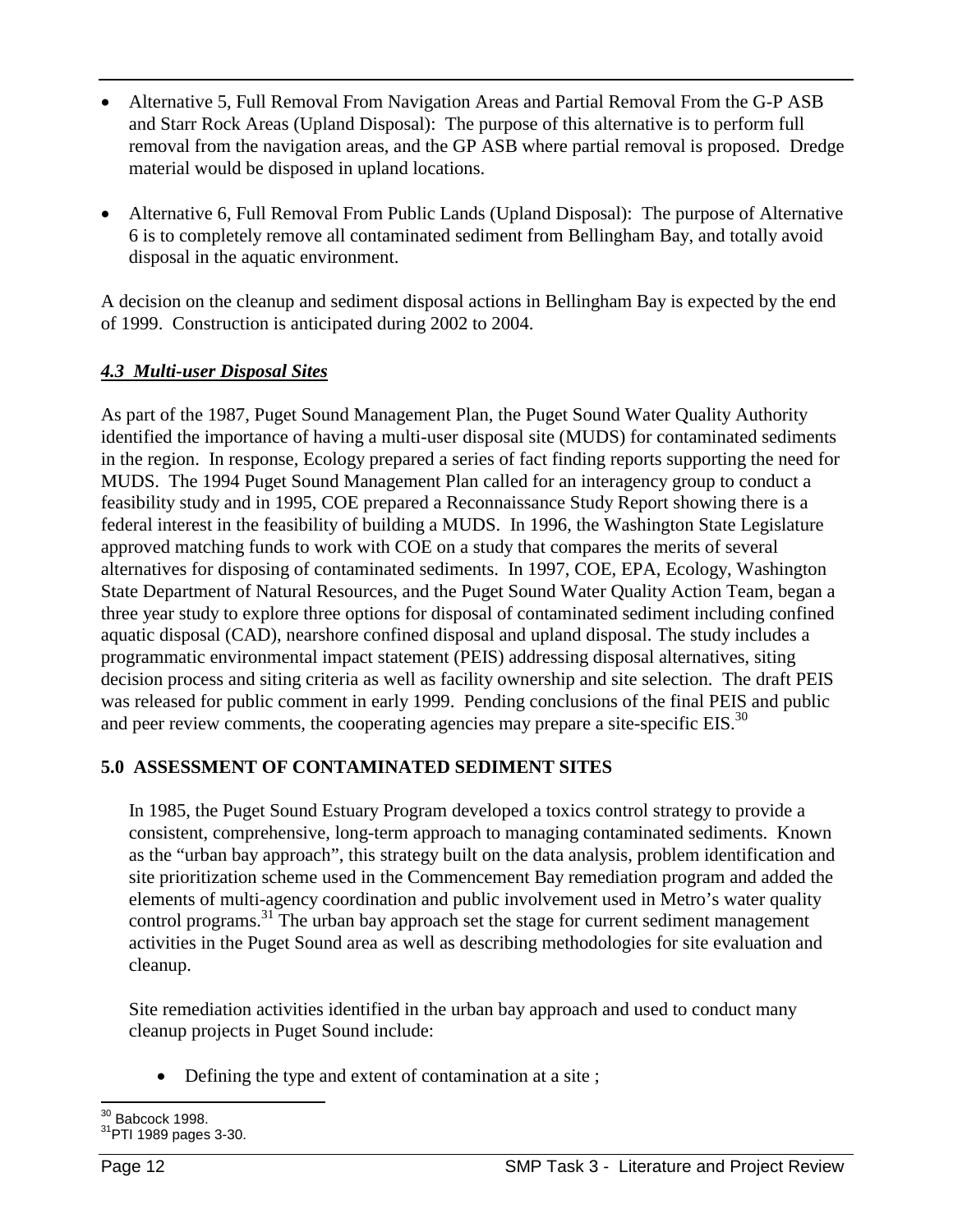- Alternative 5, Full Removal From Navigation Areas and Partial Removal From the G-P ASB and Starr Rock Areas (Upland Disposal): The purpose of this alternative is to perform full removal from the navigation areas, and the GP ASB where partial removal is proposed. Dredge material would be disposed in upland locations.

- Alternative 6, Full Removal From Public Lands (Upland Disposal): The purpose of Alternative 6 is to completely remove all contaminated sediment from Bellingham Bay, and totally avoid disposal in the aquatic environment.

A decision on the cleanup and sediment disposal actions in Bellingham Bay is expected by the end of 1999. Construction is anticipated during 2002 to 2004.

### *4.3 Multi-user Disposal Sites*

As part of the 1987, Puget Sound Management Plan, the Puget Sound Water Quality Authority identified the importance of having a multi-user disposal site (MUDS) for contaminated sediments in the region. In response, Ecology prepared a series of fact finding reports supporting the need for MUDS. The 1994 Puget Sound Management Plan called for an interagency group to conduct a feasibility study and in 1995, COE prepared a Reconnaissance Study Report showing there is a federal interest in the feasibility of building a MUDS. In 1996, the Washington State Legislature approved matching funds to work with COE on a study that compares the merits of several alternatives for disposing of contaminated sediments. In 1997, COE, EPA, Ecology, Washington State Department of Natural Resources, and the Puget Sound Water Quality Action Team, began a three year study to explore three options for disposal of contaminated sediment including confined aquatic disposal (CAD), nearshore confined disposal and upland disposal. The study includes a programmatic environmental impact statement (PEIS) addressing disposal alternatives, siting decision process and siting criteria as well as facility ownership and site selection. The draft PEIS was released for public comment in early 1999. Pending conclusions of the final PEIS and public and peer review comments, the cooperating agencies may prepare a site-specific EIS.[30]

## 5.0 ASSESSMENT OF CONTAMINATED SEDIMENT SITES

In 1985, the Puget Sound Estuary Program developed a toxics control strategy to provide a consistent, comprehensive, long-term approach to managing contaminated sediments. Known as the "urban bay approach", this strategy built on the data analysis, problem identification and site prioritization scheme used in the Commencement Bay remediation program and added the elements of multi-agency coordination and public involvement used in Metro's water quality control programs.[31] The urban bay approach set the stage for current sediment management activities in the Puget Sound area as well as describing methodologies for site evaluation and cleanup.

Site remediation activities identified in the urban bay approach and used to conduct many cleanup projects in Puget Sound include:

- Defining the type and extent of contamination at a site ;

---

[30] Babcock 1998.

[31] PTI 1989 pages 3-30.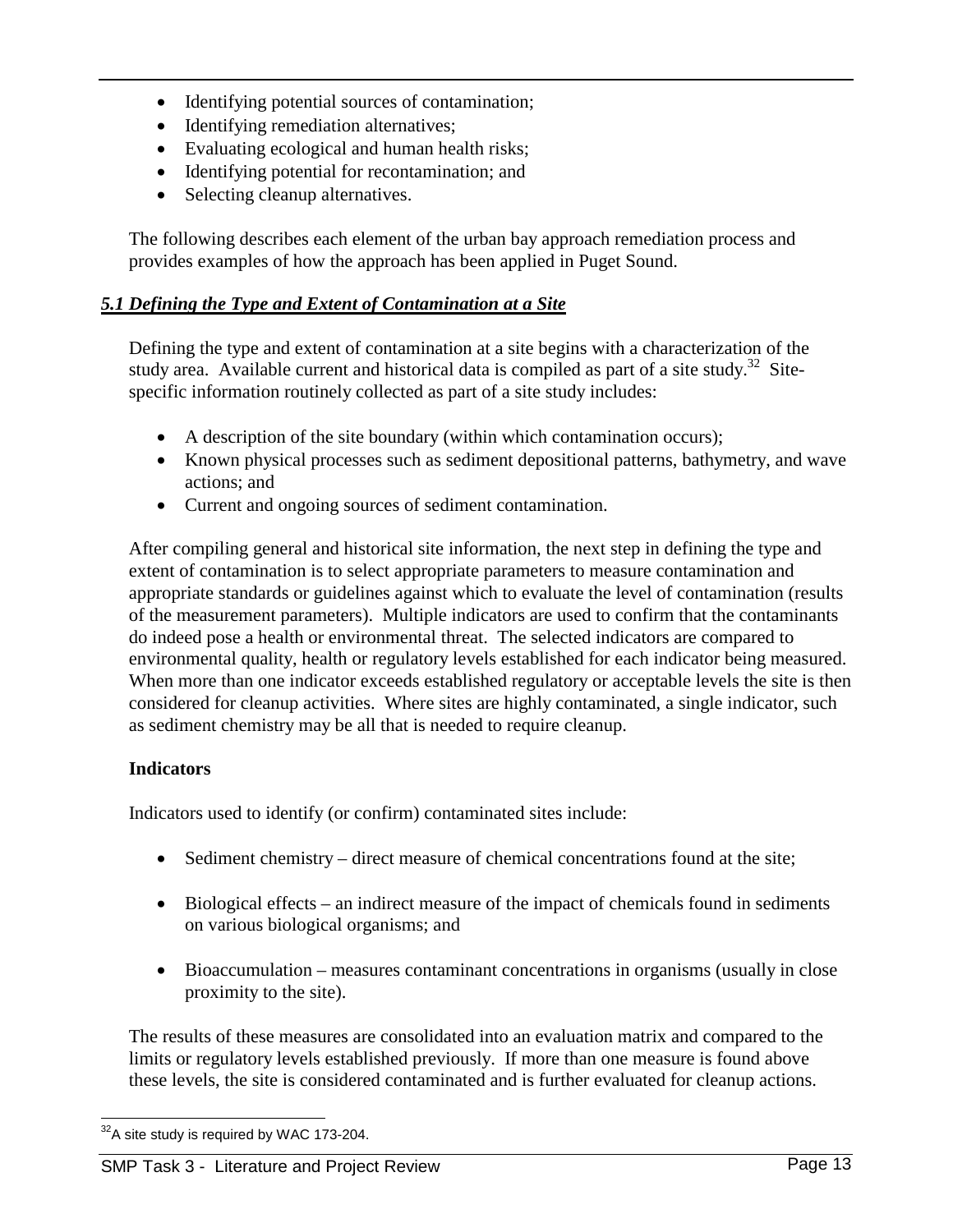- Identifying potential sources of contamination;
- Identifying remediation alternatives;
- Evaluating ecological and human health risks;
- Identifying potential for recontamination; and
- Selecting cleanup alternatives.

The following describes each element of the urban bay approach remediation process and provides examples of how the approach has been applied in Puget Sound.

### ***5.1 Defining the Type and Extent of Contamination at a Site***

Defining the type and extent of contamination at a site begins with a characterization of the study area. Available current and historical data is compiled as part of a site study.[32] Site-specific information routinely collected as part of a site study includes:

- A description of the site boundary (within which contamination occurs);
- Known physical processes such as sediment depositional patterns, bathymetry, and wave actions; and
- Current and ongoing sources of sediment contamination.

After compiling general and historical site information, the next step in defining the type and extent of contamination is to select appropriate parameters to measure contamination and appropriate standards or guidelines against which to evaluate the level of contamination (results of the measurement parameters). Multiple indicators are used to confirm that the contaminants do indeed pose a health or environmental threat. The selected indicators are compared to environmental quality, health or regulatory levels established for each indicator being measured. When more than one indicator exceeds established regulatory or acceptable levels the site is then considered for cleanup activities. Where sites are highly contaminated, a single indicator, such as sediment chemistry may be all that is needed to require cleanup.

**Indicators**

Indicators used to identify (or confirm) contaminated sites include:

- Sediment chemistry – direct measure of chemical concentrations found at the site;
- Biological effects – an indirect measure of the impact of chemicals found in sediments on various biological organisms; and
- Bioaccumulation – measures contaminant concentrations in organisms (usually in close proximity to the site).

The results of these measures are consolidated into an evaluation matrix and compared to the limits or regulatory levels established previously. If more than one measure is found above these levels, the site is considered contaminated and is further evaluated for cleanup actions.

[32] A site study is required by WAC 173-204.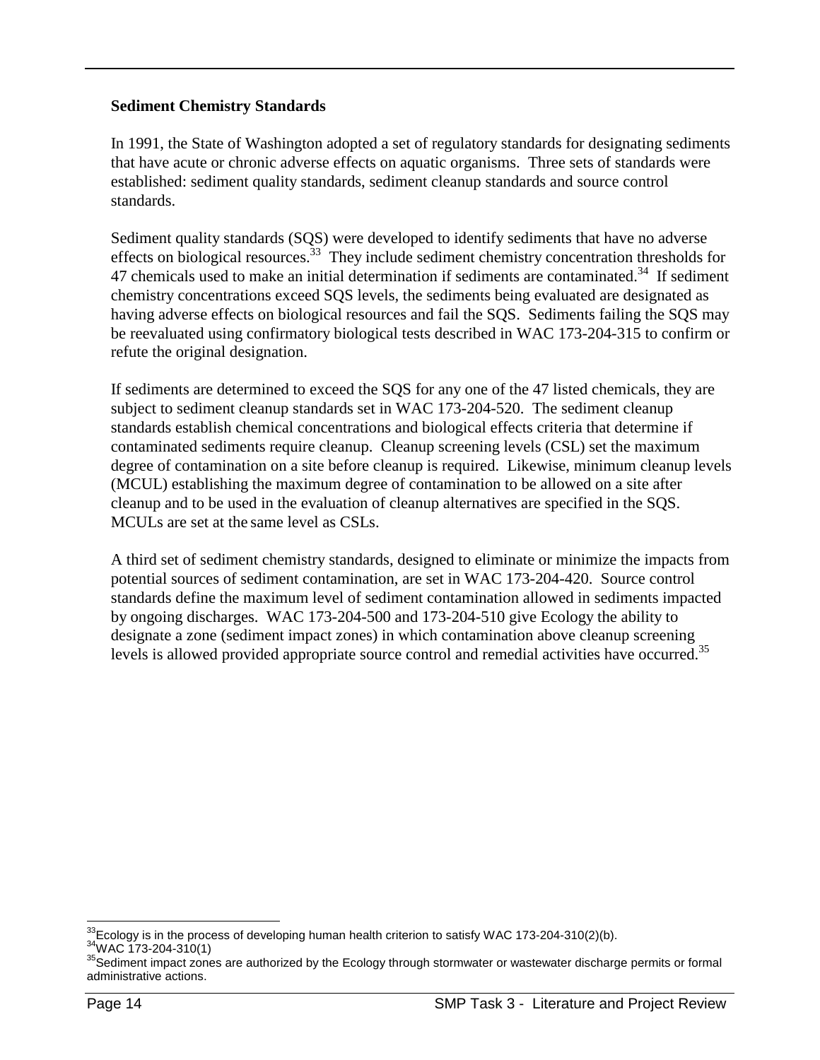**Sediment Chemistry Standards**

In 1991, the State of Washington adopted a set of regulatory standards for designating sediments that have acute or chronic adverse effects on aquatic organisms. Three sets of standards were established: sediment quality standards, sediment cleanup standards and source control standards.

Sediment quality standards (SQS) were developed to identify sediments that have no adverse effects on biological resources.[33] They include sediment chemistry concentration thresholds for 47 chemicals used to make an initial determination if sediments are contaminated.[34] If sediment chemistry concentrations exceed SQS levels, the sediments being evaluated are designated as having adverse effects on biological resources and fail the SQS. Sediments failing the SQS may be reevaluated using confirmatory biological tests described in WAC 173-204-315 to confirm or refute the original designation.

If sediments are determined to exceed the SQS for any one of the 47 listed chemicals, they are subject to sediment cleanup standards set in WAC 173-204-520. The sediment cleanup standards establish chemical concentrations and biological effects criteria that determine if contaminated sediments require cleanup. Cleanup screening levels (CSL) set the maximum degree of contamination on a site before cleanup is required. Likewise, minimum cleanup levels (MCUL) establishing the maximum degree of contamination to be allowed on a site after cleanup and to be used in the evaluation of cleanup alternatives are specified in the SQS. MCULs are set at the same level as CSLs.

A third set of sediment chemistry standards, designed to eliminate or minimize the impacts from potential sources of sediment contamination, are set in WAC 173-204-420. Source control standards define the maximum level of sediment contamination allowed in sediments impacted by ongoing discharges. WAC 173-204-500 and 173-204-510 give Ecology the ability to designate a zone (sediment impact zones) in which contamination above cleanup screening levels is allowed provided appropriate source control and remedial activities have occurred.[35]

---

[33] Ecology is in the process of developing human health criterion to satisfy WAC 173-204-310(2)(b).

[34] WAC 173-204-310(1)

[35] Sediment impact zones are authorized by the Ecology through stormwater or wastewater discharge permits or formal administrative actions.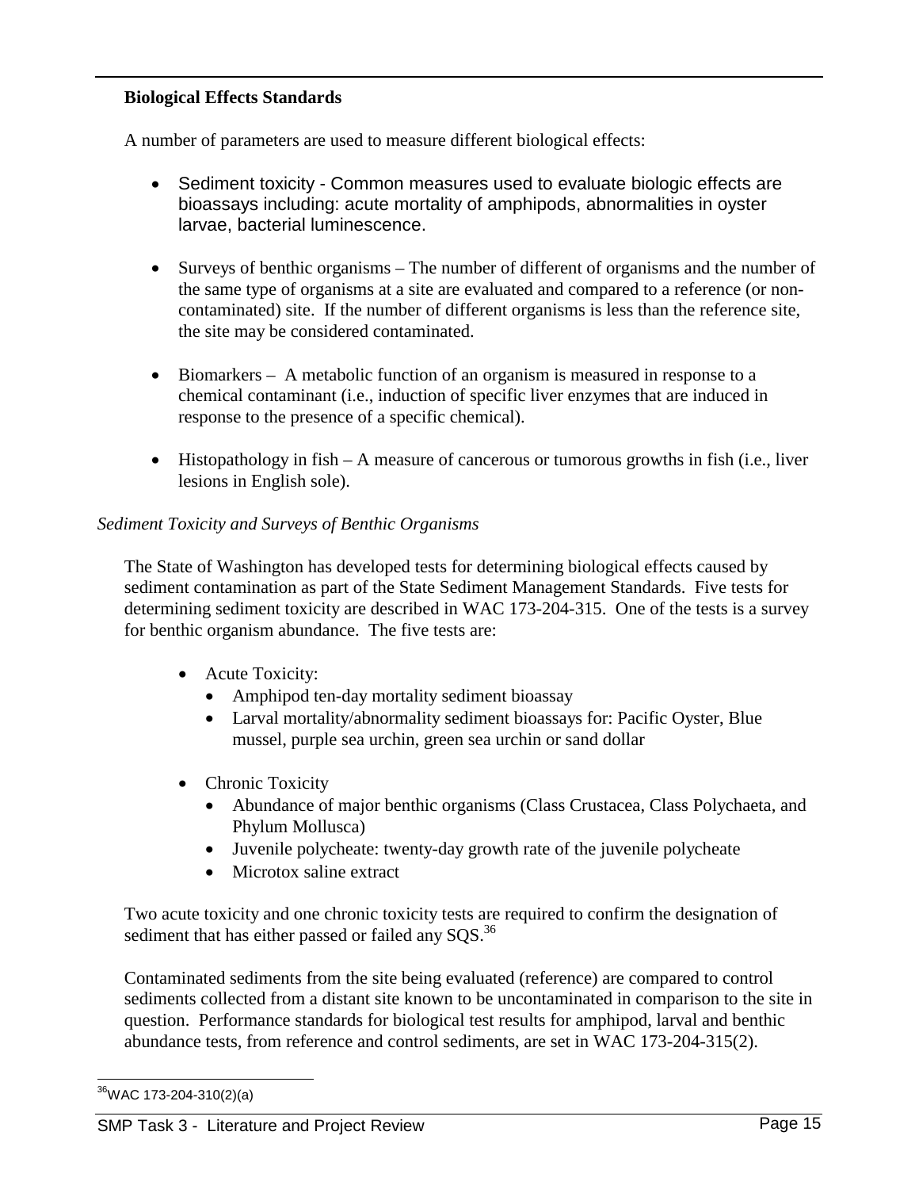**Biological Effects Standards**

A number of parameters are used to measure different biological effects:

- Sediment toxicity - Common measures used to evaluate biologic effects are bioassays including: acute mortality of amphipods, abnormalities in oyster larvae, bacterial luminescence.
- Surveys of benthic organisms – The number of different of organisms and the number of the same type of organisms at a site are evaluated and compared to a reference (or non-contaminated) site. If the number of different organisms is less than the reference site, the site may be considered contaminated.
- Biomarkers – A metabolic function of an organism is measured in response to a chemical contaminant (i.e., induction of specific liver enzymes that are induced in response to the presence of a specific chemical).
- Histopathology in fish – A measure of cancerous or tumorous growths in fish (i.e., liver lesions in English sole).

*Sediment Toxicity and Surveys of Benthic Organisms*

The State of Washington has developed tests for determining biological effects caused by sediment contamination as part of the State Sediment Management Standards. Five tests for determining sediment toxicity are described in WAC 173-204-315. One of the tests is a survey for benthic organism abundance. The five tests are:

- Acute Toxicity:
  - Amphipod ten-day mortality sediment bioassay
  - Larval mortality/abnormality sediment bioassays for: Pacific Oyster, Blue mussel, purple sea urchin, green sea urchin or sand dollar
- Chronic Toxicity
  - Abundance of major benthic organisms (Class Crustacea, Class Polychaeta, and Phylum Mollusca)
  - Juvenile polycheate: twenty-day growth rate of the juvenile polycheate
  - Microtox saline extract

Two acute toxicity and one chronic toxicity tests are required to confirm the designation of sediment that has either passed or failed any SQS.[36]

Contaminated sediments from the site being evaluated (reference) are compared to control sediments collected from a distant site known to be uncontaminated in comparison to the site in question. Performance standards for biological test results for amphipod, larval and benthic abundance tests, from reference and control sediments, are set in WAC 173-204-315(2).

[36] WAC 173-204-310(2)(a)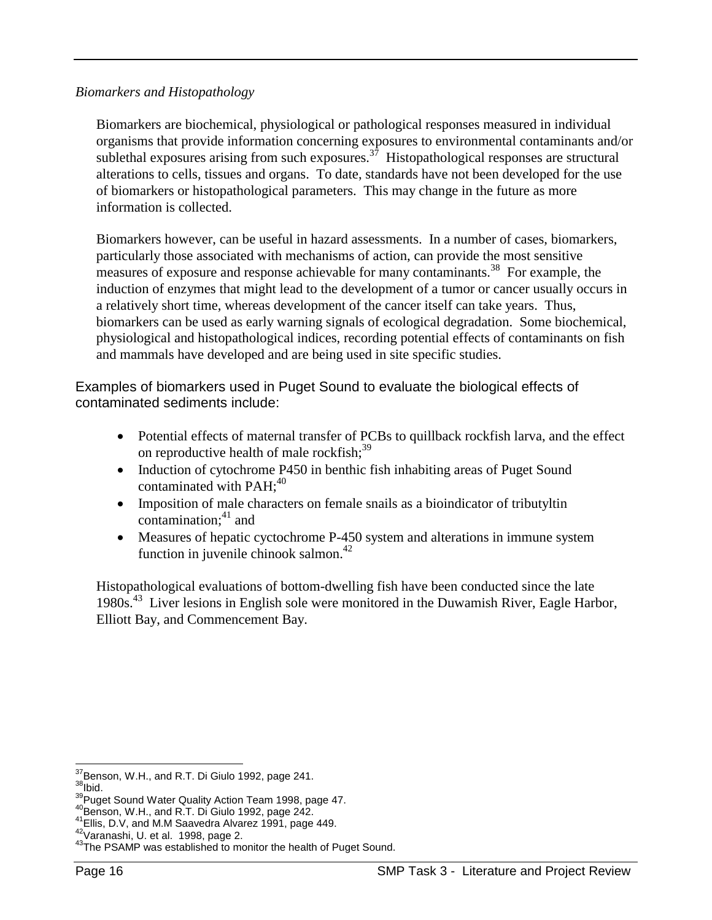*Biomarkers and Histopathology*

Biomarkers are biochemical, physiological or pathological responses measured in individual organisms that provide information concerning exposures to environmental contaminants and/or sublethal exposures arising from such exposures.[37] Histopathological responses are structural alterations to cells, tissues and organs. To date, standards have not been developed for the use of biomarkers or histopathological parameters. This may change in the future as more information is collected.

Biomarkers however, can be useful in hazard assessments. In a number of cases, biomarkers, particularly those associated with mechanisms of action, can provide the most sensitive measures of exposure and response achievable for many contaminants.[38] For example, the induction of enzymes that might lead to the development of a tumor or cancer usually occurs in a relatively short time, whereas development of the cancer itself can take years. Thus, biomarkers can be used as early warning signals of ecological degradation. Some biochemical, physiological and histopathological indices, recording potential effects of contaminants on fish and mammals have developed and are being used in site specific studies.

Examples of biomarkers used in Puget Sound to evaluate the biological effects of contaminated sediments include:

- Potential effects of maternal transfer of PCBs to quillback rockfish larva, and the effect on reproductive health of male rockfish;[39]
- Induction of cytochrome P450 in benthic fish inhabiting areas of Puget Sound contaminated with PAH;[40]
- Imposition of male characters on female snails as a bioindicator of tributyltin contamination;[41] and
- Measures of hepatic cyctochrome P-450 system and alterations in immune system function in juvenile chinook salmon.[42]

Histopathological evaluations of bottom-dwelling fish have been conducted since the late 1980s.[43] Liver lesions in English sole were monitored in the Duwamish River, Eagle Harbor, Elliott Bay, and Commencement Bay.

---

[37] Benson, W.H., and R.T. Di Giulo 1992, page 241.
[38] Ibid.
[39] Puget Sound Water Quality Action Team 1998, page 47.
[40] Benson, W.H., and R.T. Di Giulo 1992, page 242.
[41] Ellis, D.V, and M.M Saavedra Alvarez 1991, page 449.
[42] Varanashi, U. et al. 1998, page 2.
[43] The PSAMP was established to monitor the health of Puget Sound.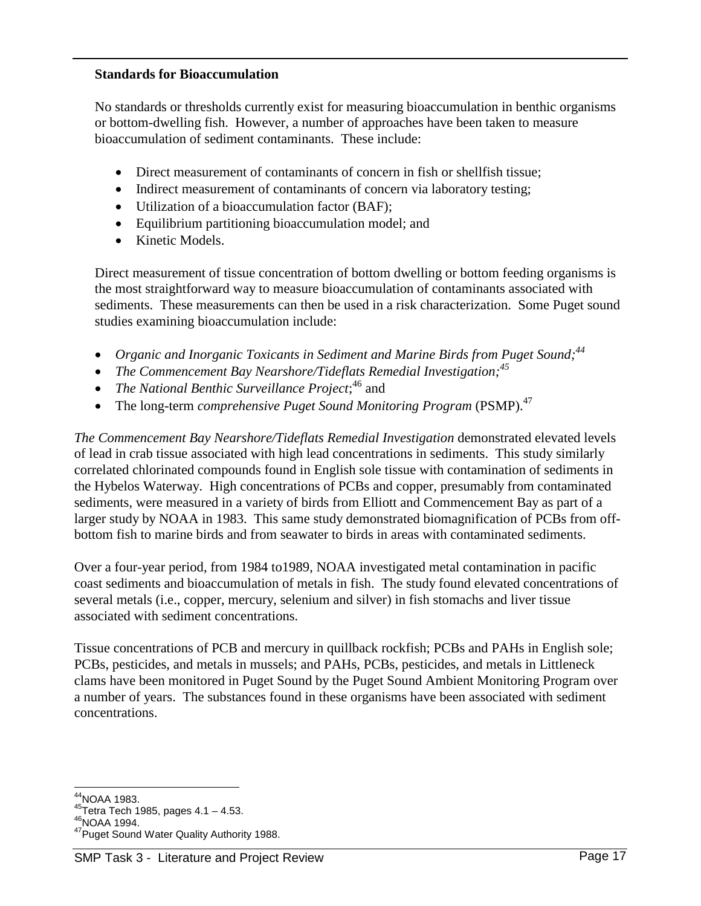### Standards for Bioaccumulation

No standards or thresholds currently exist for measuring bioaccumulation in benthic organisms or bottom-dwelling fish. However, a number of approaches have been taken to measure bioaccumulation of sediment contaminants. These include:

- Direct measurement of contaminants of concern in fish or shellfish tissue;
- Indirect measurement of contaminants of concern via laboratory testing;
- Utilization of a bioaccumulation factor (BAF);
- Equilibrium partitioning bioaccumulation model; and
- Kinetic Models.

Direct measurement of tissue concentration of bottom dwelling or bottom feeding organisms is the most straightforward way to measure bioaccumulation of contaminants associated with sediments. These measurements can then be used in a risk characterization. Some Puget sound studies examining bioaccumulation include:

- *Organic and Inorganic Toxicants in Sediment and Marine Birds from Puget Sound;*[44]
- *The Commencement Bay Nearshore/Tideflats Remedial Investigation;*[45]
- *The National Benthic Surveillance Project*;[46] and
- The long-term *comprehensive Puget Sound Monitoring Program* (PSMP).[47]

*The Commencement Bay Nearshore/Tideflats Remedial Investigation* demonstrated elevated levels of lead in crab tissue associated with high lead concentrations in sediments. This study similarly correlated chlorinated compounds found in English sole tissue with contamination of sediments in the Hybelos Waterway. High concentrations of PCBs and copper, presumably from contaminated sediments, were measured in a variety of birds from Elliott and Commencement Bay as part of a larger study by NOAA in 1983. This same study demonstrated biomagnification of PCBs from off-bottom fish to marine birds and from seawater to birds in areas with contaminated sediments.

Over a four-year period, from 1984 to1989, NOAA investigated metal contamination in pacific coast sediments and bioaccumulation of metals in fish. The study found elevated concentrations of several metals (i.e., copper, mercury, selenium and silver) in fish stomachs and liver tissue associated with sediment concentrations.

Tissue concentrations of PCB and mercury in quillback rockfish; PCBs and PAHs in English sole; PCBs, pesticides, and metals in mussels; and PAHs, PCBs, pesticides, and metals in Littleneck clams have been monitored in Puget Sound by the Puget Sound Ambient Monitoring Program over a number of years. The substances found in these organisms have been associated with sediment concentrations.

---

[44] NOAA 1983.
[45] Tetra Tech 1985, pages 4.1 – 4.53.
[46] NOAA 1994.
[47] Puget Sound Water Quality Authority 1988.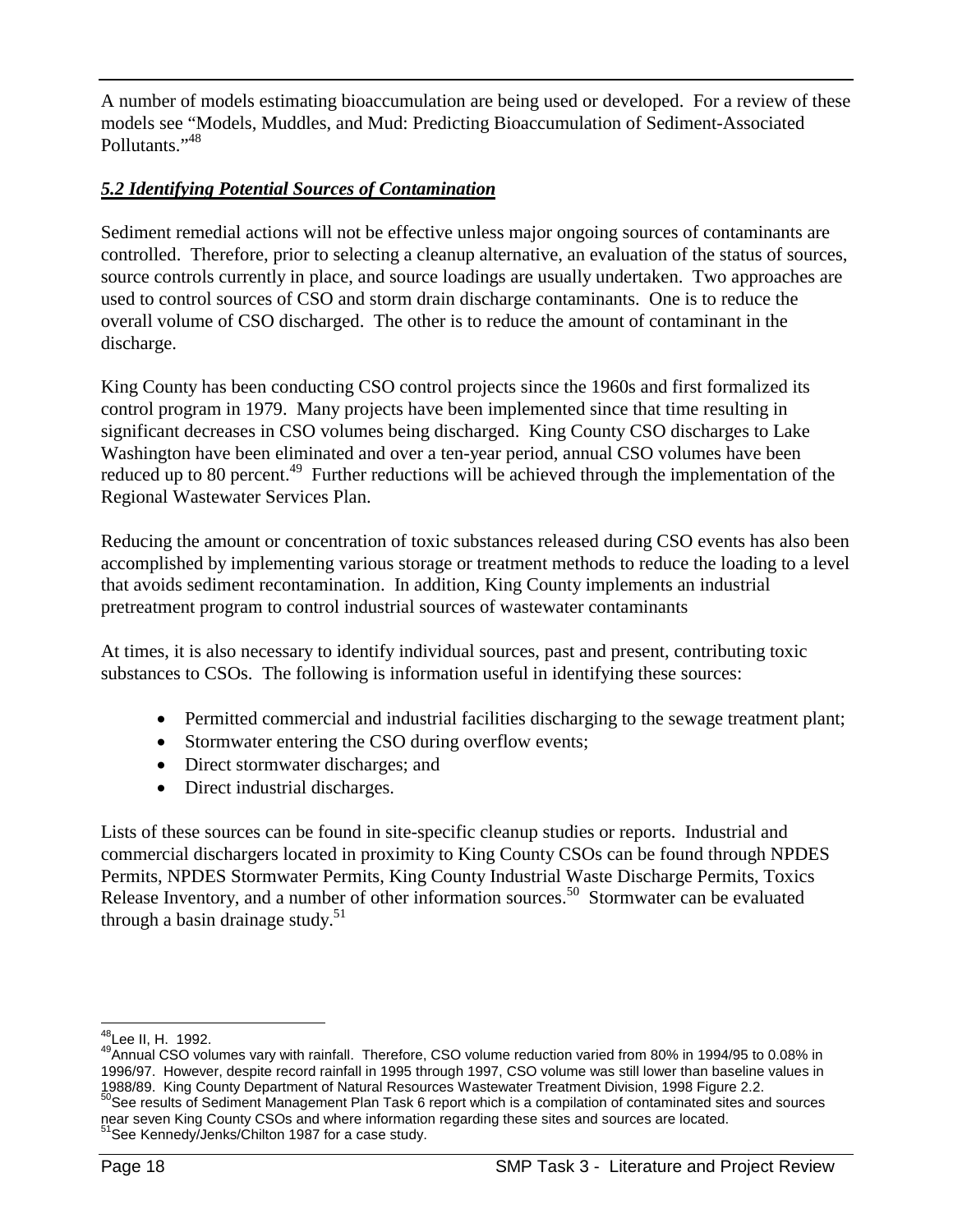A number of models estimating bioaccumulation are being used or developed. For a review of these models see "Models, Muddles, and Mud: Predicting Bioaccumulation of Sediment-Associated Pollutants."[48]

### *5.2 Identifying Potential Sources of Contamination*

Sediment remedial actions will not be effective unless major ongoing sources of contaminants are controlled. Therefore, prior to selecting a cleanup alternative, an evaluation of the status of sources, source controls currently in place, and source loadings are usually undertaken. Two approaches are used to control sources of CSO and storm drain discharge contaminants. One is to reduce the overall volume of CSO discharged. The other is to reduce the amount of contaminant in the discharge.

King County has been conducting CSO control projects since the 1960s and first formalized its control program in 1979. Many projects have been implemented since that time resulting in significant decreases in CSO volumes being discharged. King County CSO discharges to Lake Washington have been eliminated and over a ten-year period, annual CSO volumes have been reduced up to 80 percent.[49] Further reductions will be achieved through the implementation of the Regional Wastewater Services Plan.

Reducing the amount or concentration of toxic substances released during CSO events has also been accomplished by implementing various storage or treatment methods to reduce the loading to a level that avoids sediment recontamination. In addition, King County implements an industrial pretreatment program to control industrial sources of wastewater contaminants

At times, it is also necessary to identify individual sources, past and present, contributing toxic substances to CSOs. The following is information useful in identifying these sources:

- Permitted commercial and industrial facilities discharging to the sewage treatment plant;
- Stormwater entering the CSO during overflow events;
- Direct stormwater discharges; and
- Direct industrial discharges.

Lists of these sources can be found in site-specific cleanup studies or reports. Industrial and commercial dischargers located in proximity to King County CSOs can be found through NPDES Permits, NPDES Stormwater Permits, King County Industrial Waste Discharge Permits, Toxics Release Inventory, and a number of other information sources.[50] Stormwater can be evaluated through a basin drainage study.[51]

---

[48] Lee II, H. 1992.

[49] Annual CSO volumes vary with rainfall. Therefore, CSO volume reduction varied from 80% in 1994/95 to 0.08% in 1996/97. However, despite record rainfall in 1995 through 1997, CSO volume was still lower than baseline values in 1988/89. King County Department of Natural Resources Wastewater Treatment Division, 1998 Figure 2.2.

[50] See results of Sediment Management Plan Task 6 report which is a compilation of contaminated sites and sources near seven King County CSOs and where information regarding these sites and sources are located.

[51] See Kennedy/Jenks/Chilton 1987 for a case study.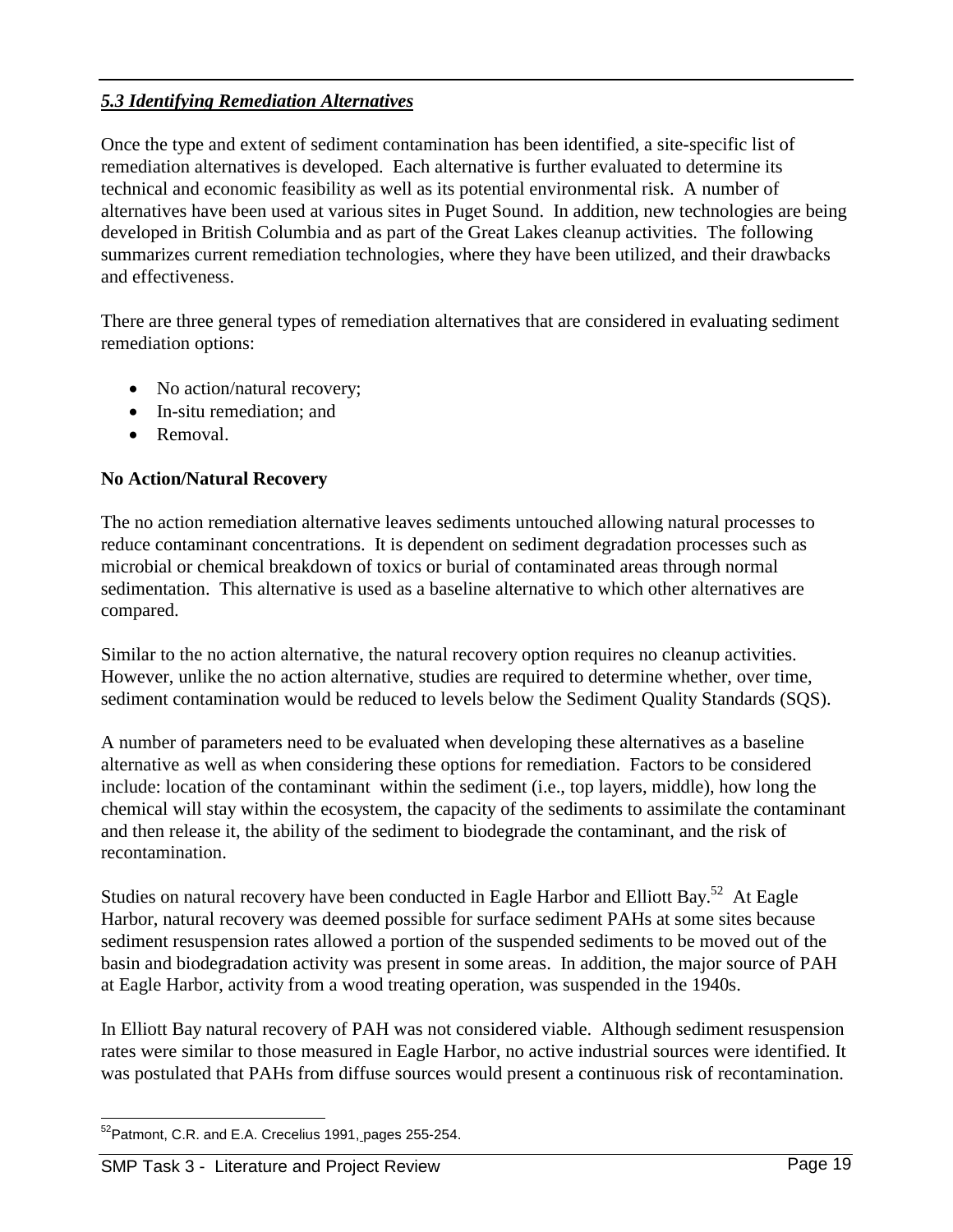### *5.3 Identifying Remediation Alternatives*

Once the type and extent of sediment contamination has been identified, a site-specific list of remediation alternatives is developed. Each alternative is further evaluated to determine its technical and economic feasibility as well as its potential environmental risk. A number of alternatives have been used at various sites in Puget Sound. In addition, new technologies are being developed in British Columbia and as part of the Great Lakes cleanup activities. The following summarizes current remediation technologies, where they have been utilized, and their drawbacks and effectiveness.

There are three general types of remediation alternatives that are considered in evaluating sediment remediation options:

- No action/natural recovery;
- In-situ remediation; and
- Removal.

**No Action/Natural Recovery**

The no action remediation alternative leaves sediments untouched allowing natural processes to reduce contaminant concentrations. It is dependent on sediment degradation processes such as microbial or chemical breakdown of toxics or burial of contaminated areas through normal sedimentation. This alternative is used as a baseline alternative to which other alternatives are compared.

Similar to the no action alternative, the natural recovery option requires no cleanup activities. However, unlike the no action alternative, studies are required to determine whether, over time, sediment contamination would be reduced to levels below the Sediment Quality Standards (SQS).

A number of parameters need to be evaluated when developing these alternatives as a baseline alternative as well as when considering these options for remediation. Factors to be considered include: location of the contaminant within the sediment (i.e., top layers, middle), how long the chemical will stay within the ecosystem, the capacity of the sediments to assimilate the contaminant and then release it, the ability of the sediment to biodegrade the contaminant, and the risk of recontamination.

Studies on natural recovery have been conducted in Eagle Harbor and Elliott Bay.[52] At Eagle Harbor, natural recovery was deemed possible for surface sediment PAHs at some sites because sediment resuspension rates allowed a portion of the suspended sediments to be moved out of the basin and biodegradation activity was present in some areas. In addition, the major source of PAH at Eagle Harbor, activity from a wood treating operation, was suspended in the 1940s.

In Elliott Bay natural recovery of PAH was not considered viable. Although sediment resuspension rates were similar to those measured in Eagle Harbor, no active industrial sources were identified. It was postulated that PAHs from diffuse sources would present a continuous risk of recontamination.

[52] Patmont, C.R. and E.A. Crecelius 1991, pages 255-254.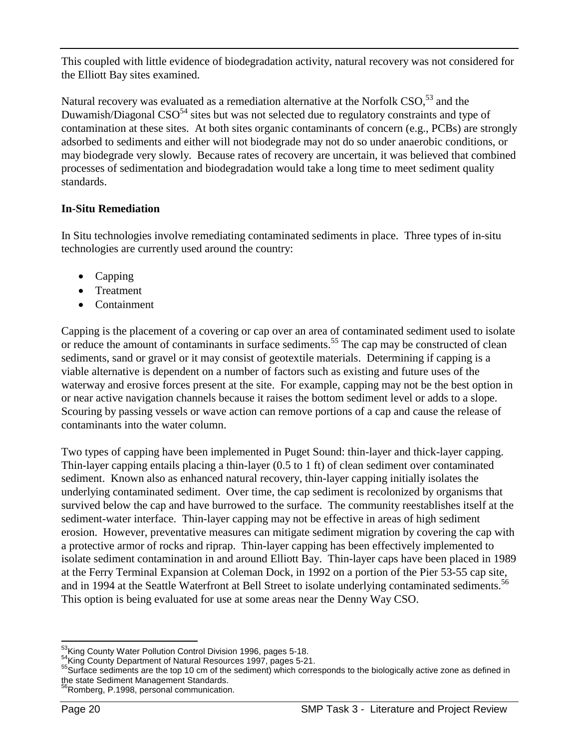This coupled with little evidence of biodegradation activity, natural recovery was not considered for the Elliott Bay sites examined.

Natural recovery was evaluated as a remediation alternative at the Norfolk CSO,[53] and the Duwamish/Diagonal CSO[54] sites but was not selected due to regulatory constraints and type of contamination at these sites. At both sites organic contaminants of concern (e.g., PCBs) are strongly adsorbed to sediments and either will not biodegrade may not do so under anaerobic conditions, or may biodegrade very slowly. Because rates of recovery are uncertain, it was believed that combined processes of sedimentation and biodegradation would take a long time to meet sediment quality standards.

**In-Situ Remediation**

In Situ technologies involve remediating contaminated sediments in place. Three types of in-situ technologies are currently used around the country:

- Capping
- Treatment
- Containment

Capping is the placement of a covering or cap over an area of contaminated sediment used to isolate or reduce the amount of contaminants in surface sediments.[55] The cap may be constructed of clean sediments, sand or gravel or it may consist of geotextile materials. Determining if capping is a viable alternative is dependent on a number of factors such as existing and future uses of the waterway and erosive forces present at the site. For example, capping may not be the best option in or near active navigation channels because it raises the bottom sediment level or adds to a slope. Scouring by passing vessels or wave action can remove portions of a cap and cause the release of contaminants into the water column.

Two types of capping have been implemented in Puget Sound: thin-layer and thick-layer capping. Thin-layer capping entails placing a thin-layer (0.5 to 1 ft) of clean sediment over contaminated sediment. Known also as enhanced natural recovery, thin-layer capping initially isolates the underlying contaminated sediment. Over time, the cap sediment is recolonized by organisms that survived below the cap and have burrowed to the surface. The community reestablishes itself at the sediment-water interface. Thin-layer capping may not be effective in areas of high sediment erosion. However, preventative measures can mitigate sediment migration by covering the cap with a protective armor of rocks and riprap. Thin-layer capping has been effectively implemented to isolate sediment contamination in and around Elliott Bay. Thin-layer caps have been placed in 1989 at the Ferry Terminal Expansion at Coleman Dock, in 1992 on a portion of the Pier 53-55 cap site, and in 1994 at the Seattle Waterfront at Bell Street to isolate underlying contaminated sediments.[56] This option is being evaluated for use at some areas near the Denny Way CSO.

---

[53] King County Water Pollution Control Division 1996, pages 5-18.
[54] King County Department of Natural Resources 1997, pages 5-21.
[55] Surface sediments are the top 10 cm of the sediment) which corresponds to the biologically active zone as defined in the state Sediment Management Standards.
[56] Romberg, P.1998, personal communication.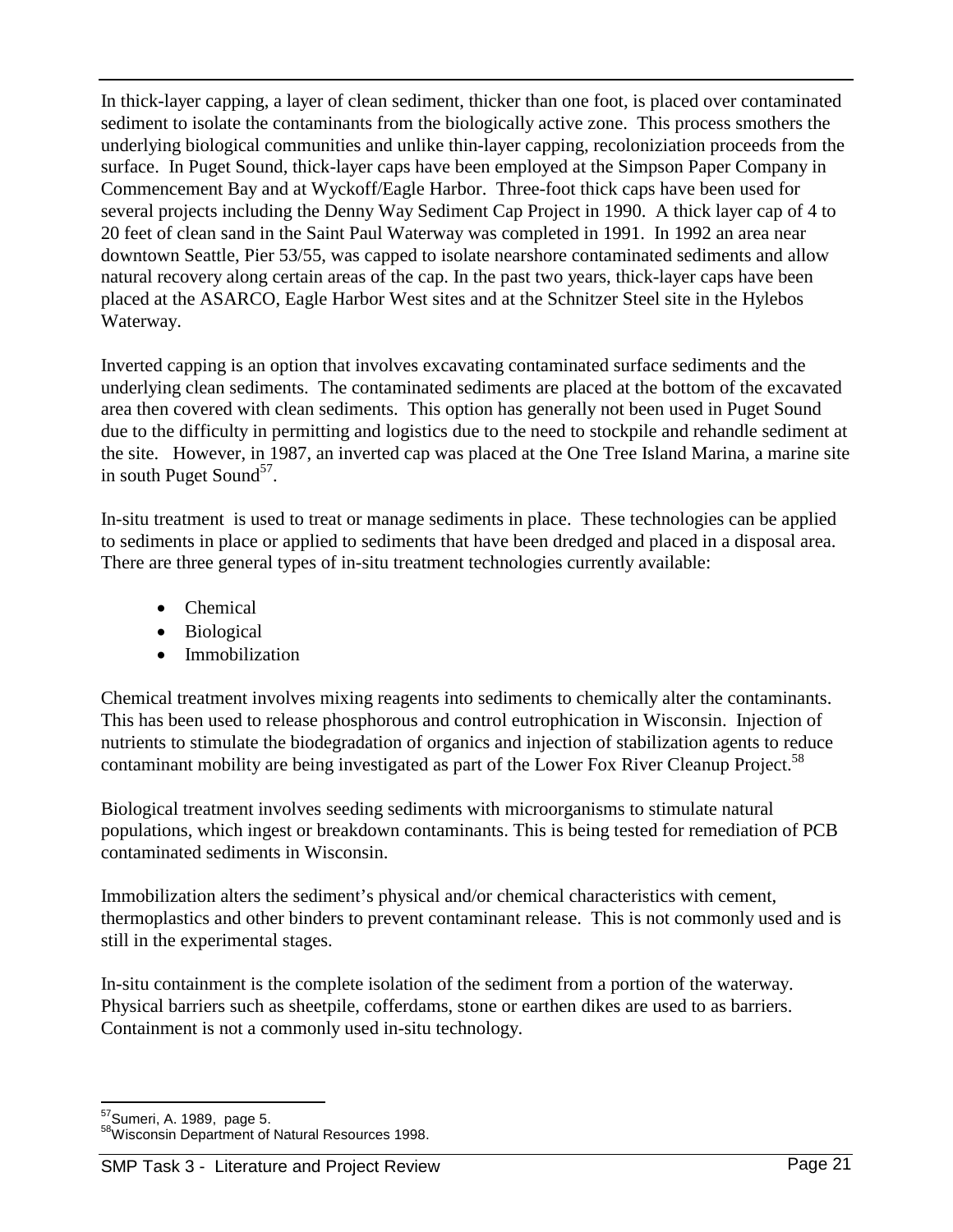In thick-layer capping, a layer of clean sediment, thicker than one foot, is placed over contaminated sediment to isolate the contaminants from the biologically active zone. This process smothers the underlying biological communities and unlike thin-layer capping, recoloniziation proceeds from the surface. In Puget Sound, thick-layer caps have been employed at the Simpson Paper Company in Commencement Bay and at Wyckoff/Eagle Harbor. Three-foot thick caps have been used for several projects including the Denny Way Sediment Cap Project in 1990. A thick layer cap of 4 to 20 feet of clean sand in the Saint Paul Waterway was completed in 1991. In 1992 an area near downtown Seattle, Pier 53/55, was capped to isolate nearshore contaminated sediments and allow natural recovery along certain areas of the cap. In the past two years, thick-layer caps have been placed at the ASARCO, Eagle Harbor West sites and at the Schnitzer Steel site in the Hylebos Waterway.

Inverted capping is an option that involves excavating contaminated surface sediments and the underlying clean sediments. The contaminated sediments are placed at the bottom of the excavated area then covered with clean sediments. This option has generally not been used in Puget Sound due to the difficulty in permitting and logistics due to the need to stockpile and rehandle sediment at the site. However, in 1987, an inverted cap was placed at the One Tree Island Marina, a marine site in south Puget Sound[57].

In-situ treatment is used to treat or manage sediments in place. These technologies can be applied to sediments in place or applied to sediments that have been dredged and placed in a disposal area. There are three general types of in-situ treatment technologies currently available:

- Chemical
- Biological
- Immobilization

Chemical treatment involves mixing reagents into sediments to chemically alter the contaminants. This has been used to release phosphorous and control eutrophication in Wisconsin. Injection of nutrients to stimulate the biodegradation of organics and injection of stabilization agents to reduce contaminant mobility are being investigated as part of the Lower Fox River Cleanup Project.[58]

Biological treatment involves seeding sediments with microorganisms to stimulate natural populations, which ingest or breakdown contaminants. This is being tested for remediation of PCB contaminated sediments in Wisconsin.

Immobilization alters the sediment's physical and/or chemical characteristics with cement, thermoplastics and other binders to prevent contaminant release. This is not commonly used and is still in the experimental stages.

In-situ containment is the complete isolation of the sediment from a portion of the waterway. Physical barriers such as sheetpile, cofferdams, stone or earthen dikes are used to as barriers. Containment is not a commonly used in-situ technology.

[57] Sumeri, A. 1989, page 5.
[58] Wisconsin Department of Natural Resources 1998.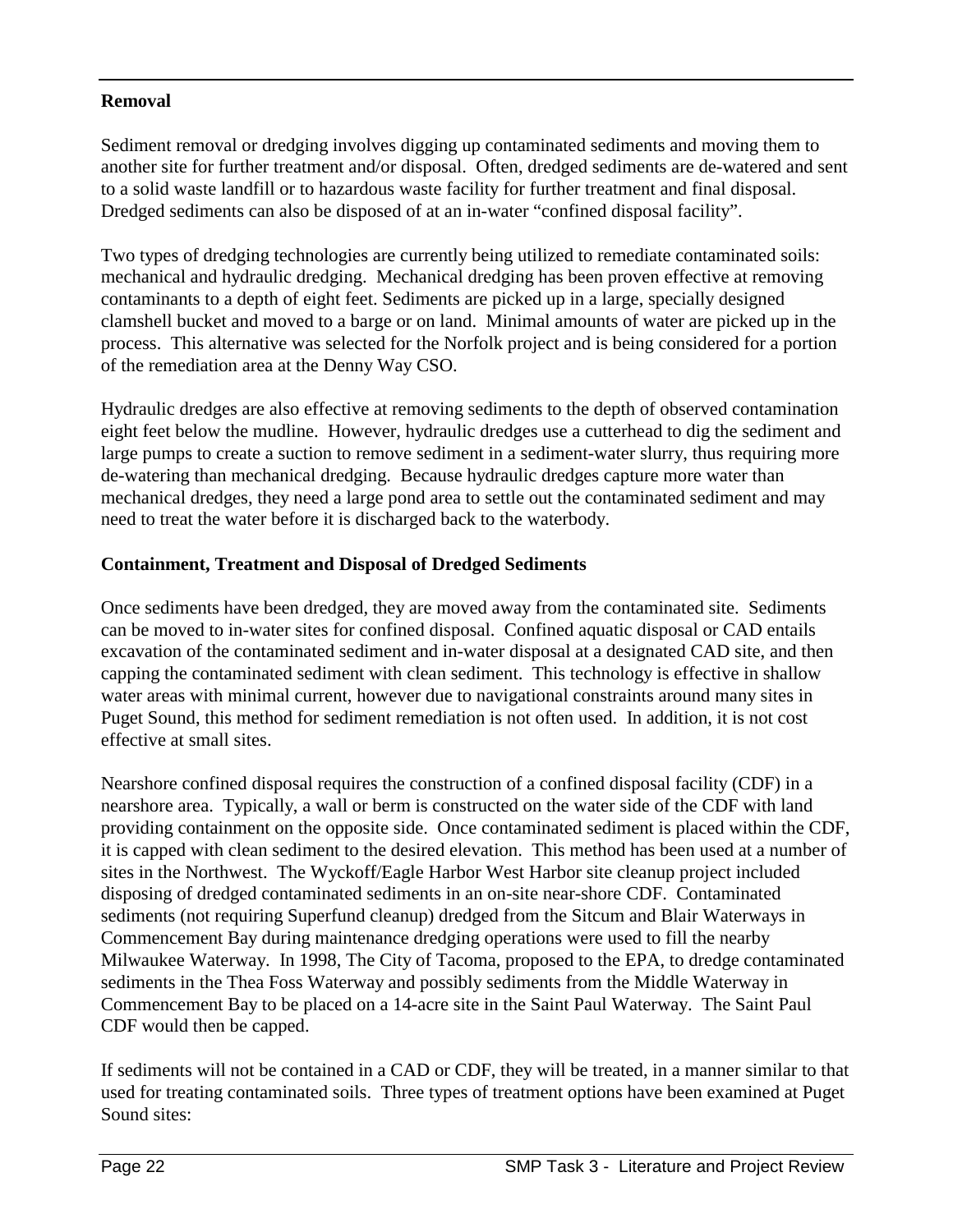**Removal**

Sediment removal or dredging involves digging up contaminated sediments and moving them to another site for further treatment and/or disposal. Often, dredged sediments are de-watered and sent to a solid waste landfill or to hazardous waste facility for further treatment and final disposal. Dredged sediments can also be disposed of at an in-water "confined disposal facility".

Two types of dredging technologies are currently being utilized to remediate contaminated soils: mechanical and hydraulic dredging. Mechanical dredging has been proven effective at removing contaminants to a depth of eight feet. Sediments are picked up in a large, specially designed clamshell bucket and moved to a barge or on land. Minimal amounts of water are picked up in the process. This alternative was selected for the Norfolk project and is being considered for a portion of the remediation area at the Denny Way CSO.

Hydraulic dredges are also effective at removing sediments to the depth of observed contamination eight feet below the mudline. However, hydraulic dredges use a cutterhead to dig the sediment and large pumps to create a suction to remove sediment in a sediment-water slurry, thus requiring more de-watering than mechanical dredging. Because hydraulic dredges capture more water than mechanical dredges, they need a large pond area to settle out the contaminated sediment and may need to treat the water before it is discharged back to the waterbody.

**Containment, Treatment and Disposal of Dredged Sediments**

Once sediments have been dredged, they are moved away from the contaminated site. Sediments can be moved to in-water sites for confined disposal. Confined aquatic disposal or CAD entails excavation of the contaminated sediment and in-water disposal at a designated CAD site, and then capping the contaminated sediment with clean sediment. This technology is effective in shallow water areas with minimal current, however due to navigational constraints around many sites in Puget Sound, this method for sediment remediation is not often used. In addition, it is not cost effective at small sites.

Nearshore confined disposal requires the construction of a confined disposal facility (CDF) in a nearshore area. Typically, a wall or berm is constructed on the water side of the CDF with land providing containment on the opposite side. Once contaminated sediment is placed within the CDF, it is capped with clean sediment to the desired elevation. This method has been used at a number of sites in the Northwest. The Wyckoff/Eagle Harbor West Harbor site cleanup project included disposing of dredged contaminated sediments in an on-site near-shore CDF. Contaminated sediments (not requiring Superfund cleanup) dredged from the Sitcum and Blair Waterways in Commencement Bay during maintenance dredging operations were used to fill the nearby Milwaukee Waterway. In 1998, The City of Tacoma, proposed to the EPA, to dredge contaminated sediments in the Thea Foss Waterway and possibly sediments from the Middle Waterway in Commencement Bay to be placed on a 14-acre site in the Saint Paul Waterway. The Saint Paul CDF would then be capped.

If sediments will not be contained in a CAD or CDF, they will be treated, in a manner similar to that used for treating contaminated soils. Three types of treatment options have been examined at Puget Sound sites: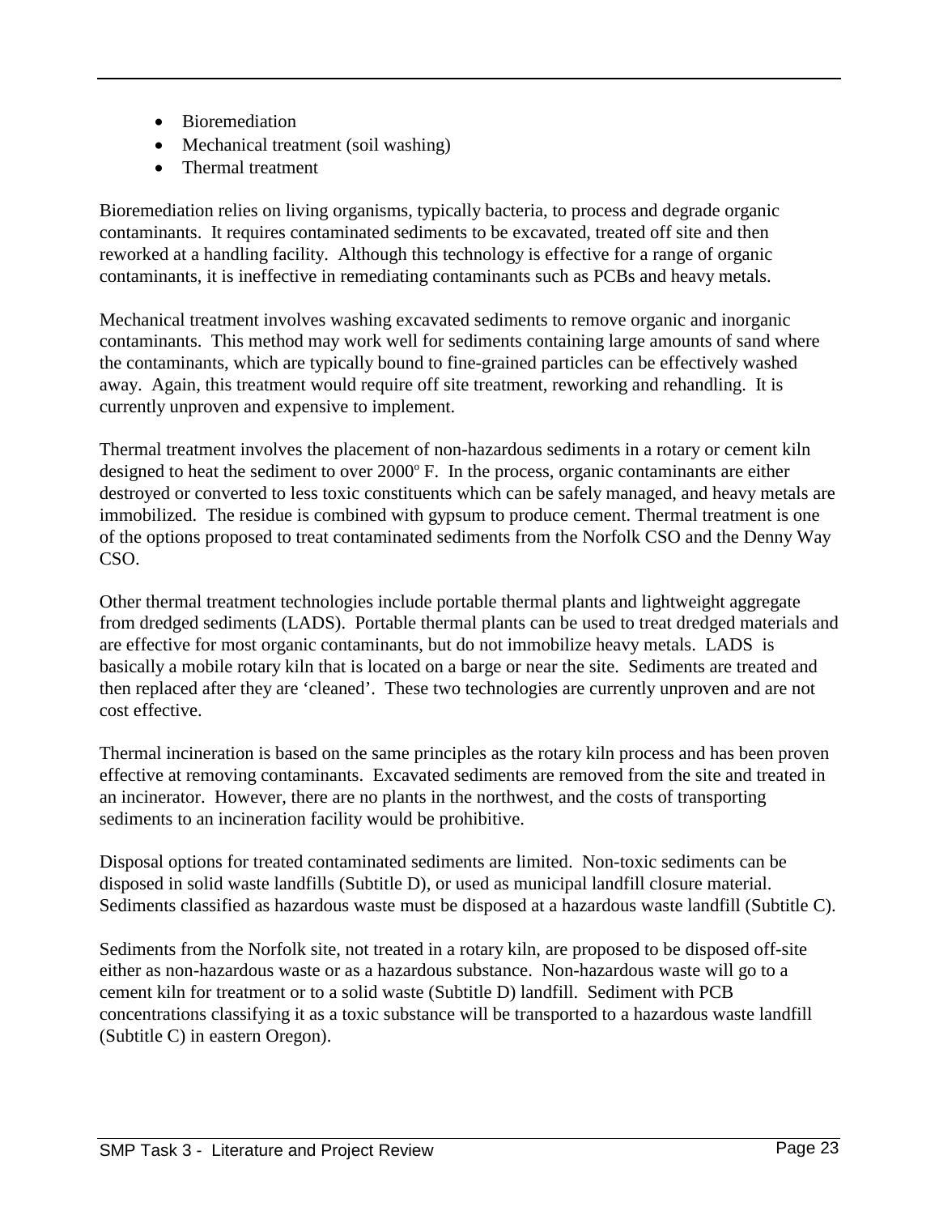- Bioremediation
- Mechanical treatment (soil washing)
- Thermal treatment

Bioremediation relies on living organisms, typically bacteria, to process and degrade organic contaminants. It requires contaminated sediments to be excavated, treated off site and then reworked at a handling facility. Although this technology is effective for a range of organic contaminants, it is ineffective in remediating contaminants such as PCBs and heavy metals.

Mechanical treatment involves washing excavated sediments to remove organic and inorganic contaminants. This method may work well for sediments containing large amounts of sand where the contaminants, which are typically bound to fine-grained particles can be effectively washed away. Again, this treatment would require off site treatment, reworking and rehandling. It is currently unproven and expensive to implement.

Thermal treatment involves the placement of non-hazardous sediments in a rotary or cement kiln designed to heat the sediment to over 2000$^{o}$ F. In the process, organic contaminants are either destroyed or converted to less toxic constituents which can be safely managed, and heavy metals are immobilized. The residue is combined with gypsum to produce cement. Thermal treatment is one of the options proposed to treat contaminated sediments from the Norfolk CSO and the Denny Way CSO.

Other thermal treatment technologies include portable thermal plants and lightweight aggregate from dredged sediments (LADS). Portable thermal plants can be used to treat dredged materials and are effective for most organic contaminants, but do not immobilize heavy metals. LADS is basically a mobile rotary kiln that is located on a barge or near the site. Sediments are treated and then replaced after they are 'cleaned'. These two technologies are currently unproven and are not cost effective.

Thermal incineration is based on the same principles as the rotary kiln process and has been proven effective at removing contaminants. Excavated sediments are removed from the site and treated in an incinerator. However, there are no plants in the northwest, and the costs of transporting sediments to an incineration facility would be prohibitive.

Disposal options for treated contaminated sediments are limited. Non-toxic sediments can be disposed in solid waste landfills (Subtitle D), or used as municipal landfill closure material. Sediments classified as hazardous waste must be disposed at a hazardous waste landfill (Subtitle C).

Sediments from the Norfolk site, not treated in a rotary kiln, are proposed to be disposed off-site either as non-hazardous waste or as a hazardous substance. Non-hazardous waste will go to a cement kiln for treatment or to a solid waste (Subtitle D) landfill. Sediment with PCB concentrations classifying it as a toxic substance will be transported to a hazardous waste landfill (Subtitle C) in eastern Oregon).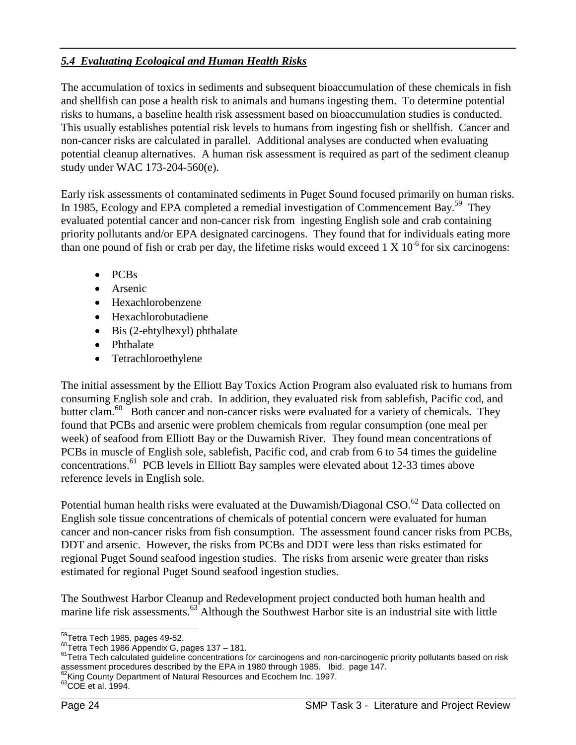### *5.4 Evaluating Ecological and Human Health Risks*

The accumulation of toxics in sediments and subsequent bioaccumulation of these chemicals in fish and shellfish can pose a health risk to animals and humans ingesting them. To determine potential risks to humans, a baseline health risk assessment based on bioaccumulation studies is conducted. This usually establishes potential risk levels to humans from ingesting fish or shellfish. Cancer and non-cancer risks are calculated in parallel. Additional analyses are conducted when evaluating potential cleanup alternatives. A human risk assessment is required as part of the sediment cleanup study under WAC 173-204-560(e).

Early risk assessments of contaminated sediments in Puget Sound focused primarily on human risks. In 1985, Ecology and EPA completed a remedial investigation of Commencement Bay.[59] They evaluated potential cancer and non-cancer risk from ingesting English sole and crab containing priority pollutants and/or EPA designated carcinogens. They found that for individuals eating more than one pound of fish or crab per day, the lifetime risks would exceed $1 \times 10^{-6}$ for six carcinogens:

- PCBs
- Arsenic
- Hexachlorobenzene
- Hexachlorobutadiene
- Bis (2-ehtylhexyl) phthalate
- Phthalate
- Tetrachloroethylene

The initial assessment by the Elliott Bay Toxics Action Program also evaluated risk to humans from consuming English sole and crab. In addition, they evaluated risk from sablefish, Pacific cod, and butter clam.[60] Both cancer and non-cancer risks were evaluated for a variety of chemicals. They found that PCBs and arsenic were problem chemicals from regular consumption (one meal per week) of seafood from Elliott Bay or the Duwamish River. They found mean concentrations of PCBs in muscle of English sole, sablefish, Pacific cod, and crab from 6 to 54 times the guideline concentrations.[61] PCB levels in Elliott Bay samples were elevated about 12-33 times above reference levels in English sole.

Potential human health risks were evaluated at the Duwamish/Diagonal CSO.[62] Data collected on English sole tissue concentrations of chemicals of potential concern were evaluated for human cancer and non-cancer risks from fish consumption. The assessment found cancer risks from PCBs, DDT and arsenic. However, the risks from PCBs and DDT were less than risks estimated for regional Puget Sound seafood ingestion studies. The risks from arsenic were greater than risks estimated for regional Puget Sound seafood ingestion studies.

The Southwest Harbor Cleanup and Redevelopment project conducted both human health and marine life risk assessments.[63] Although the Southwest Harbor site is an industrial site with little

---

[59] Tetra Tech 1985, pages 49-52.

[60] Tetra Tech 1986 Appendix G, pages 137 – 181.

[61] Tetra Tech calculated guideline concentrations for carcinogens and non-carcinogenic priority pollutants based on risk assessment procedures described by the EPA in 1980 through 1985. Ibid. page 147.

[62] King County Department of Natural Resources and Ecochem Inc. 1997.

[63] COE et al. 1994.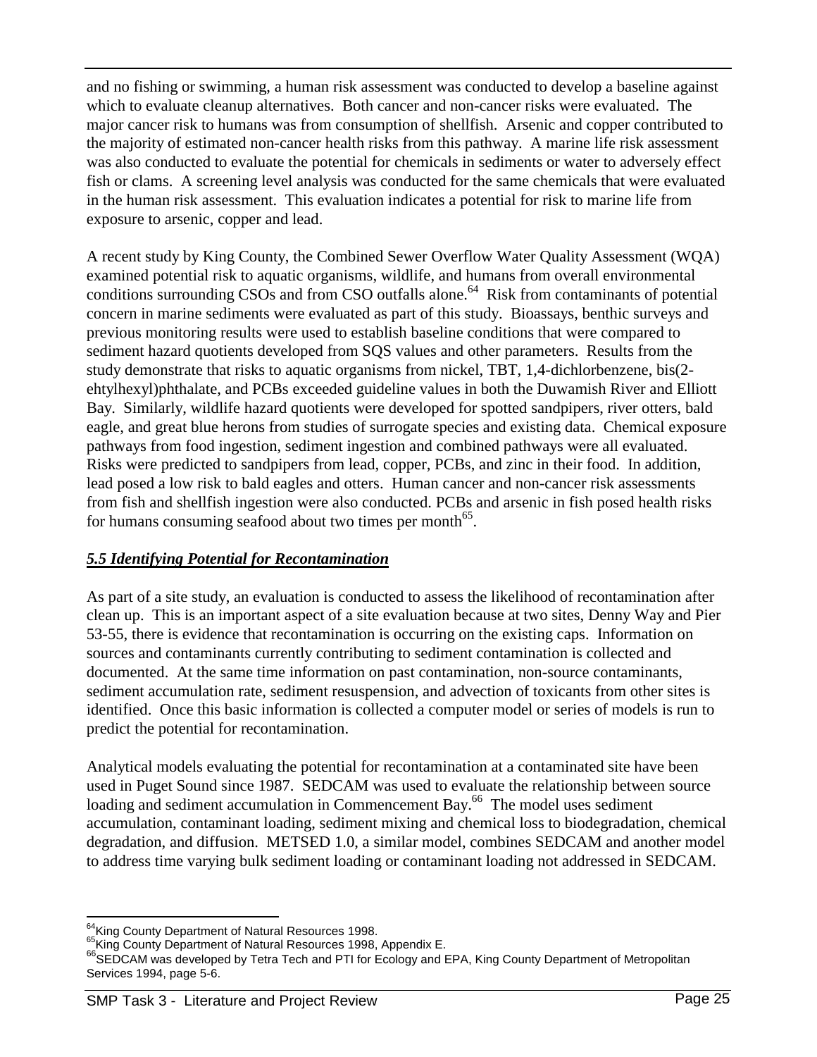and no fishing or swimming, a human risk assessment was conducted to develop a baseline against which to evaluate cleanup alternatives. Both cancer and non-cancer risks were evaluated. The major cancer risk to humans was from consumption of shellfish. Arsenic and copper contributed to the majority of estimated non-cancer health risks from this pathway. A marine life risk assessment was also conducted to evaluate the potential for chemicals in sediments or water to adversely effect fish or clams. A screening level analysis was conducted for the same chemicals that were evaluated in the human risk assessment. This evaluation indicates a potential for risk to marine life from exposure to arsenic, copper and lead.

A recent study by King County, the Combined Sewer Overflow Water Quality Assessment (WQA) examined potential risk to aquatic organisms, wildlife, and humans from overall environmental conditions surrounding CSOs and from CSO outfalls alone.[64] Risk from contaminants of potential concern in marine sediments were evaluated as part of this study. Bioassays, benthic surveys and previous monitoring results were used to establish baseline conditions that were compared to sediment hazard quotients developed from SQS values and other parameters. Results from the study demonstrate that risks to aquatic organisms from nickel, TBT, 1,4-dichlorbenzene, bis(2-ehtylhexyl)phthalate, and PCBs exceeded guideline values in both the Duwamish River and Elliott Bay. Similarly, wildlife hazard quotients were developed for spotted sandpipers, river otters, bald eagle, and great blue herons from studies of surrogate species and existing data. Chemical exposure pathways from food ingestion, sediment ingestion and combined pathways were all evaluated. Risks were predicted to sandpipers from lead, copper, PCBs, and zinc in their food. In addition, lead posed a low risk to bald eagles and otters. Human cancer and non-cancer risk assessments from fish and shellfish ingestion were also conducted. PCBs and arsenic in fish posed health risks for humans consuming seafood about two times per month[65].

### *5.5 Identifying Potential for Recontamination*

As part of a site study, an evaluation is conducted to assess the likelihood of recontamination after clean up. This is an important aspect of a site evaluation because at two sites, Denny Way and Pier 53-55, there is evidence that recontamination is occurring on the existing caps. Information on sources and contaminants currently contributing to sediment contamination is collected and documented. At the same time information on past contamination, non-source contaminants, sediment accumulation rate, sediment resuspension, and advection of toxicants from other sites is identified. Once this basic information is collected a computer model or series of models is run to predict the potential for recontamination.

Analytical models evaluating the potential for recontamination at a contaminated site have been used in Puget Sound since 1987. SEDCAM was used to evaluate the relationship between source loading and sediment accumulation in Commencement Bay.[66] The model uses sediment accumulation, contaminant loading, sediment mixing and chemical loss to biodegradation, chemical degradation, and diffusion. METSED 1.0, a similar model, combines SEDCAM and another model to address time varying bulk sediment loading or contaminant loading not addressed in SEDCAM.

---

[64] King County Department of Natural Resources 1998.
[65] King County Department of Natural Resources 1998, Appendix E.
[66] SEDCAM was developed by Tetra Tech and PTI for Ecology and EPA, King County Department of Metropolitan Services 1994, page 5-6.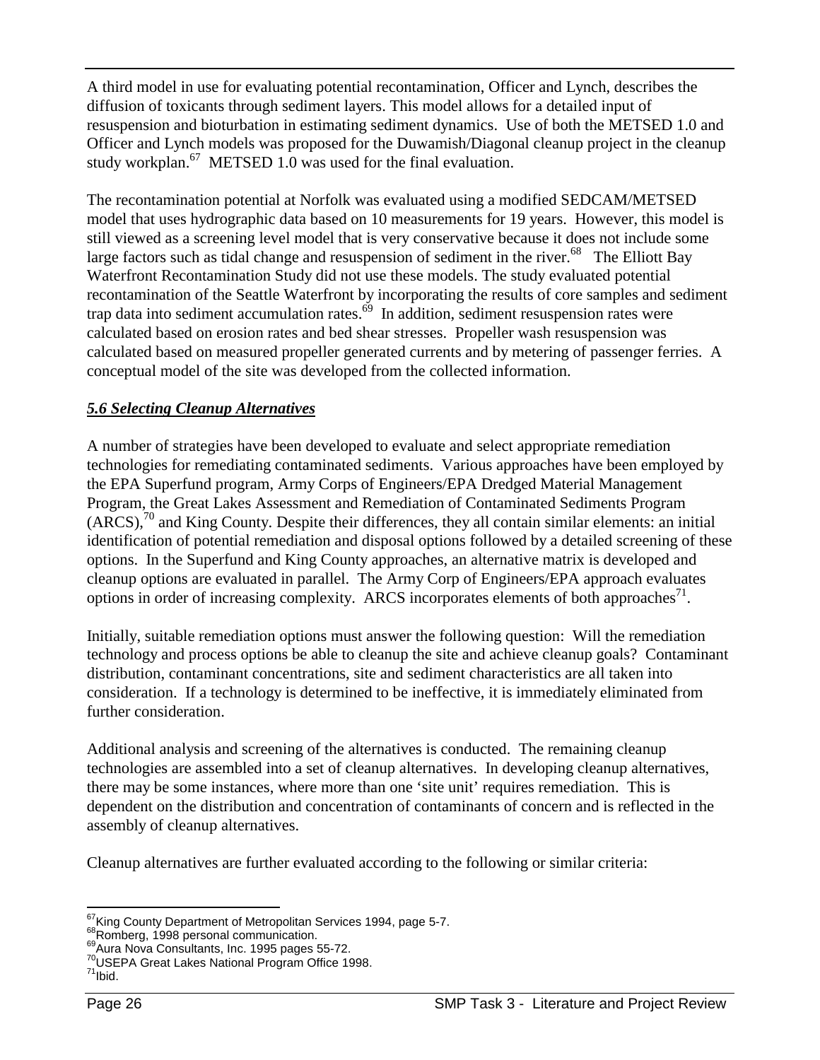A third model in use for evaluating potential recontamination, Officer and Lynch, describes the diffusion of toxicants through sediment layers. This model allows for a detailed input of resuspension and bioturbation in estimating sediment dynamics. Use of both the METSED 1.0 and Officer and Lynch models was proposed for the Duwamish/Diagonal cleanup project in the cleanup study workplan.[67] METSED 1.0 was used for the final evaluation.

The recontamination potential at Norfolk was evaluated using a modified SEDCAM/METSED model that uses hydrographic data based on 10 measurements for 19 years. However, this model is still viewed as a screening level model that is very conservative because it does not include some large factors such as tidal change and resuspension of sediment in the river.[68] The Elliott Bay Waterfront Recontamination Study did not use these models. The study evaluated potential recontamination of the Seattle Waterfront by incorporating the results of core samples and sediment trap data into sediment accumulation rates.[69] In addition, sediment resuspension rates were calculated based on erosion rates and bed shear stresses. Propeller wash resuspension was calculated based on measured propeller generated currents and by metering of passenger ferries. A conceptual model of the site was developed from the collected information.

## ***5.6 Selecting Cleanup Alternatives***

A number of strategies have been developed to evaluate and select appropriate remediation technologies for remediating contaminated sediments. Various approaches have been employed by the EPA Superfund program, Army Corps of Engineers/EPA Dredged Material Management Program, the Great Lakes Assessment and Remediation of Contaminated Sediments Program (ARCS),[70] and King County. Despite their differences, they all contain similar elements: an initial identification of potential remediation and disposal options followed by a detailed screening of these options. In the Superfund and King County approaches, an alternative matrix is developed and cleanup options are evaluated in parallel. The Army Corp of Engineers/EPA approach evaluates options in order of increasing complexity. ARCS incorporates elements of both approaches[71].

Initially, suitable remediation options must answer the following question: Will the remediation technology and process options be able to cleanup the site and achieve cleanup goals? Contaminant distribution, contaminant concentrations, site and sediment characteristics are all taken into consideration. If a technology is determined to be ineffective, it is immediately eliminated from further consideration.

Additional analysis and screening of the alternatives is conducted. The remaining cleanup technologies are assembled into a set of cleanup alternatives. In developing cleanup alternatives, there may be some instances, where more than one 'site unit' requires remediation. This is dependent on the distribution and concentration of contaminants of concern and is reflected in the assembly of cleanup alternatives.

Cleanup alternatives are further evaluated according to the following or similar criteria:

---

[67] King County Department of Metropolitan Services 1994, page 5-7.
[68] Romberg, 1998 personal communication.
[69] Aura Nova Consultants, Inc. 1995 pages 55-72.
[70] USEPA Great Lakes National Program Office 1998.
[71] Ibid.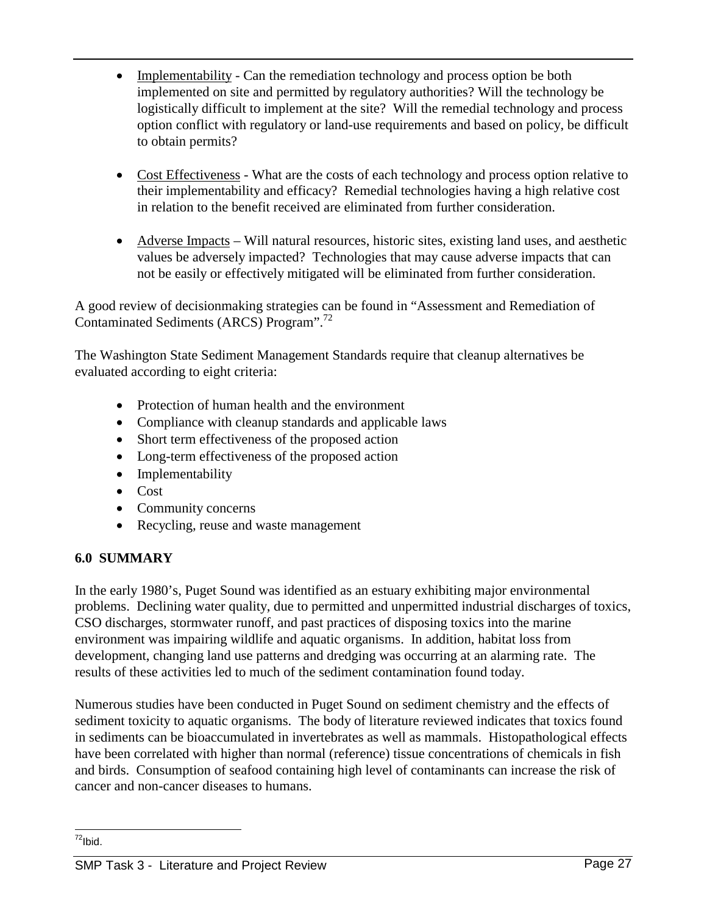- Implementability - Can the remediation technology and process option be both implemented on site and permitted by regulatory authorities? Will the technology be logistically difficult to implement at the site? Will the remedial technology and process option conflict with regulatory or land-use requirements and based on policy, be difficult to obtain permits?

- Cost Effectiveness - What are the costs of each technology and process option relative to their implementability and efficacy? Remedial technologies having a high relative cost in relation to the benefit received are eliminated from further consideration.

- Adverse Impacts – Will natural resources, historic sites, existing land uses, and aesthetic values be adversely impacted? Technologies that may cause adverse impacts that can not be easily or effectively mitigated will be eliminated from further consideration.

A good review of decisionmaking strategies can be found in "Assessment and Remediation of Contaminated Sediments (ARCS) Program".[72]

The Washington State Sediment Management Standards require that cleanup alternatives be evaluated according to eight criteria:

- Protection of human health and the environment
- Compliance with cleanup standards and applicable laws
- Short term effectiveness of the proposed action
- Long-term effectiveness of the proposed action
- Implementability
- Cost
- Community concerns
- Recycling, reuse and waste management

## 6.0 SUMMARY

In the early 1980's, Puget Sound was identified as an estuary exhibiting major environmental problems. Declining water quality, due to permitted and unpermitted industrial discharges of toxics, CSO discharges, stormwater runoff, and past practices of disposing toxics into the marine environment was impairing wildlife and aquatic organisms. In addition, habitat loss from development, changing land use patterns and dredging was occurring at an alarming rate. The results of these activities led to much of the sediment contamination found today.

Numerous studies have been conducted in Puget Sound on sediment chemistry and the effects of sediment toxicity to aquatic organisms. The body of literature reviewed indicates that toxics found in sediments can be bioaccumulated in invertebrates as well as mammals. Histopathological effects have been correlated with higher than normal (reference) tissue concentrations of chemicals in fish and birds. Consumption of seafood containing high level of contaminants can increase the risk of cancer and non-cancer diseases to humans.

---

[72] Ibid.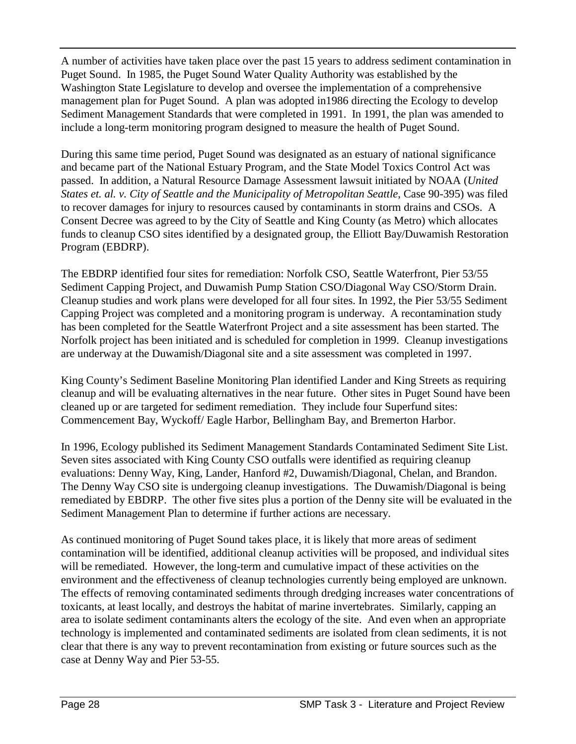A number of activities have taken place over the past 15 years to address sediment contamination in Puget Sound. In 1985, the Puget Sound Water Quality Authority was established by the Washington State Legislature to develop and oversee the implementation of a comprehensive management plan for Puget Sound. A plan was adopted in1986 directing the Ecology to develop Sediment Management Standards that were completed in 1991. In 1991, the plan was amended to include a long-term monitoring program designed to measure the health of Puget Sound.

During this same time period, Puget Sound was designated as an estuary of national significance and became part of the National Estuary Program, and the State Model Toxics Control Act was passed. In addition, a Natural Resource Damage Assessment lawsuit initiated by NOAA (*United States et. al. v. City of Seattle and the Municipality of Metropolitan Seattle*, Case 90-395) was filed to recover damages for injury to resources caused by contaminants in storm drains and CSOs. A Consent Decree was agreed to by the City of Seattle and King County (as Metro) which allocates funds to cleanup CSO sites identified by a designated group, the Elliott Bay/Duwamish Restoration Program (EBDRP).

The EBDRP identified four sites for remediation: Norfolk CSO, Seattle Waterfront, Pier 53/55 Sediment Capping Project, and Duwamish Pump Station CSO/Diagonal Way CSO/Storm Drain. Cleanup studies and work plans were developed for all four sites. In 1992, the Pier 53/55 Sediment Capping Project was completed and a monitoring program is underway. A recontamination study has been completed for the Seattle Waterfront Project and a site assessment has been started. The Norfolk project has been initiated and is scheduled for completion in 1999. Cleanup investigations are underway at the Duwamish/Diagonal site and a site assessment was completed in 1997.

King County's Sediment Baseline Monitoring Plan identified Lander and King Streets as requiring cleanup and will be evaluating alternatives in the near future. Other sites in Puget Sound have been cleaned up or are targeted for sediment remediation. They include four Superfund sites: Commencement Bay, Wyckoff/ Eagle Harbor, Bellingham Bay, and Bremerton Harbor.

In 1996, Ecology published its Sediment Management Standards Contaminated Sediment Site List. Seven sites associated with King County CSO outfalls were identified as requiring cleanup evaluations: Denny Way, King, Lander, Hanford #2, Duwamish/Diagonal, Chelan, and Brandon. The Denny Way CSO site is undergoing cleanup investigations. The Duwamish/Diagonal is being remediated by EBDRP. The other five sites plus a portion of the Denny site will be evaluated in the Sediment Management Plan to determine if further actions are necessary.

As continued monitoring of Puget Sound takes place, it is likely that more areas of sediment contamination will be identified, additional cleanup activities will be proposed, and individual sites will be remediated. However, the long-term and cumulative impact of these activities on the environment and the effectiveness of cleanup technologies currently being employed are unknown. The effects of removing contaminated sediments through dredging increases water concentrations of toxicants, at least locally, and destroys the habitat of marine invertebrates. Similarly, capping an area to isolate sediment contaminants alters the ecology of the site. And even when an appropriate technology is implemented and contaminated sediments are isolated from clean sediments, it is not clear that there is any way to prevent recontamination from existing or future sources such as the case at Denny Way and Pier 53-55.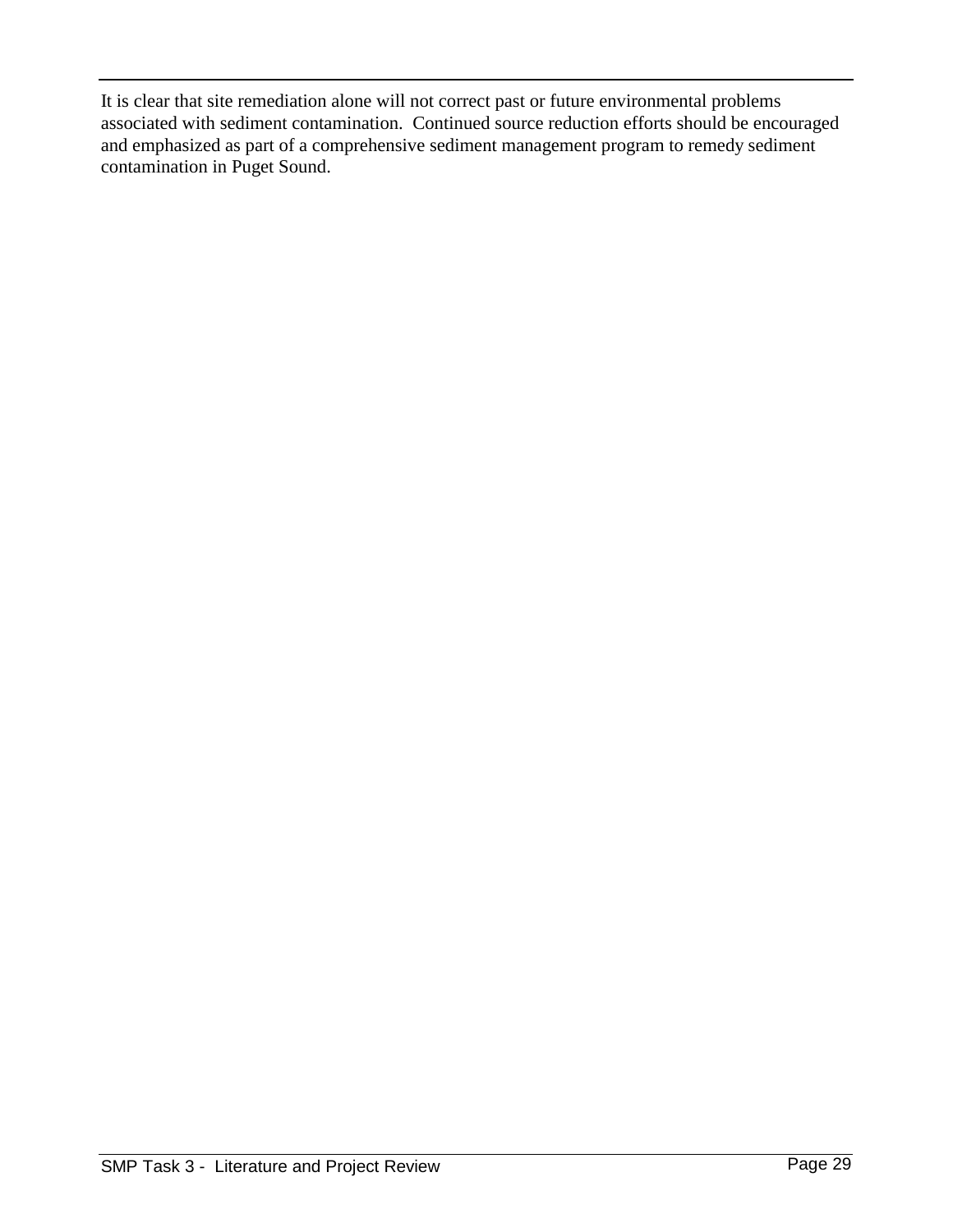It is clear that site remediation alone will not correct past or future environmental problems associated with sediment contamination. Continued source reduction efforts should be encouraged and emphasized as part of a comprehensive sediment management program to remedy sediment contamination in Puget Sound.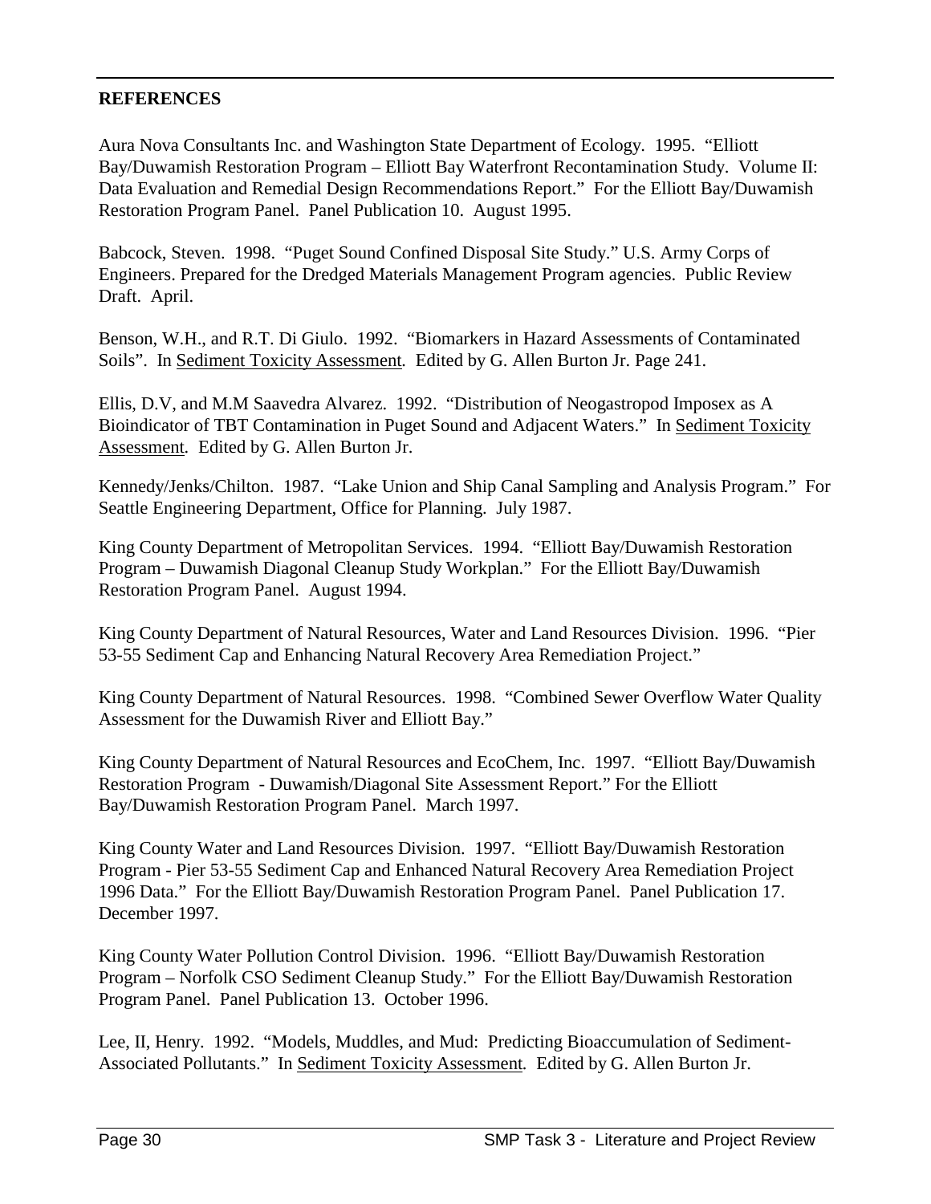## REFERENCES

Aura Nova Consultants Inc. and Washington State Department of Ecology. 1995. "Elliott Bay/Duwamish Restoration Program – Elliott Bay Waterfront Recontamination Study. Volume II: Data Evaluation and Remedial Design Recommendations Report." For the Elliott Bay/Duwamish Restoration Program Panel. Panel Publication 10. August 1995.

Babcock, Steven. 1998. "Puget Sound Confined Disposal Site Study." U.S. Army Corps of Engineers. Prepared for the Dredged Materials Management Program agencies. Public Review Draft. April.

Benson, W.H., and R.T. Di Giulo. 1992. "Biomarkers in Hazard Assessments of Contaminated Soils". In Sediment Toxicity Assessment. Edited by G. Allen Burton Jr. Page 241.

Ellis, D.V, and M.M Saavedra Alvarez. 1992. "Distribution of Neogastropod Imposex as A Bioindicator of TBT Contamination in Puget Sound and Adjacent Waters." In Sediment Toxicity Assessment. Edited by G. Allen Burton Jr.

Kennedy/Jenks/Chilton. 1987. "Lake Union and Ship Canal Sampling and Analysis Program." For Seattle Engineering Department, Office for Planning. July 1987.

King County Department of Metropolitan Services. 1994. "Elliott Bay/Duwamish Restoration Program – Duwamish Diagonal Cleanup Study Workplan." For the Elliott Bay/Duwamish Restoration Program Panel. August 1994.

King County Department of Natural Resources, Water and Land Resources Division. 1996. "Pier 53-55 Sediment Cap and Enhancing Natural Recovery Area Remediation Project."

King County Department of Natural Resources. 1998. "Combined Sewer Overflow Water Quality Assessment for the Duwamish River and Elliott Bay."

King County Department of Natural Resources and EcoChem, Inc. 1997. "Elliott Bay/Duwamish Restoration Program - Duwamish/Diagonal Site Assessment Report." For the Elliott Bay/Duwamish Restoration Program Panel. March 1997.

King County Water and Land Resources Division. 1997. "Elliott Bay/Duwamish Restoration Program - Pier 53-55 Sediment Cap and Enhanced Natural Recovery Area Remediation Project 1996 Data." For the Elliott Bay/Duwamish Restoration Program Panel. Panel Publication 17. December 1997.

King County Water Pollution Control Division. 1996. "Elliott Bay/Duwamish Restoration Program – Norfolk CSO Sediment Cleanup Study." For the Elliott Bay/Duwamish Restoration Program Panel. Panel Publication 13. October 1996.

Lee, II, Henry. 1992. "Models, Muddles, and Mud: Predicting Bioaccumulation of Sediment-Associated Pollutants." In Sediment Toxicity Assessment. Edited by G. Allen Burton Jr.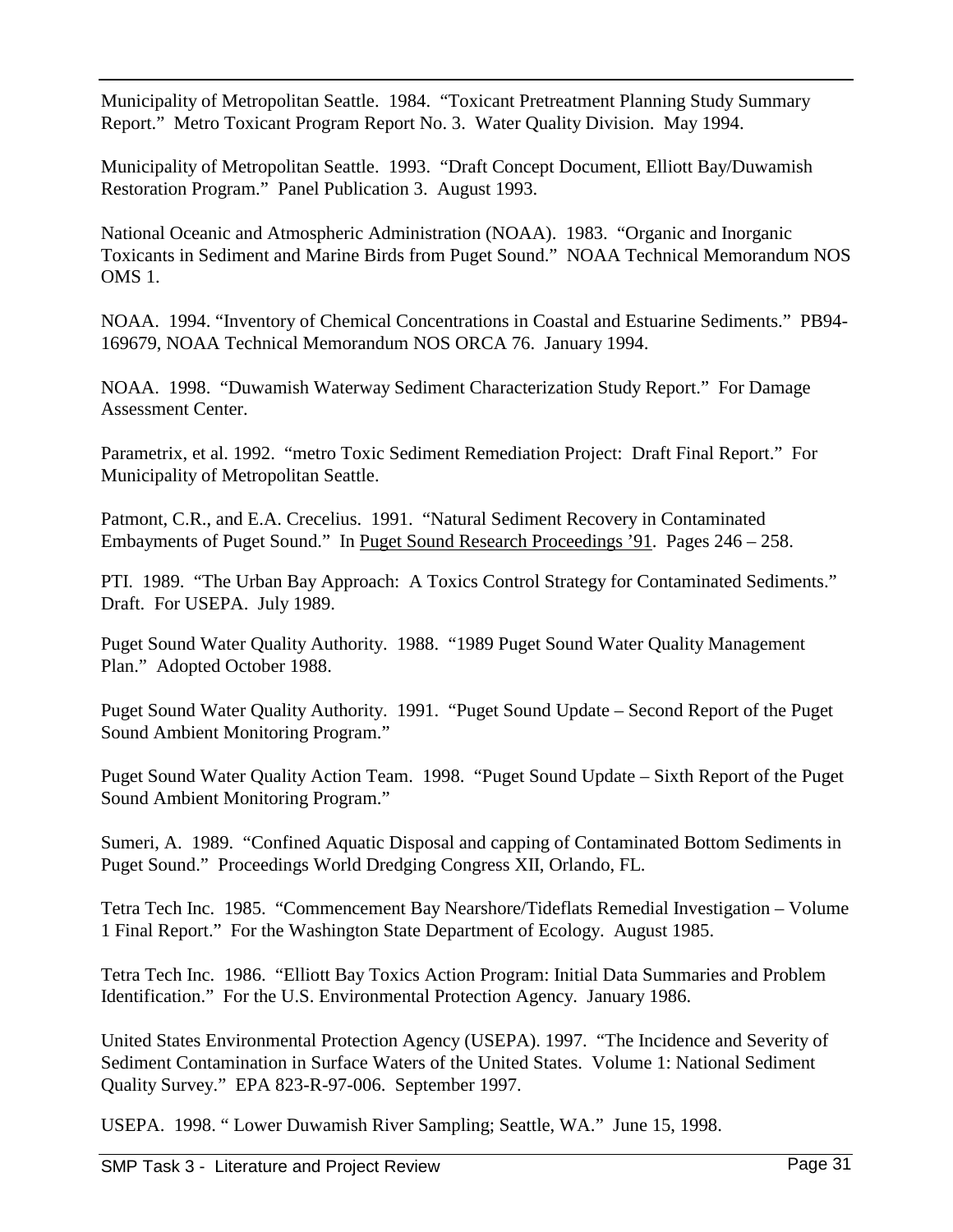Municipality of Metropolitan Seattle. 1984. "Toxicant Pretreatment Planning Study Summary Report." Metro Toxicant Program Report No. 3. Water Quality Division. May 1994.

Municipality of Metropolitan Seattle. 1993. "Draft Concept Document, Elliott Bay/Duwamish Restoration Program." Panel Publication 3. August 1993.

National Oceanic and Atmospheric Administration (NOAA). 1983. "Organic and Inorganic Toxicants in Sediment and Marine Birds from Puget Sound." NOAA Technical Memorandum NOS OMS 1.

NOAA. 1994. "Inventory of Chemical Concentrations in Coastal and Estuarine Sediments." PB94-169679, NOAA Technical Memorandum NOS ORCA 76. January 1994.

NOAA. 1998. "Duwamish Waterway Sediment Characterization Study Report." For Damage Assessment Center.

Parametrix, et al. 1992. "metro Toxic Sediment Remediation Project: Draft Final Report." For Municipality of Metropolitan Seattle.

Patmont, C.R., and E.A. Crecelius. 1991. "Natural Sediment Recovery in Contaminated Embayments of Puget Sound." In <u>Puget Sound Research Proceedings '91</u>. Pages 246 – 258.

PTI. 1989. "The Urban Bay Approach: A Toxics Control Strategy for Contaminated Sediments." Draft. For USEPA. July 1989.

Puget Sound Water Quality Authority. 1988. "1989 Puget Sound Water Quality Management Plan." Adopted October 1988.

Puget Sound Water Quality Authority. 1991. "Puget Sound Update – Second Report of the Puget Sound Ambient Monitoring Program."

Puget Sound Water Quality Action Team. 1998. "Puget Sound Update – Sixth Report of the Puget Sound Ambient Monitoring Program."

Sumeri, A. 1989. "Confined Aquatic Disposal and capping of Contaminated Bottom Sediments in Puget Sound." Proceedings World Dredging Congress XII, Orlando, FL.

Tetra Tech Inc. 1985. "Commencement Bay Nearshore/Tideflats Remedial Investigation – Volume 1 Final Report." For the Washington State Department of Ecology. August 1985.

Tetra Tech Inc. 1986. "Elliott Bay Toxics Action Program: Initial Data Summaries and Problem Identification." For the U.S. Environmental Protection Agency. January 1986.

United States Environmental Protection Agency (USEPA). 1997. "The Incidence and Severity of Sediment Contamination in Surface Waters of the United States. Volume 1: National Sediment Quality Survey." EPA 823-R-97-006. September 1997.

USEPA. 1998. " Lower Duwamish River Sampling; Seattle, WA." June 15, 1998.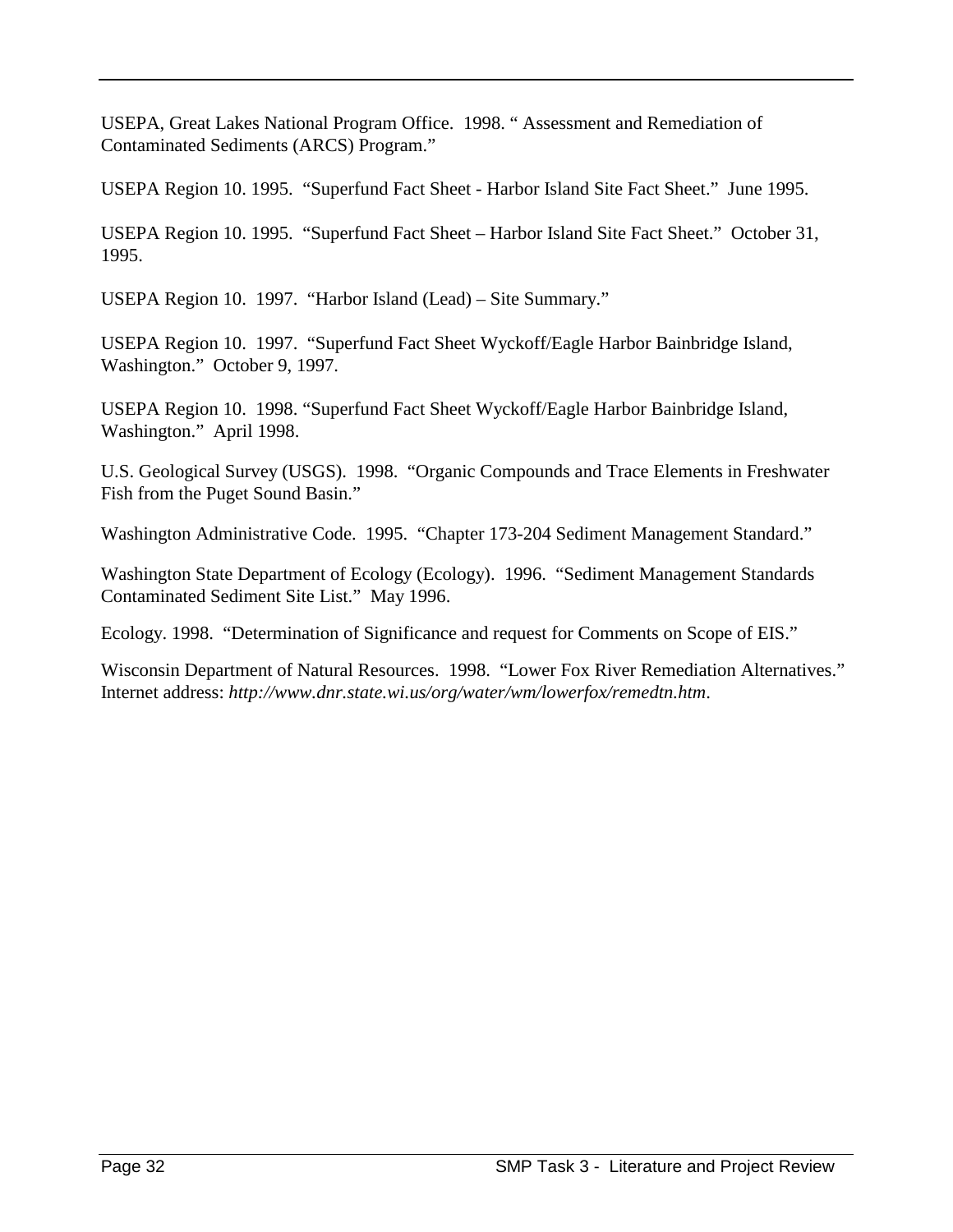USEPA, Great Lakes National Program Office. 1998. " Assessment and Remediation of Contaminated Sediments (ARCS) Program."

USEPA Region 10. 1995. "Superfund Fact Sheet - Harbor Island Site Fact Sheet." June 1995.

USEPA Region 10. 1995. "Superfund Fact Sheet – Harbor Island Site Fact Sheet." October 31, 1995.

USEPA Region 10. 1997. "Harbor Island (Lead) – Site Summary."

USEPA Region 10. 1997. "Superfund Fact Sheet Wyckoff/Eagle Harbor Bainbridge Island, Washington." October 9, 1997.

USEPA Region 10. 1998. "Superfund Fact Sheet Wyckoff/Eagle Harbor Bainbridge Island, Washington." April 1998.

U.S. Geological Survey (USGS). 1998. "Organic Compounds and Trace Elements in Freshwater Fish from the Puget Sound Basin."

Washington Administrative Code. 1995. "Chapter 173-204 Sediment Management Standard."

Washington State Department of Ecology (Ecology). 1996. "Sediment Management Standards Contaminated Sediment Site List." May 1996.

Ecology. 1998. "Determination of Significance and request for Comments on Scope of EIS."

Wisconsin Department of Natural Resources. 1998. "Lower Fox River Remediation Alternatives." Internet address: *http://www.dnr.state.wi.us/org/water/wm/lowerfox/remedtn.htm*.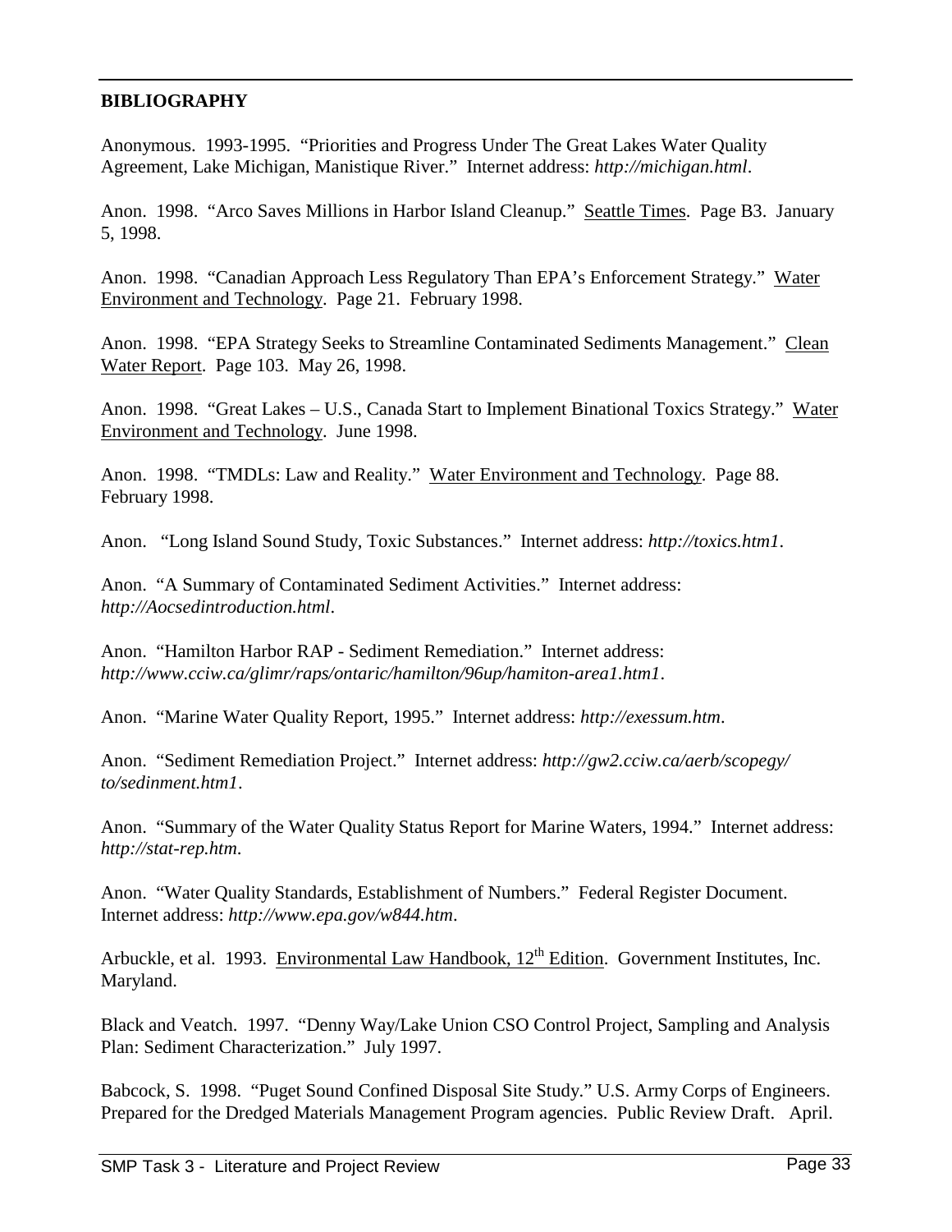## BIBLIOGRAPHY

Anonymous. 1993-1995. "Priorities and Progress Under The Great Lakes Water Quality Agreement, Lake Michigan, Manistique River." Internet address: *http://michigan.html*.

Anon. 1998. "Arco Saves Millions in Harbor Island Cleanup." Seattle Times. Page B3. January 5, 1998.

Anon. 1998. "Canadian Approach Less Regulatory Than EPA's Enforcement Strategy." Water Environment and Technology. Page 21. February 1998.

Anon. 1998. "EPA Strategy Seeks to Streamline Contaminated Sediments Management." Clean Water Report. Page 103. May 26, 1998.

Anon. 1998. "Great Lakes – U.S., Canada Start to Implement Binational Toxics Strategy." Water Environment and Technology. June 1998.

Anon. 1998. "TMDLs: Law and Reality." Water Environment and Technology. Page 88. February 1998.

Anon. "Long Island Sound Study, Toxic Substances." Internet address: *http://toxics.htm1*.

Anon. "A Summary of Contaminated Sediment Activities." Internet address: *http://Aocsedintroduction.html*.

Anon. "Hamilton Harbor RAP - Sediment Remediation." Internet address: *http://www.cciw.ca/glimr/raps/ontaric/hamilton/96up/hamiton-area1.htm1*.

Anon. "Marine Water Quality Report, 1995." Internet address: *http://exessum.htm*.

Anon. "Sediment Remediation Project." Internet address: *http://gw2.cciw.ca/aerb/scopegy/to/sedinment.htm1*.

Anon. "Summary of the Water Quality Status Report for Marine Waters, 1994." Internet address: *http://stat-rep.htm*.

Anon. "Water Quality Standards, Establishment of Numbers." Federal Register Document. Internet address: *http://www.epa.gov/w844.htm*.

Arbuckle, et al. 1993. Environmental Law Handbook, 12th Edition. Government Institutes, Inc. Maryland.

Black and Veatch. 1997. "Denny Way/Lake Union CSO Control Project, Sampling and Analysis Plan: Sediment Characterization." July 1997.

Babcock, S. 1998. "Puget Sound Confined Disposal Site Study." U.S. Army Corps of Engineers. Prepared for the Dredged Materials Management Program agencies. Public Review Draft. April.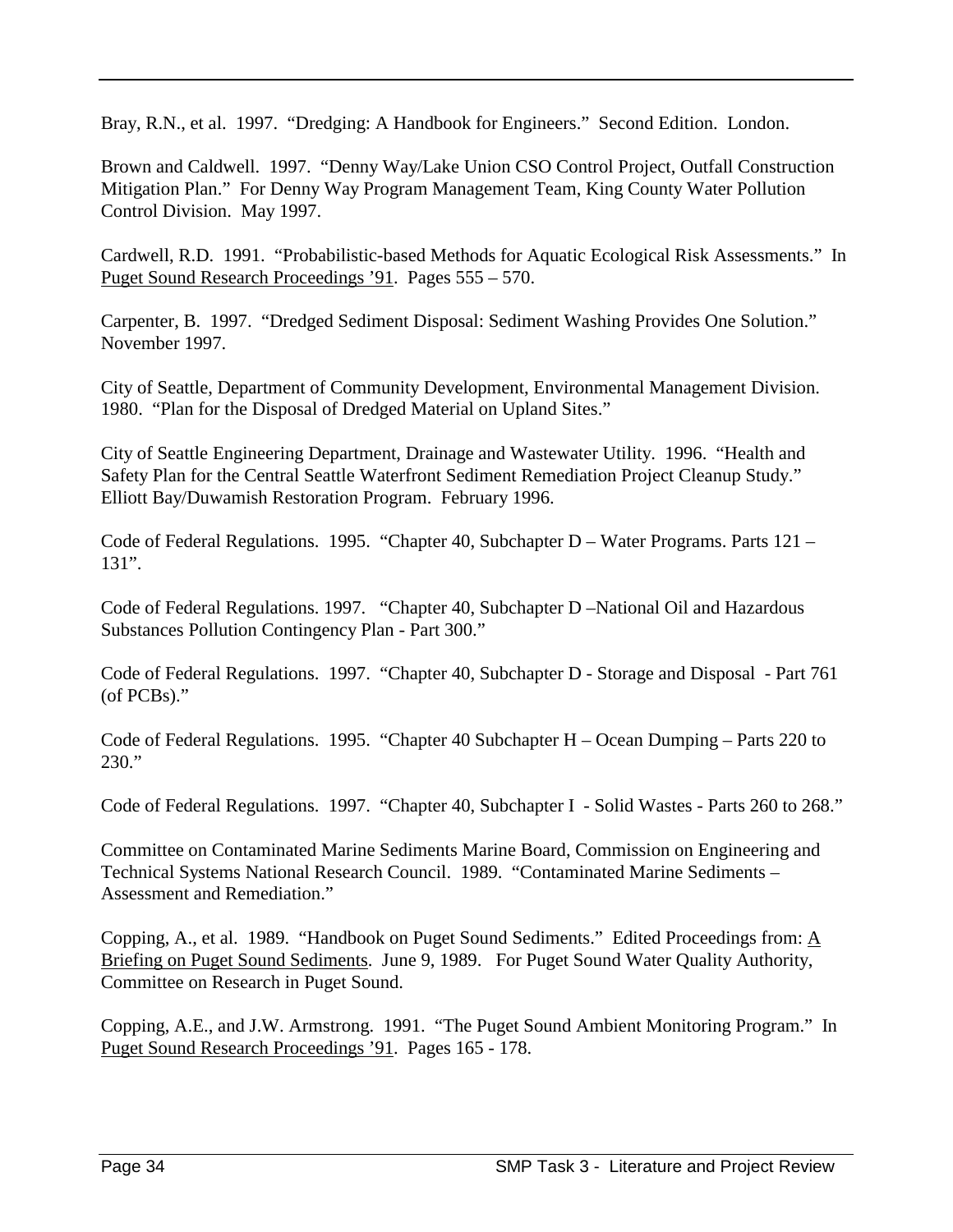Bray, R.N., et al. 1997. "Dredging: A Handbook for Engineers." Second Edition. London.

Brown and Caldwell. 1997. "Denny Way/Lake Union CSO Control Project, Outfall Construction Mitigation Plan." For Denny Way Program Management Team, King County Water Pollution Control Division. May 1997.

Cardwell, R.D. 1991. "Probabilistic-based Methods for Aquatic Ecological Risk Assessments." In Puget Sound Research Proceedings '91. Pages 555 – 570.

Carpenter, B. 1997. "Dredged Sediment Disposal: Sediment Washing Provides One Solution." November 1997.

City of Seattle, Department of Community Development, Environmental Management Division. 1980. "Plan for the Disposal of Dredged Material on Upland Sites."

City of Seattle Engineering Department, Drainage and Wastewater Utility. 1996. "Health and Safety Plan for the Central Seattle Waterfront Sediment Remediation Project Cleanup Study." Elliott Bay/Duwamish Restoration Program. February 1996.

Code of Federal Regulations. 1995. "Chapter 40, Subchapter D – Water Programs. Parts 121 – 131".

Code of Federal Regulations. 1997. "Chapter 40, Subchapter D –National Oil and Hazardous Substances Pollution Contingency Plan - Part 300."

Code of Federal Regulations. 1997. "Chapter 40, Subchapter D - Storage and Disposal - Part 761 (of PCBs)."

Code of Federal Regulations. 1995. "Chapter 40 Subchapter H – Ocean Dumping – Parts 220 to 230."

Code of Federal Regulations. 1997. "Chapter 40, Subchapter I - Solid Wastes - Parts 260 to 268."

Committee on Contaminated Marine Sediments Marine Board, Commission on Engineering and Technical Systems National Research Council. 1989. "Contaminated Marine Sediments – Assessment and Remediation."

Copping, A., et al. 1989. "Handbook on Puget Sound Sediments." Edited Proceedings from: A Briefing on Puget Sound Sediments. June 9, 1989. For Puget Sound Water Quality Authority, Committee on Research in Puget Sound.

Copping, A.E., and J.W. Armstrong. 1991. "The Puget Sound Ambient Monitoring Program." In Puget Sound Research Proceedings '91. Pages 165 - 178.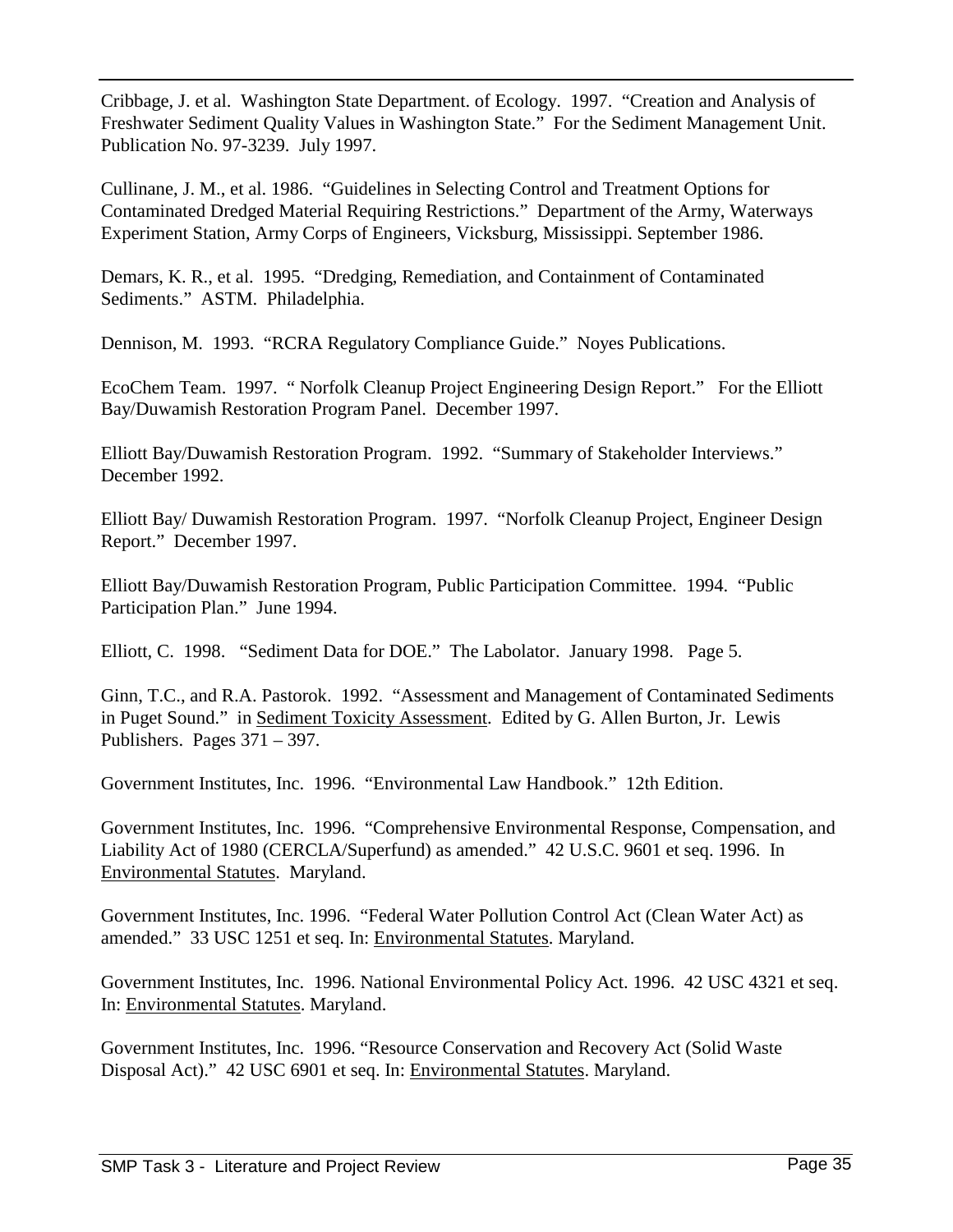Cribbage, J. et al. Washington State Department. of Ecology. 1997. "Creation and Analysis of Freshwater Sediment Quality Values in Washington State." For the Sediment Management Unit. Publication No. 97-3239. July 1997.

Cullinane, J. M., et al. 1986. "Guidelines in Selecting Control and Treatment Options for Contaminated Dredged Material Requiring Restrictions." Department of the Army, Waterways Experiment Station, Army Corps of Engineers, Vicksburg, Mississippi. September 1986.

Demars, K. R., et al. 1995. "Dredging, Remediation, and Containment of Contaminated Sediments." ASTM. Philadelphia.

Dennison, M. 1993. "RCRA Regulatory Compliance Guide." Noyes Publications.

EcoChem Team. 1997. " Norfolk Cleanup Project Engineering Design Report." For the Elliott Bay/Duwamish Restoration Program Panel. December 1997.

Elliott Bay/Duwamish Restoration Program. 1992. "Summary of Stakeholder Interviews." December 1992.

Elliott Bay/ Duwamish Restoration Program. 1997. "Norfolk Cleanup Project, Engineer Design Report." December 1997.

Elliott Bay/Duwamish Restoration Program, Public Participation Committee. 1994. "Public Participation Plan." June 1994.

Elliott, C. 1998. "Sediment Data for DOE." The Labolator. January 1998. Page 5.

Ginn, T.C., and R.A. Pastorok. 1992. "Assessment and Management of Contaminated Sediments in Puget Sound." in Sediment Toxicity Assessment. Edited by G. Allen Burton, Jr. Lewis Publishers. Pages 371 – 397.

Government Institutes, Inc. 1996. "Environmental Law Handbook." 12th Edition.

Government Institutes, Inc. 1996. "Comprehensive Environmental Response, Compensation, and Liability Act of 1980 (CERCLA/Superfund) as amended." 42 U.S.C. 9601 et seq. 1996. In Environmental Statutes. Maryland.

Government Institutes, Inc. 1996. "Federal Water Pollution Control Act (Clean Water Act) as amended." 33 USC 1251 et seq. In: Environmental Statutes. Maryland.

Government Institutes, Inc. 1996. National Environmental Policy Act. 1996. 42 USC 4321 et seq. In: Environmental Statutes. Maryland.

Government Institutes, Inc. 1996. "Resource Conservation and Recovery Act (Solid Waste Disposal Act)." 42 USC 6901 et seq. In: Environmental Statutes. Maryland.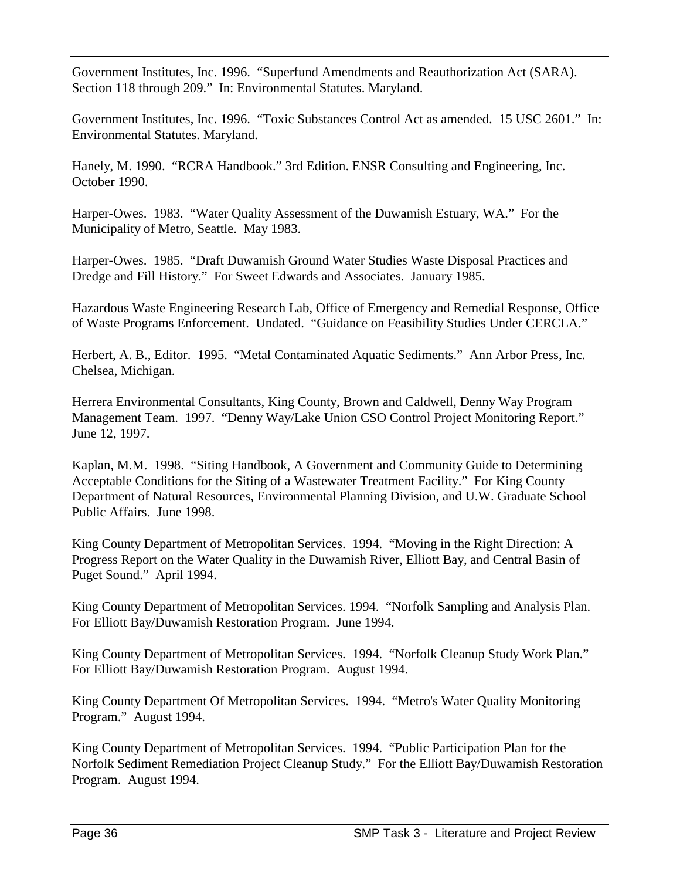Government Institutes, Inc. 1996. "Superfund Amendments and Reauthorization Act (SARA). Section 118 through 209." In: Environmental Statutes. Maryland.

Government Institutes, Inc. 1996. "Toxic Substances Control Act as amended. 15 USC 2601." In: Environmental Statutes. Maryland.

Hanely, M. 1990. "RCRA Handbook." 3rd Edition. ENSR Consulting and Engineering, Inc. October 1990.

Harper-Owes. 1983. "Water Quality Assessment of the Duwamish Estuary, WA." For the Municipality of Metro, Seattle. May 1983.

Harper-Owes. 1985. "Draft Duwamish Ground Water Studies Waste Disposal Practices and Dredge and Fill History." For Sweet Edwards and Associates. January 1985.

Hazardous Waste Engineering Research Lab, Office of Emergency and Remedial Response, Office of Waste Programs Enforcement. Undated. "Guidance on Feasibility Studies Under CERCLA."

Herbert, A. B., Editor. 1995. "Metal Contaminated Aquatic Sediments." Ann Arbor Press, Inc. Chelsea, Michigan.

Herrera Environmental Consultants, King County, Brown and Caldwell, Denny Way Program Management Team. 1997. "Denny Way/Lake Union CSO Control Project Monitoring Report." June 12, 1997.

Kaplan, M.M. 1998. "Siting Handbook, A Government and Community Guide to Determining Acceptable Conditions for the Siting of a Wastewater Treatment Facility." For King County Department of Natural Resources, Environmental Planning Division, and U.W. Graduate School Public Affairs. June 1998.

King County Department of Metropolitan Services. 1994. "Moving in the Right Direction: A Progress Report on the Water Quality in the Duwamish River, Elliott Bay, and Central Basin of Puget Sound." April 1994.

King County Department of Metropolitan Services. 1994. "Norfolk Sampling and Analysis Plan. For Elliott Bay/Duwamish Restoration Program. June 1994.

King County Department of Metropolitan Services. 1994. "Norfolk Cleanup Study Work Plan." For Elliott Bay/Duwamish Restoration Program. August 1994.

King County Department Of Metropolitan Services. 1994. "Metro's Water Quality Monitoring Program." August 1994.

King County Department of Metropolitan Services. 1994. "Public Participation Plan for the Norfolk Sediment Remediation Project Cleanup Study." For the Elliott Bay/Duwamish Restoration Program. August 1994.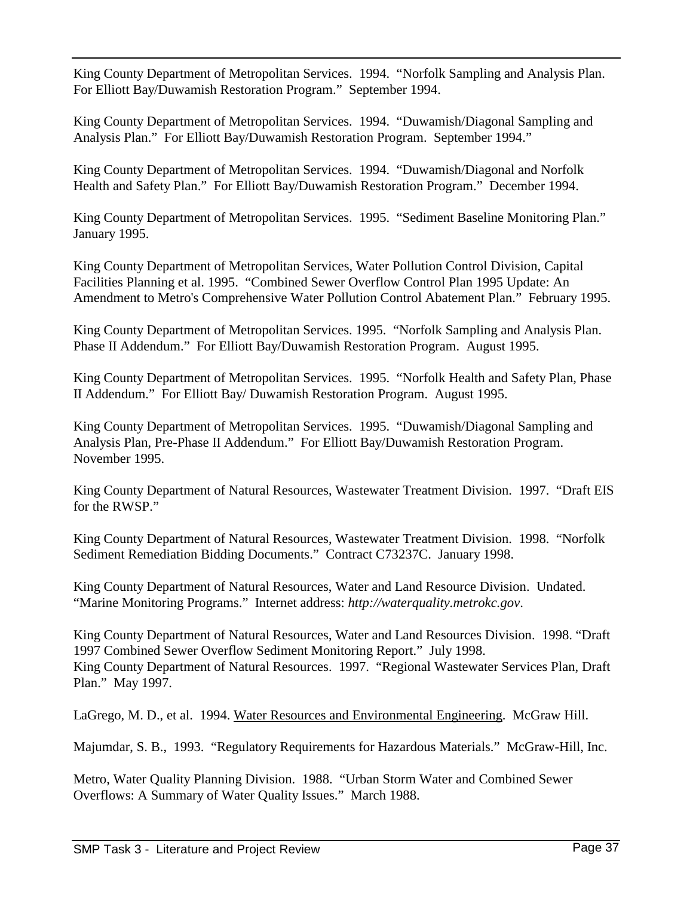King County Department of Metropolitan Services. 1994. "Norfolk Sampling and Analysis Plan. For Elliott Bay/Duwamish Restoration Program." September 1994.

King County Department of Metropolitan Services. 1994. "Duwamish/Diagonal Sampling and Analysis Plan." For Elliott Bay/Duwamish Restoration Program. September 1994."

King County Department of Metropolitan Services. 1994. "Duwamish/Diagonal and Norfolk Health and Safety Plan." For Elliott Bay/Duwamish Restoration Program." December 1994.

King County Department of Metropolitan Services. 1995. "Sediment Baseline Monitoring Plan." January 1995.

King County Department of Metropolitan Services, Water Pollution Control Division, Capital Facilities Planning et al. 1995. "Combined Sewer Overflow Control Plan 1995 Update: An Amendment to Metro's Comprehensive Water Pollution Control Abatement Plan." February 1995.

King County Department of Metropolitan Services. 1995. "Norfolk Sampling and Analysis Plan. Phase II Addendum." For Elliott Bay/Duwamish Restoration Program. August 1995.

King County Department of Metropolitan Services. 1995. "Norfolk Health and Safety Plan, Phase II Addendum." For Elliott Bay/ Duwamish Restoration Program. August 1995.

King County Department of Metropolitan Services. 1995. "Duwamish/Diagonal Sampling and Analysis Plan, Pre-Phase II Addendum." For Elliott Bay/Duwamish Restoration Program. November 1995.

King County Department of Natural Resources, Wastewater Treatment Division. 1997. "Draft EIS for the RWSP."

King County Department of Natural Resources, Wastewater Treatment Division. 1998. "Norfolk Sediment Remediation Bidding Documents." Contract C73237C. January 1998.

King County Department of Natural Resources, Water and Land Resource Division. Undated. "Marine Monitoring Programs." Internet address: *http://waterquality.metrokc.gov*.

King County Department of Natural Resources, Water and Land Resources Division. 1998. "Draft 1997 Combined Sewer Overflow Sediment Monitoring Report." July 1998.
King County Department of Natural Resources. 1997. "Regional Wastewater Services Plan, Draft Plan." May 1997.

LaGrego, M. D., et al. 1994. Water Resources and Environmental Engineering. McGraw Hill.

Majumdar, S. B., 1993. "Regulatory Requirements for Hazardous Materials." McGraw-Hill, Inc.

Metro, Water Quality Planning Division. 1988. "Urban Storm Water and Combined Sewer Overflows: A Summary of Water Quality Issues." March 1988.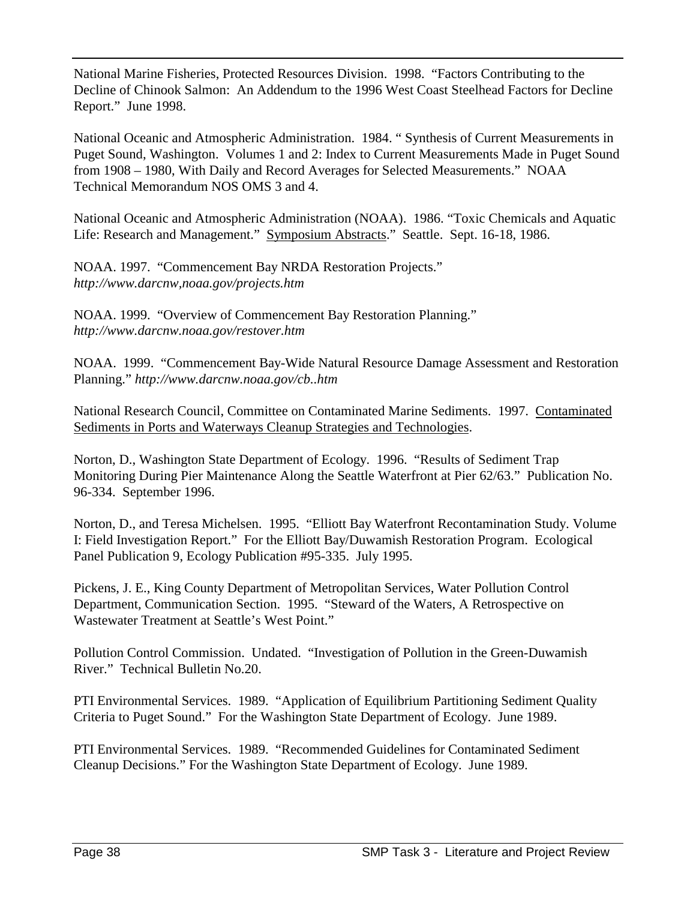National Marine Fisheries, Protected Resources Division. 1998. "Factors Contributing to the Decline of Chinook Salmon: An Addendum to the 1996 West Coast Steelhead Factors for Decline Report." June 1998.

National Oceanic and Atmospheric Administration. 1984. " Synthesis of Current Measurements in Puget Sound, Washington. Volumes 1 and 2: Index to Current Measurements Made in Puget Sound from 1908 – 1980, With Daily and Record Averages for Selected Measurements." NOAA Technical Memorandum NOS OMS 3 and 4.

National Oceanic and Atmospheric Administration (NOAA). 1986. "Toxic Chemicals and Aquatic Life: Research and Management." Symposium Abstracts." Seattle. Sept. 16-18, 1986.

NOAA. 1997. "Commencement Bay NRDA Restoration Projects." *http://www.darcnw,noaa.gov/projects.htm*

NOAA. 1999. "Overview of Commencement Bay Restoration Planning." *http://www.darcnw.noaa.gov/restover.htm*

NOAA. 1999. "Commencement Bay-Wide Natural Resource Damage Assessment and Restoration Planning." *http://www.darcnw.noaa.gov/cb..htm*

National Research Council, Committee on Contaminated Marine Sediments. 1997. Contaminated Sediments in Ports and Waterways Cleanup Strategies and Technologies.

Norton, D., Washington State Department of Ecology. 1996. "Results of Sediment Trap Monitoring During Pier Maintenance Along the Seattle Waterfront at Pier 62/63." Publication No. 96-334. September 1996.

Norton, D., and Teresa Michelsen. 1995. "Elliott Bay Waterfront Recontamination Study. Volume I: Field Investigation Report." For the Elliott Bay/Duwamish Restoration Program. Ecological Panel Publication 9, Ecology Publication #95-335. July 1995.

Pickens, J. E., King County Department of Metropolitan Services, Water Pollution Control Department, Communication Section. 1995. "Steward of the Waters, A Retrospective on Wastewater Treatment at Seattle's West Point."

Pollution Control Commission. Undated. "Investigation of Pollution in the Green-Duwamish River." Technical Bulletin No.20.

PTI Environmental Services. 1989. "Application of Equilibrium Partitioning Sediment Quality Criteria to Puget Sound." For the Washington State Department of Ecology. June 1989.

PTI Environmental Services. 1989. "Recommended Guidelines for Contaminated Sediment Cleanup Decisions." For the Washington State Department of Ecology. June 1989.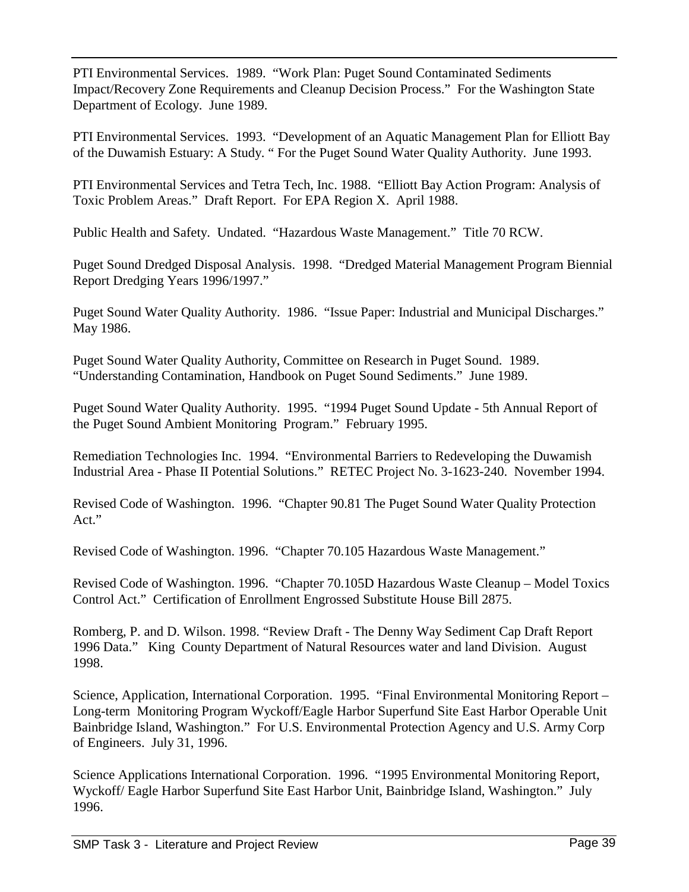PTI Environmental Services. 1989. "Work Plan: Puget Sound Contaminated Sediments Impact/Recovery Zone Requirements and Cleanup Decision Process." For the Washington State Department of Ecology. June 1989.

PTI Environmental Services. 1993. "Development of an Aquatic Management Plan for Elliott Bay of the Duwamish Estuary: A Study. " For the Puget Sound Water Quality Authority. June 1993.

PTI Environmental Services and Tetra Tech, Inc. 1988. "Elliott Bay Action Program: Analysis of Toxic Problem Areas." Draft Report. For EPA Region X. April 1988.

Public Health and Safety. Undated. "Hazardous Waste Management." Title 70 RCW.

Puget Sound Dredged Disposal Analysis. 1998. "Dredged Material Management Program Biennial Report Dredging Years 1996/1997."

Puget Sound Water Quality Authority. 1986. "Issue Paper: Industrial and Municipal Discharges." May 1986.

Puget Sound Water Quality Authority, Committee on Research in Puget Sound. 1989. "Understanding Contamination, Handbook on Puget Sound Sediments." June 1989.

Puget Sound Water Quality Authority. 1995. "1994 Puget Sound Update - 5th Annual Report of the Puget Sound Ambient Monitoring Program." February 1995.

Remediation Technologies Inc. 1994. "Environmental Barriers to Redeveloping the Duwamish Industrial Area - Phase II Potential Solutions." RETEC Project No. 3-1623-240. November 1994.

Revised Code of Washington. 1996. "Chapter 90.81 The Puget Sound Water Quality Protection Act."

Revised Code of Washington. 1996. "Chapter 70.105 Hazardous Waste Management."

Revised Code of Washington. 1996. "Chapter 70.105D Hazardous Waste Cleanup – Model Toxics Control Act." Certification of Enrollment Engrossed Substitute House Bill 2875.

Romberg, P. and D. Wilson. 1998. "Review Draft - The Denny Way Sediment Cap Draft Report 1996 Data." King County Department of Natural Resources water and land Division. August 1998.

Science, Application, International Corporation. 1995. "Final Environmental Monitoring Report – Long-term Monitoring Program Wyckoff/Eagle Harbor Superfund Site East Harbor Operable Unit Bainbridge Island, Washington." For U.S. Environmental Protection Agency and U.S. Army Corp of Engineers. July 31, 1996.

Science Applications International Corporation. 1996. "1995 Environmental Monitoring Report, Wyckoff/ Eagle Harbor Superfund Site East Harbor Unit, Bainbridge Island, Washington." July 1996.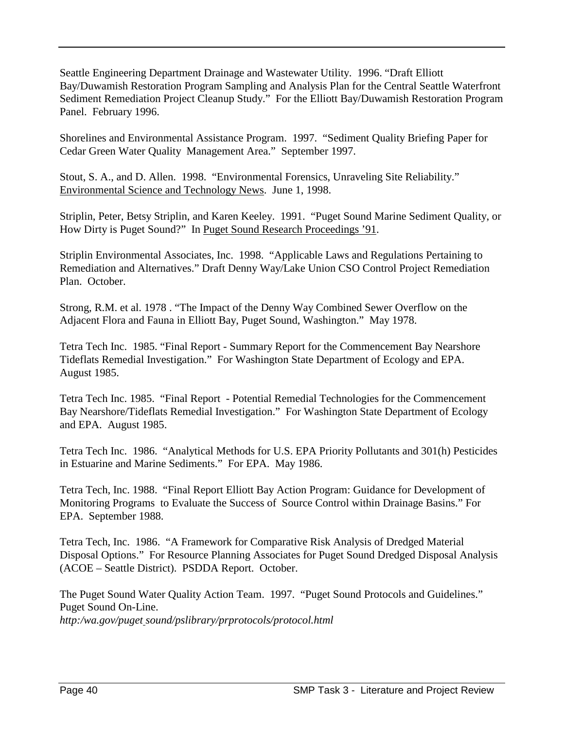Seattle Engineering Department Drainage and Wastewater Utility. 1996. "Draft Elliott Bay/Duwamish Restoration Program Sampling and Analysis Plan for the Central Seattle Waterfront Sediment Remediation Project Cleanup Study." For the Elliott Bay/Duwamish Restoration Program Panel. February 1996.

Shorelines and Environmental Assistance Program. 1997. "Sediment Quality Briefing Paper for Cedar Green Water Quality Management Area." September 1997.

Stout, S. A., and D. Allen. 1998. "Environmental Forensics, Unraveling Site Reliability." <u>Environmental Science and Technology News</u>. June 1, 1998.

Striplin, Peter, Betsy Striplin, and Karen Keeley. 1991. "Puget Sound Marine Sediment Quality, or How Dirty is Puget Sound?" In <u>Puget Sound Research Proceedings '91</u>.

Striplin Environmental Associates, Inc. 1998. "Applicable Laws and Regulations Pertaining to Remediation and Alternatives." Draft Denny Way/Lake Union CSO Control Project Remediation Plan. October.

Strong, R.M. et al. 1978 . "The Impact of the Denny Way Combined Sewer Overflow on the Adjacent Flora and Fauna in Elliott Bay, Puget Sound, Washington." May 1978.

Tetra Tech Inc. 1985. "Final Report - Summary Report for the Commencement Bay Nearshore Tideflats Remedial Investigation." For Washington State Department of Ecology and EPA. August 1985.

Tetra Tech Inc. 1985. "Final Report - Potential Remedial Technologies for the Commencement Bay Nearshore/Tideflats Remedial Investigation." For Washington State Department of Ecology and EPA. August 1985.

Tetra Tech Inc. 1986. "Analytical Methods for U.S. EPA Priority Pollutants and 301(h) Pesticides in Estuarine and Marine Sediments." For EPA. May 1986.

Tetra Tech, Inc. 1988. "Final Report Elliott Bay Action Program: Guidance for Development of Monitoring Programs to Evaluate the Success of Source Control within Drainage Basins." For EPA. September 1988.

Tetra Tech, Inc. 1986. "A Framework for Comparative Risk Analysis of Dredged Material Disposal Options." For Resource Planning Associates for Puget Sound Dredged Disposal Analysis (ACOE – Seattle District). PSDDA Report. October.

The Puget Sound Water Quality Action Team. 1997. "Puget Sound Protocols and Guidelines." Puget Sound On-Line.
*http:/wa.gov/puget sound/pslibrary/prprotocols/protocol.html*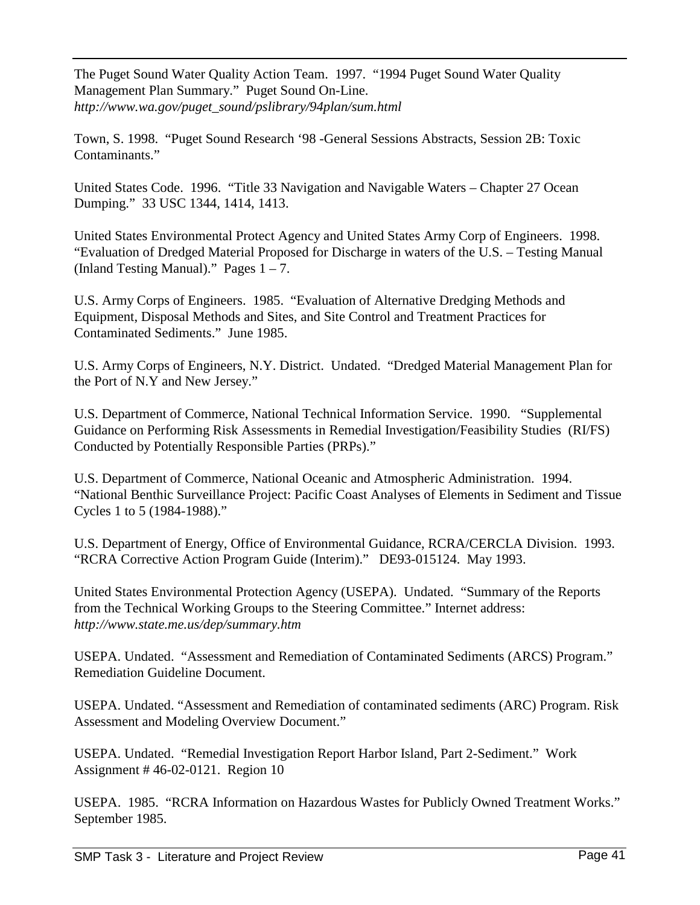The Puget Sound Water Quality Action Team. 1997. "1994 Puget Sound Water Quality Management Plan Summary." Puget Sound On-Line. *http://www.wa.gov/puget_sound/pslibrary/94plan/sum.html*

Town, S. 1998. "Puget Sound Research '98 -General Sessions Abstracts, Session 2B: Toxic Contaminants."

United States Code. 1996. "Title 33 Navigation and Navigable Waters – Chapter 27 Ocean Dumping." 33 USC 1344, 1414, 1413.

United States Environmental Protect Agency and United States Army Corp of Engineers. 1998. "Evaluation of Dredged Material Proposed for Discharge in waters of the U.S. – Testing Manual (Inland Testing Manual)." Pages 1 – 7.

U.S. Army Corps of Engineers. 1985. "Evaluation of Alternative Dredging Methods and Equipment, Disposal Methods and Sites, and Site Control and Treatment Practices for Contaminated Sediments." June 1985.

U.S. Army Corps of Engineers, N.Y. District. Undated. "Dredged Material Management Plan for the Port of N.Y and New Jersey."

U.S. Department of Commerce, National Technical Information Service. 1990. "Supplemental Guidance on Performing Risk Assessments in Remedial Investigation/Feasibility Studies (RI/FS) Conducted by Potentially Responsible Parties (PRPs)."

U.S. Department of Commerce, National Oceanic and Atmospheric Administration. 1994. "National Benthic Surveillance Project: Pacific Coast Analyses of Elements in Sediment and Tissue Cycles 1 to 5 (1984-1988)."

U.S. Department of Energy, Office of Environmental Guidance, RCRA/CERCLA Division. 1993. "RCRA Corrective Action Program Guide (Interim)." DE93-015124. May 1993.

United States Environmental Protection Agency (USEPA). Undated. "Summary of the Reports from the Technical Working Groups to the Steering Committee." Internet address: *http://www.state.me.us/dep/summary.htm*

USEPA. Undated. "Assessment and Remediation of Contaminated Sediments (ARCS) Program." Remediation Guideline Document.

USEPA. Undated. "Assessment and Remediation of contaminated sediments (ARC) Program. Risk Assessment and Modeling Overview Document."

USEPA. Undated. "Remedial Investigation Report Harbor Island, Part 2-Sediment." Work Assignment # 46-02-0121. Region 10

USEPA. 1985. "RCRA Information on Hazardous Wastes for Publicly Owned Treatment Works." September 1985.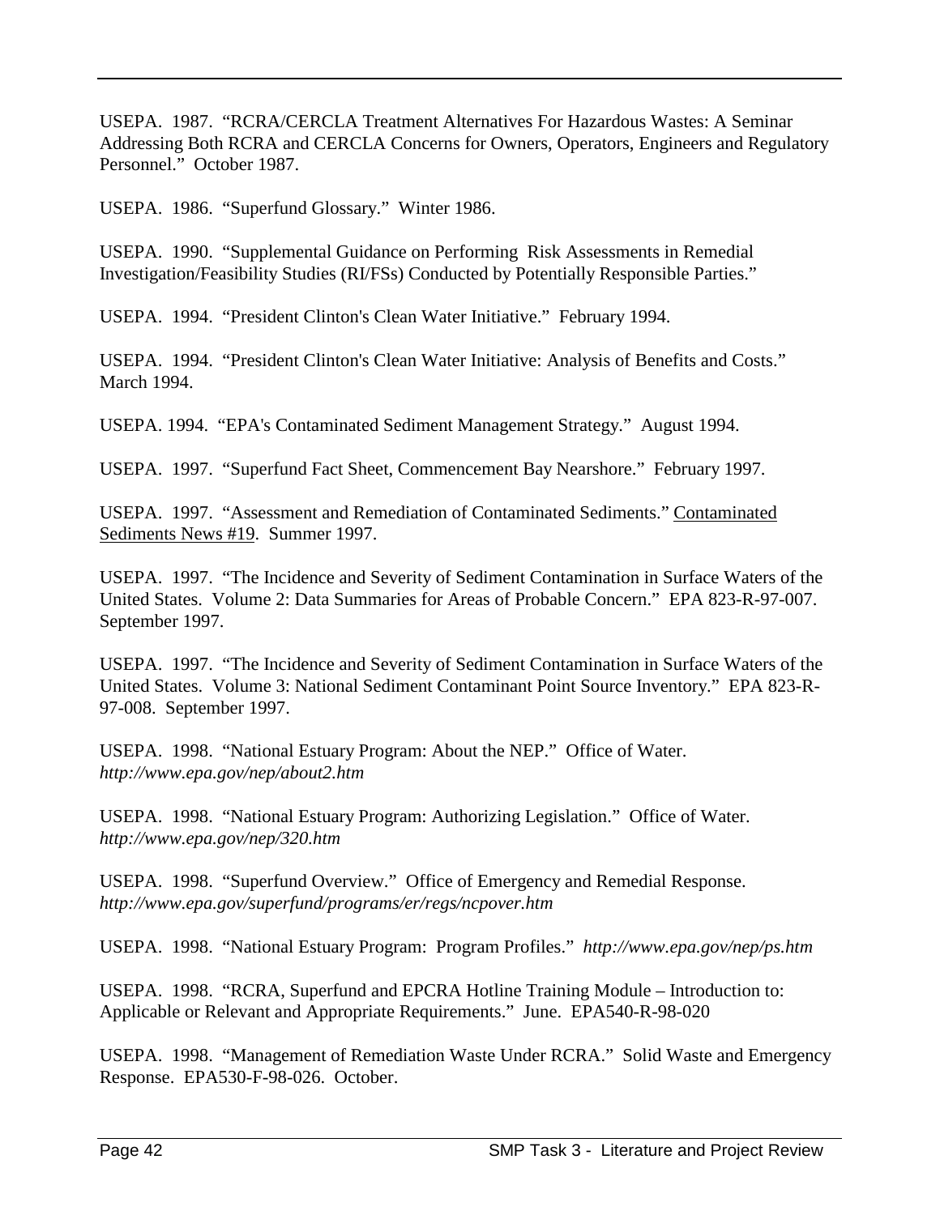USEPA. 1987. "RCRA/CERCLA Treatment Alternatives For Hazardous Wastes: A Seminar Addressing Both RCRA and CERCLA Concerns for Owners, Operators, Engineers and Regulatory Personnel." October 1987.

USEPA. 1986. "Superfund Glossary." Winter 1986.

USEPA. 1990. "Supplemental Guidance on Performing Risk Assessments in Remedial Investigation/Feasibility Studies (RI/FSs) Conducted by Potentially Responsible Parties."

USEPA. 1994. "President Clinton's Clean Water Initiative." February 1994.

USEPA. 1994. "President Clinton's Clean Water Initiative: Analysis of Benefits and Costs." March 1994.

USEPA. 1994. "EPA's Contaminated Sediment Management Strategy." August 1994.

USEPA. 1997. "Superfund Fact Sheet, Commencement Bay Nearshore." February 1997.

USEPA. 1997. "Assessment and Remediation of Contaminated Sediments." Contaminated Sediments News #19. Summer 1997.

USEPA. 1997. "The Incidence and Severity of Sediment Contamination in Surface Waters of the United States. Volume 2: Data Summaries for Areas of Probable Concern." EPA 823-R-97-007. September 1997.

USEPA. 1997. "The Incidence and Severity of Sediment Contamination in Surface Waters of the United States. Volume 3: National Sediment Contaminant Point Source Inventory." EPA 823-R-97-008. September 1997.

USEPA. 1998. "National Estuary Program: About the NEP." Office of Water. *http://www.epa.gov/nep/about2.htm*

USEPA. 1998. "National Estuary Program: Authorizing Legislation." Office of Water. *http://www.epa.gov/nep/320.htm*

USEPA. 1998. "Superfund Overview." Office of Emergency and Remedial Response. *http://www.epa.gov/superfund/programs/er/regs/ncpover.htm*

USEPA. 1998. "National Estuary Program: Program Profiles." *http://www.epa.gov/nep/ps.htm*

USEPA. 1998. "RCRA, Superfund and EPCRA Hotline Training Module – Introduction to: Applicable or Relevant and Appropriate Requirements." June. EPA540-R-98-020

USEPA. 1998. "Management of Remediation Waste Under RCRA." Solid Waste and Emergency Response. EPA530-F-98-026. October.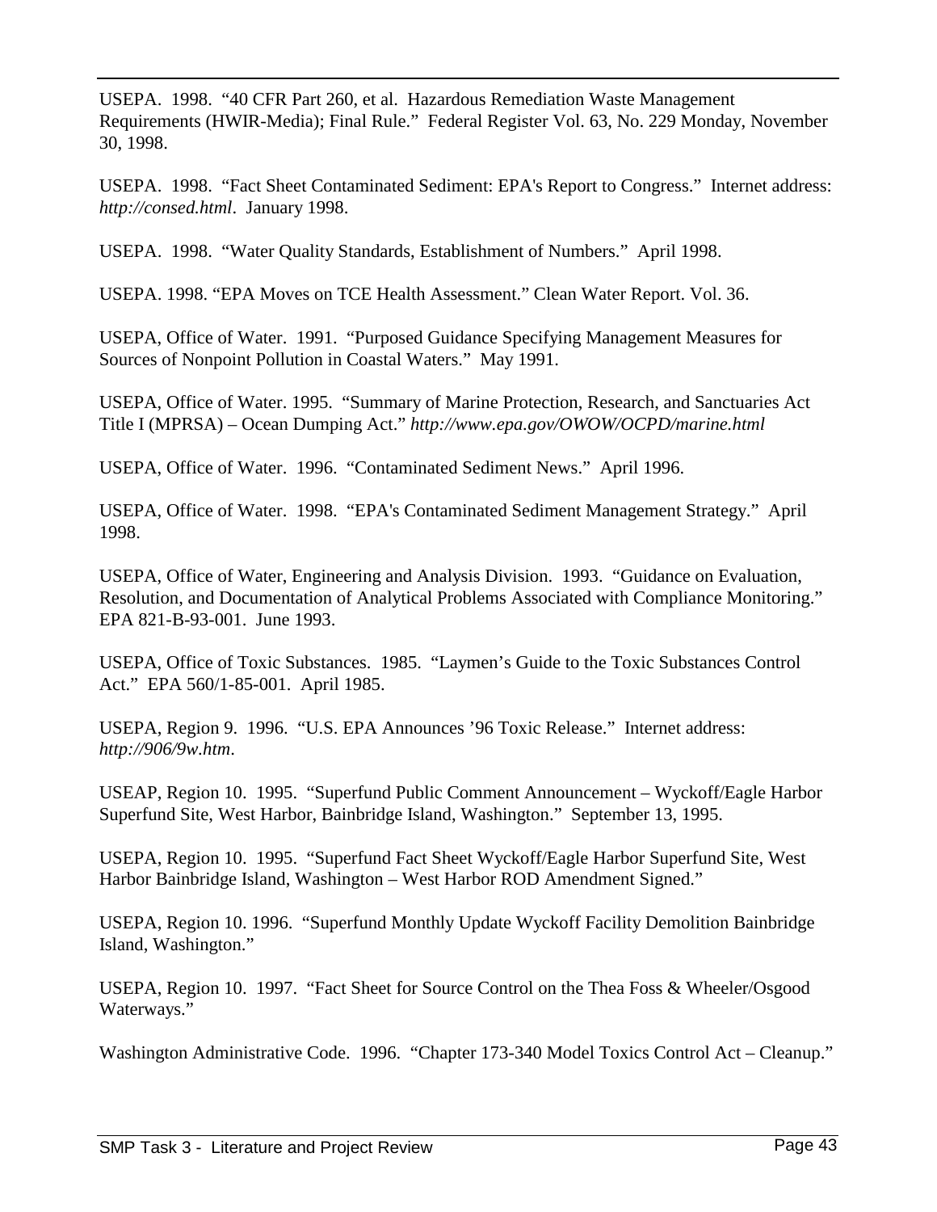USEPA. 1998. "40 CFR Part 260, et al. Hazardous Remediation Waste Management Requirements (HWIR-Media); Final Rule." Federal Register Vol. 63, No. 229 Monday, November 30, 1998.

USEPA. 1998. "Fact Sheet Contaminated Sediment: EPA's Report to Congress." Internet address: *http://consed.html*. January 1998.

USEPA. 1998. "Water Quality Standards, Establishment of Numbers." April 1998.

USEPA. 1998. "EPA Moves on TCE Health Assessment." Clean Water Report. Vol. 36.

USEPA, Office of Water. 1991. "Purposed Guidance Specifying Management Measures for Sources of Nonpoint Pollution in Coastal Waters." May 1991.

USEPA, Office of Water. 1995. "Summary of Marine Protection, Research, and Sanctuaries Act Title I (MPRSA) – Ocean Dumping Act." *http://www.epa.gov/OWOW/OCPD/marine.html*

USEPA, Office of Water. 1996. "Contaminated Sediment News." April 1996.

USEPA, Office of Water. 1998. "EPA's Contaminated Sediment Management Strategy." April 1998.

USEPA, Office of Water, Engineering and Analysis Division. 1993. "Guidance on Evaluation, Resolution, and Documentation of Analytical Problems Associated with Compliance Monitoring." EPA 821-B-93-001. June 1993.

USEPA, Office of Toxic Substances. 1985. "Laymen's Guide to the Toxic Substances Control Act." EPA 560/1-85-001. April 1985.

USEPA, Region 9. 1996. "U.S. EPA Announces '96 Toxic Release." Internet address: *http://906/9w.htm*.

USEAP, Region 10. 1995. "Superfund Public Comment Announcement – Wyckoff/Eagle Harbor Superfund Site, West Harbor, Bainbridge Island, Washington." September 13, 1995.

USEPA, Region 10. 1995. "Superfund Fact Sheet Wyckoff/Eagle Harbor Superfund Site, West Harbor Bainbridge Island, Washington – West Harbor ROD Amendment Signed."

USEPA, Region 10. 1996. "Superfund Monthly Update Wyckoff Facility Demolition Bainbridge Island, Washington."

USEPA, Region 10. 1997. "Fact Sheet for Source Control on the Thea Foss & Wheeler/Osgood Waterways."

Washington Administrative Code. 1996. "Chapter 173-340 Model Toxics Control Act – Cleanup."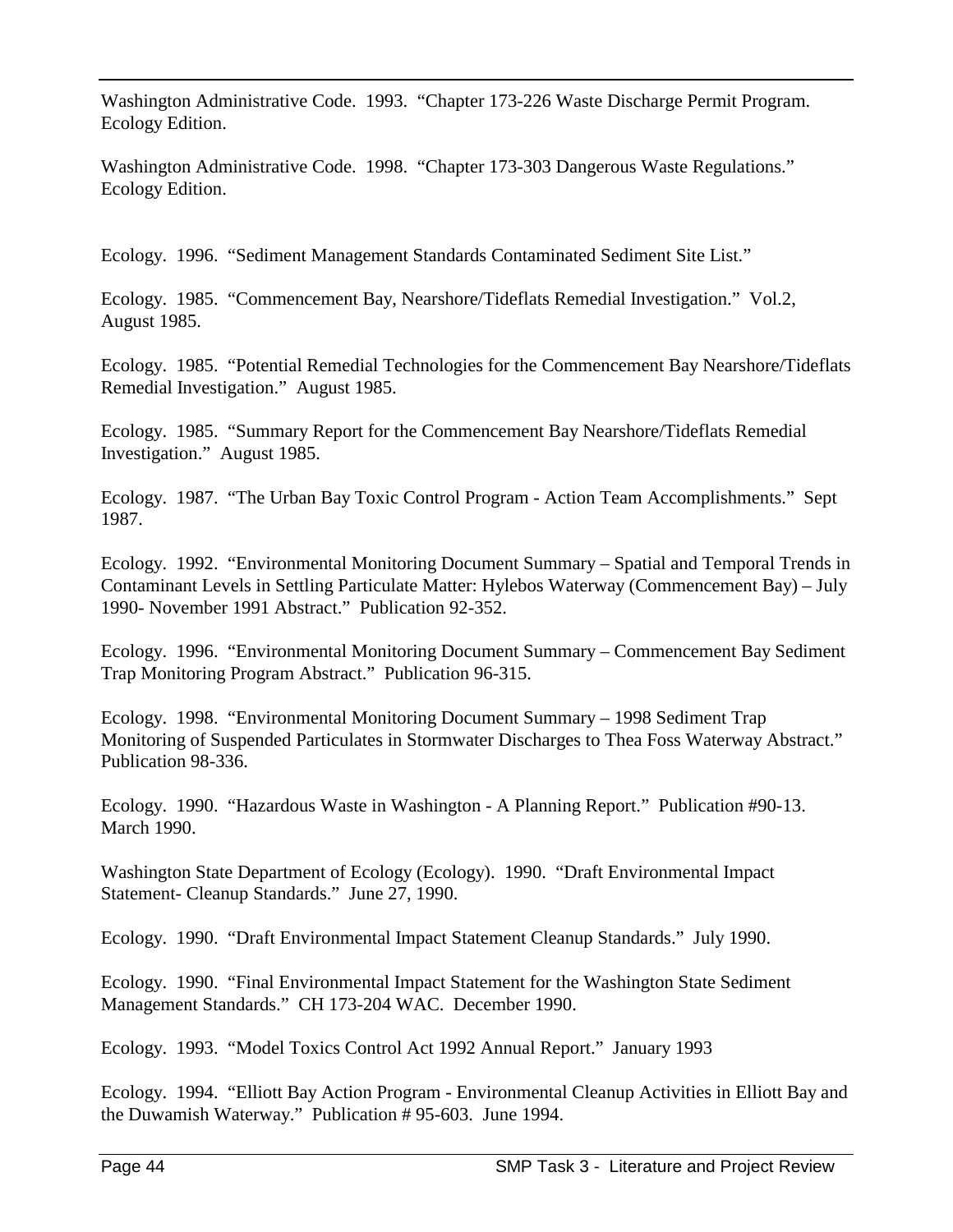Washington Administrative Code.  1993.  "Chapter 173-226 Waste Discharge Permit Program. Ecology Edition.

Washington Administrative Code.  1998.  "Chapter 173-303 Dangerous Waste Regulations." Ecology Edition.

Ecology.  1996.  "Sediment Management Standards Contaminated Sediment Site List."

Ecology.  1985.  "Commencement Bay, Nearshore/Tideflats Remedial Investigation."  Vol.2, August 1985.

Ecology.  1985.  "Potential Remedial Technologies for the Commencement Bay Nearshore/Tideflats Remedial Investigation."  August 1985.

Ecology.  1985.  "Summary Report for the Commencement Bay Nearshore/Tideflats Remedial Investigation."  August 1985.

Ecology.  1987.  "The Urban Bay Toxic Control Program - Action Team Accomplishments."  Sept 1987.

Ecology.  1992.  "Environmental Monitoring Document Summary – Spatial and Temporal Trends in Contaminant Levels in Settling Particulate Matter: Hylebos Waterway (Commencement Bay) – July 1990- November 1991 Abstract."  Publication 92-352.

Ecology.  1996.  "Environmental Monitoring Document Summary – Commencement Bay Sediment Trap Monitoring Program Abstract."  Publication 96-315.

Ecology.  1998.  "Environmental Monitoring Document Summary – 1998 Sediment Trap Monitoring of Suspended Particulates in Stormwater Discharges to Thea Foss Waterway Abstract." Publication 98-336.

Ecology.  1990.  "Hazardous Waste in Washington - A Planning Report."  Publication #90-13. March 1990.

Washington State Department of Ecology (Ecology).  1990.  "Draft Environmental Impact Statement- Cleanup Standards."  June 27, 1990.

Ecology.  1990.  "Draft Environmental Impact Statement Cleanup Standards."  July 1990.

Ecology.  1990.  "Final Environmental Impact Statement for the Washington State Sediment Management Standards."  CH 173-204 WAC.  December 1990.

Ecology.  1993.  "Model Toxics Control Act 1992 Annual Report."  January 1993

Ecology.  1994.  "Elliott Bay Action Program - Environmental Cleanup Activities in Elliott Bay and the Duwamish Waterway."  Publication # 95-603.  June 1994.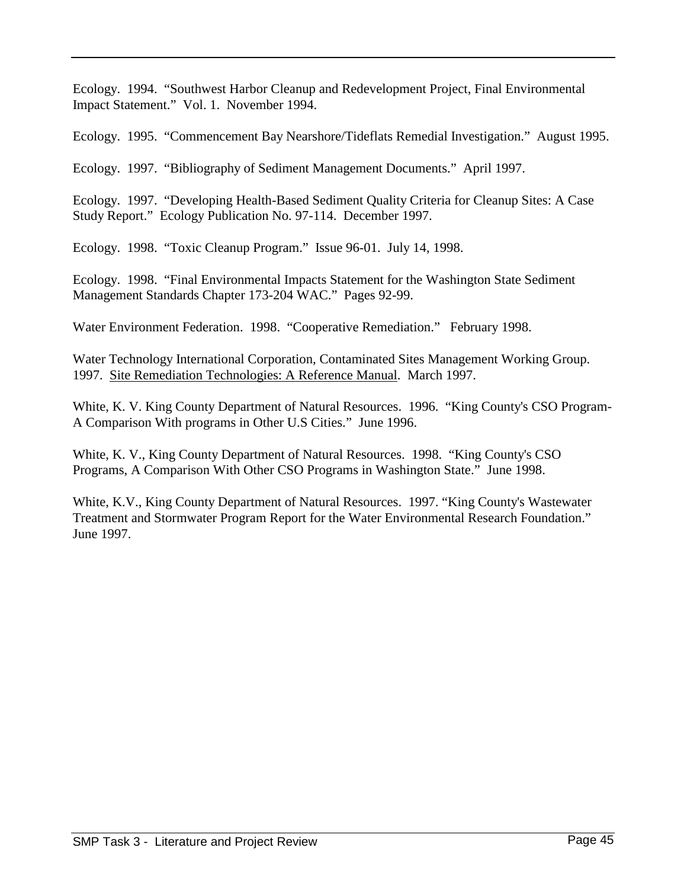Ecology. 1994. "Southwest Harbor Cleanup and Redevelopment Project, Final Environmental Impact Statement." Vol. 1. November 1994.

Ecology. 1995. "Commencement Bay Nearshore/Tideflats Remedial Investigation." August 1995.

Ecology. 1997. "Bibliography of Sediment Management Documents." April 1997.

Ecology. 1997. "Developing Health-Based Sediment Quality Criteria for Cleanup Sites: A Case Study Report." Ecology Publication No. 97-114. December 1997.

Ecology. 1998. "Toxic Cleanup Program." Issue 96-01. July 14, 1998.

Ecology. 1998. "Final Environmental Impacts Statement for the Washington State Sediment Management Standards Chapter 173-204 WAC." Pages 92-99.

Water Environment Federation. 1998. "Cooperative Remediation." February 1998.

Water Technology International Corporation, Contaminated Sites Management Working Group. 1997. <u>Site Remediation Technologies: A Reference Manual</u>. March 1997.

White, K. V. King County Department of Natural Resources. 1996. "King County's CSO Program- A Comparison With programs in Other U.S Cities." June 1996.

White, K. V., King County Department of Natural Resources. 1998. "King County's CSO Programs, A Comparison With Other CSO Programs in Washington State." June 1998.

White, K.V., King County Department of Natural Resources. 1997. "King County's Wastewater Treatment and Stormwater Program Report for the Water Environmental Research Foundation." June 1997.